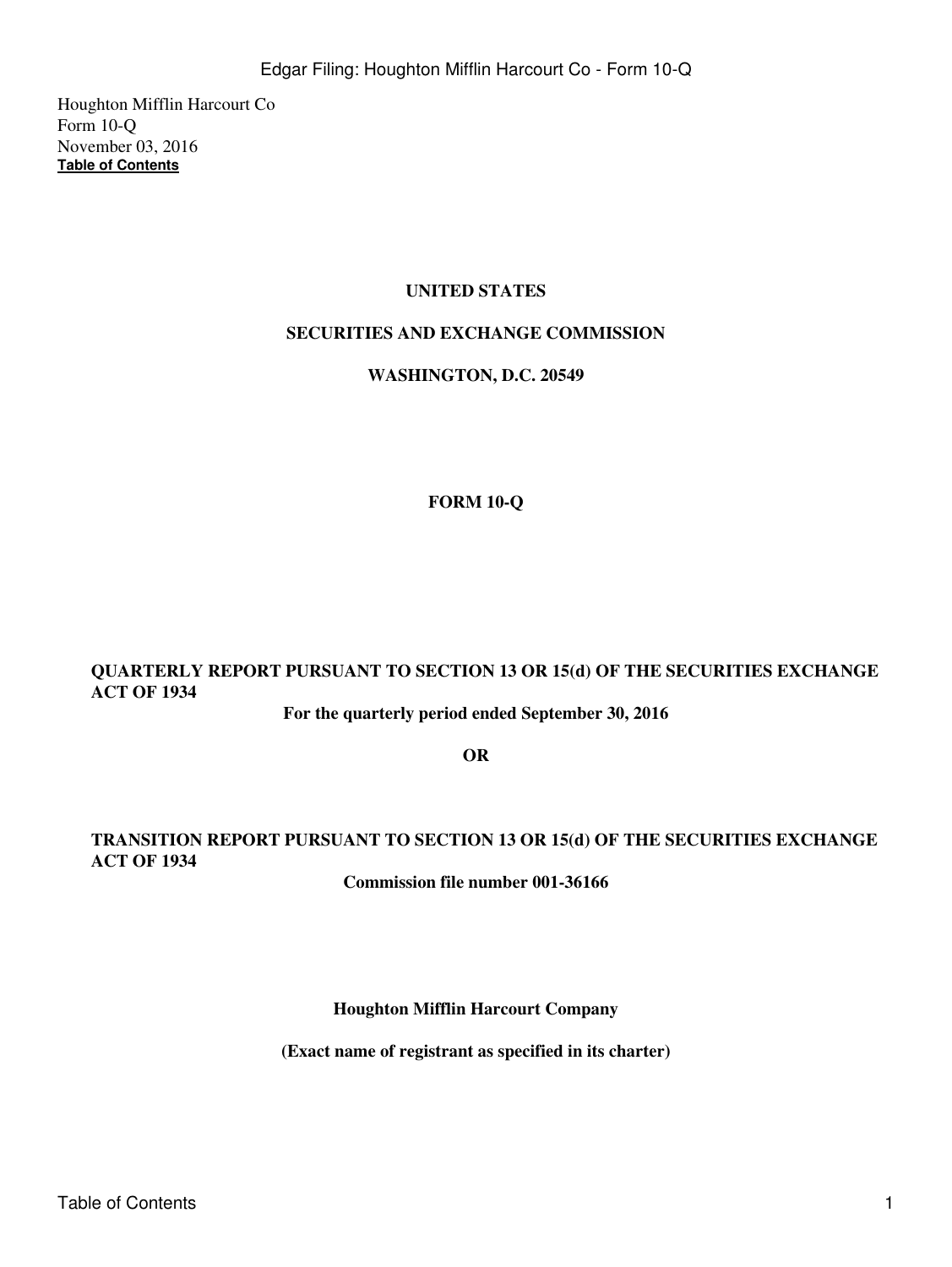Houghton Mifflin Harcourt Co
Form 10-Q
November 03, 2016
**Table of Contents**

**UNITED STATES**

**SECURITIES AND EXCHANGE COMMISSION**

**WASHINGTON, D.C. 20549**

**FORM 10-Q**

**QUARTERLY REPORT PURSUANT TO SECTION 13 OR 15(d) OF THE SECURITIES EXCHANGE ACT OF 1934**

**For the quarterly period ended September 30, 2016**

**OR**

**TRANSITION REPORT PURSUANT TO SECTION 13 OR 15(d) OF THE SECURITIES EXCHANGE ACT OF 1934**

**Commission file number 001-36166**

**Houghton Mifflin Harcourt Company**

**(Exact name of registrant as specified in its charter)**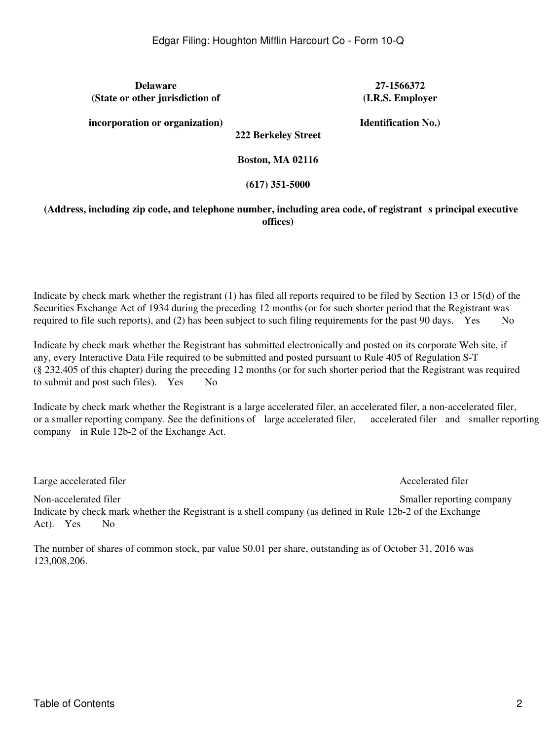| **Delaware** | **27-1566372** |
|---|---|
| **(State or other jurisdiction of** | **(I.R.S. Employer** |
| **incorporation or organization)** | **Identification No.)** |

**222 Berkeley Street**

**Boston, MA 02116**

**(617) 351-5000**

**(Address, including zip code, and telephone number, including area code, of registrant s principal executive offices)**

Indicate by check mark whether the registrant (1) has filed all reports required to be filed by Section 13 or 15(d) of the Securities Exchange Act of 1934 during the preceding 12 months (or for such shorter period that the Registrant was required to file such reports), and (2) has been subject to such filing requirements for the past 90 days. Yes No

Indicate by check mark whether the Registrant has submitted electronically and posted on its corporate Web site, if any, every Interactive Data File required to be submitted and posted pursuant to Rule 405 of Regulation S-T (§ 232.405 of this chapter) during the preceding 12 months (or for such shorter period that the Registrant was required to submit and post such files). Yes No

Indicate by check mark whether the Registrant is a large accelerated filer, an accelerated filer, a non-accelerated filer, or a smaller reporting company. See the definitions of large accelerated filer, accelerated filer and smaller reporting company in Rule 12b-2 of the Exchange Act.

| Large accelerated filer | Accelerated filer |
|---|---|
| Non-accelerated filer | Smaller reporting company |

Indicate by check mark whether the Registrant is a shell company (as defined in Rule 12b-2 of the Exchange Act). Yes No

The number of shares of common stock, par value $0.01 per share, outstanding as of October 31, 2016 was 123,008,206.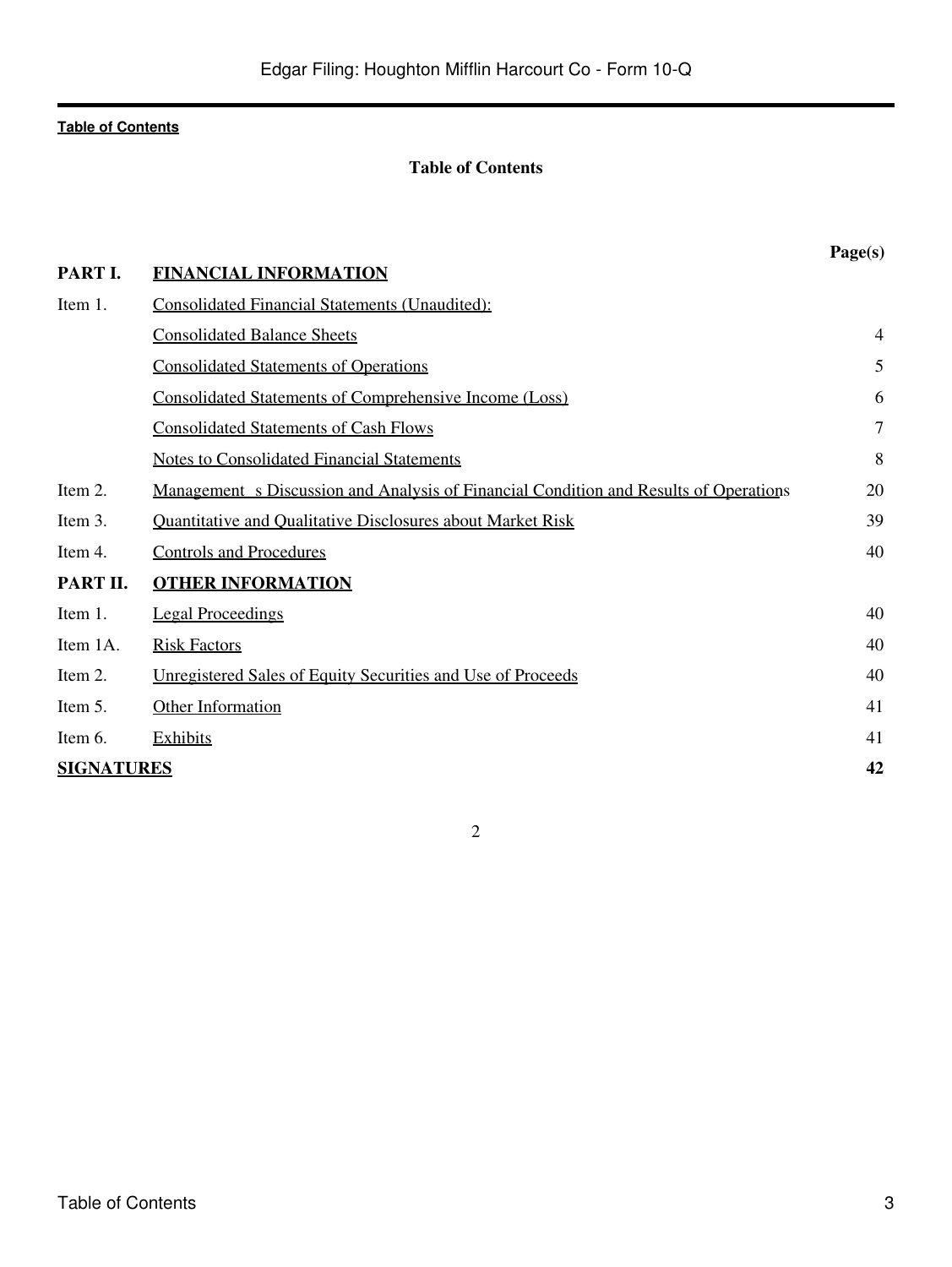**Table of Contents**

## Table of Contents

| | | Page(s) |
|---|---|---|
| **PART I.** | **FINANCIAL INFORMATION** | |
| Item 1. | Consolidated Financial Statements (Unaudited): | |
| | Consolidated Balance Sheets | 4 |
| | Consolidated Statements of Operations | 5 |
| | Consolidated Statements of Comprehensive Income (Loss) | 6 |
| | Consolidated Statements of Cash Flows | 7 |
| | Notes to Consolidated Financial Statements | 8 |
| Item 2. | Management s Discussion and Analysis of Financial Condition and Results of Operations | 20 |
| Item 3. | Quantitative and Qualitative Disclosures about Market Risk | 39 |
| Item 4. | Controls and Procedures | 40 |
| **PART II.** | **OTHER INFORMATION** | |
| Item 1. | Legal Proceedings | 40 |
| Item 1A. | Risk Factors | 40 |
| Item 2. | Unregistered Sales of Equity Securities and Use of Proceeds | 40 |
| Item 5. | Other Information | 41 |
| Item 6. | Exhibits | 41 |
| **SIGNATURES** | | **42** |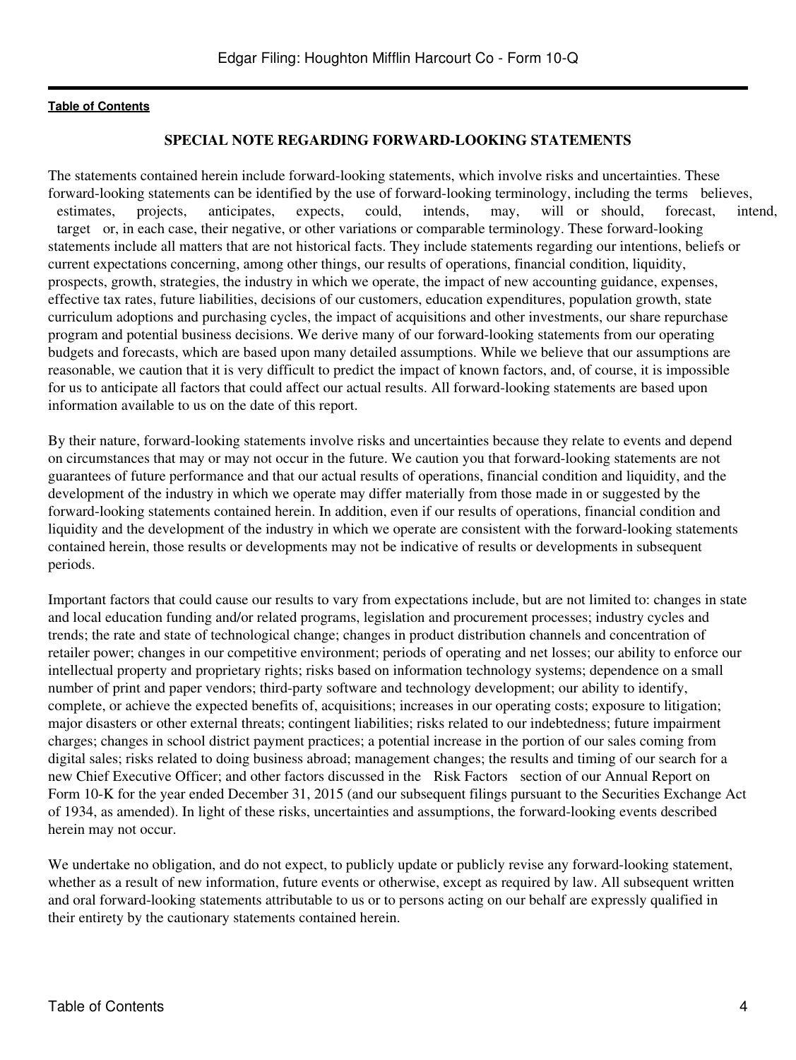**Table of Contents**

## SPECIAL NOTE REGARDING FORWARD-LOOKING STATEMENTS

The statements contained herein include forward-looking statements, which involve risks and uncertainties. These forward-looking statements can be identified by the use of forward-looking terminology, including the terms believes, estimates, projects, anticipates, expects, could, intends, may, will or should, forecast, intend, target or, in each case, their negative, or other variations or comparable terminology. These forward-looking statements include all matters that are not historical facts. They include statements regarding our intentions, beliefs or current expectations concerning, among other things, our results of operations, financial condition, liquidity, prospects, growth, strategies, the industry in which we operate, the impact of new accounting guidance, expenses, effective tax rates, future liabilities, decisions of our customers, education expenditures, population growth, state curriculum adoptions and purchasing cycles, the impact of acquisitions and other investments, our share repurchase program and potential business decisions. We derive many of our forward-looking statements from our operating budgets and forecasts, which are based upon many detailed assumptions. While we believe that our assumptions are reasonable, we caution that it is very difficult to predict the impact of known factors, and, of course, it is impossible for us to anticipate all factors that could affect our actual results. All forward-looking statements are based upon information available to us on the date of this report.

By their nature, forward-looking statements involve risks and uncertainties because they relate to events and depend on circumstances that may or may not occur in the future. We caution you that forward-looking statements are not guarantees of future performance and that our actual results of operations, financial condition and liquidity, and the development of the industry in which we operate may differ materially from those made in or suggested by the forward-looking statements contained herein. In addition, even if our results of operations, financial condition and liquidity and the development of the industry in which we operate are consistent with the forward-looking statements contained herein, those results or developments may not be indicative of results or developments in subsequent periods.

Important factors that could cause our results to vary from expectations include, but are not limited to: changes in state and local education funding and/or related programs, legislation and procurement processes; industry cycles and trends; the rate and state of technological change; changes in product distribution channels and concentration of retailer power; changes in our competitive environment; periods of operating and net losses; our ability to enforce our intellectual property and proprietary rights; risks based on information technology systems; dependence on a small number of print and paper vendors; third-party software and technology development; our ability to identify, complete, or achieve the expected benefits of, acquisitions; increases in our operating costs; exposure to litigation; major disasters or other external threats; contingent liabilities; risks related to our indebtedness; future impairment charges; changes in school district payment practices; a potential increase in the portion of our sales coming from digital sales; risks related to doing business abroad; management changes; the results and timing of our search for a new Chief Executive Officer; and other factors discussed in the Risk Factors section of our Annual Report on Form 10-K for the year ended December 31, 2015 (and our subsequent filings pursuant to the Securities Exchange Act of 1934, as amended). In light of these risks, uncertainties and assumptions, the forward-looking events described herein may not occur.

We undertake no obligation, and do not expect, to publicly update or publicly revise any forward-looking statement, whether as a result of new information, future events or otherwise, except as required by law. All subsequent written and oral forward-looking statements attributable to us or to persons acting on our behalf are expressly qualified in their entirety by the cautionary statements contained herein.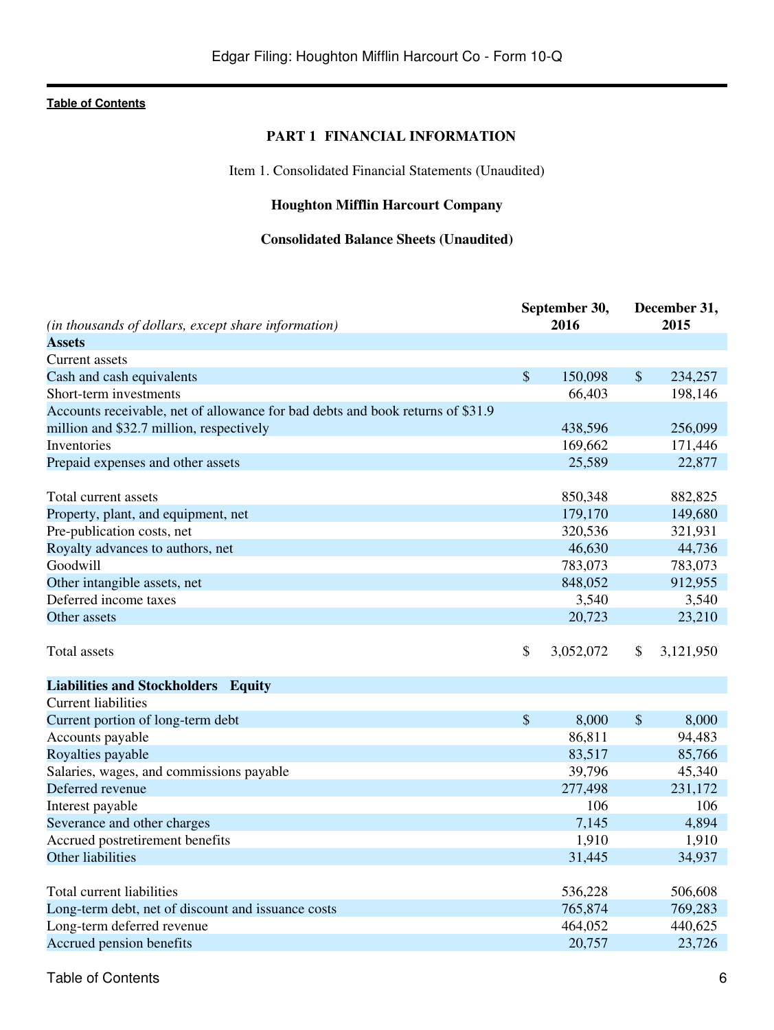[Table of Contents](#)

## PART 1 FINANCIAL INFORMATION

Item 1. Consolidated Financial Statements (Unaudited)

**Houghton Mifflin Harcourt Company**

**Consolidated Balance Sheets (Unaudited)**

| *(in thousands of dollars, except share information)* | September 30, 2016 | December 31, 2015 |
|---|---|---|
| **Assets** | | |
| Current assets | | |
| Cash and cash equivalents | $ 150,098 | $ 234,257 |
| Short-term investments | 66,403 | 198,146 |
| Accounts receivable, net of allowance for bad debts and book returns of $31.9 million and $32.7 million, respectively | 438,596 | 256,099 |
| Inventories | 169,662 | 171,446 |
| Prepaid expenses and other assets | 25,589 | 22,877 |
| Total current assets | 850,348 | 882,825 |
| Property, plant, and equipment, net | 179,170 | 149,680 |
| Pre-publication costs, net | 320,536 | 321,931 |
| Royalty advances to authors, net | 46,630 | 44,736 |
| Goodwill | 783,073 | 783,073 |
| Other intangible assets, net | 848,052 | 912,955 |
| Deferred income taxes | 3,540 | 3,540 |
| Other assets | 20,723 | 23,210 |
| Total assets | $ 3,052,072 | $ 3,121,950 |
| **Liabilities and Stockholders Equity** | | |
| Current liabilities | | |
| Current portion of long-term debt | $ 8,000 | $ 8,000 |
| Accounts payable | 86,811 | 94,483 |
| Royalties payable | 83,517 | 85,766 |
| Salaries, wages, and commissions payable | 39,796 | 45,340 |
| Deferred revenue | 277,498 | 231,172 |
| Interest payable | 106 | 106 |
| Severance and other charges | 7,145 | 4,894 |
| Accrued postretirement benefits | 1,910 | 1,910 |
| Other liabilities | 31,445 | 34,937 |
| Total current liabilities | 536,228 | 506,608 |
| Long-term debt, net of discount and issuance costs | 765,874 | 769,283 |
| Long-term deferred revenue | 464,052 | 440,625 |
| Accrued pension benefits | 20,757 | 23,726 |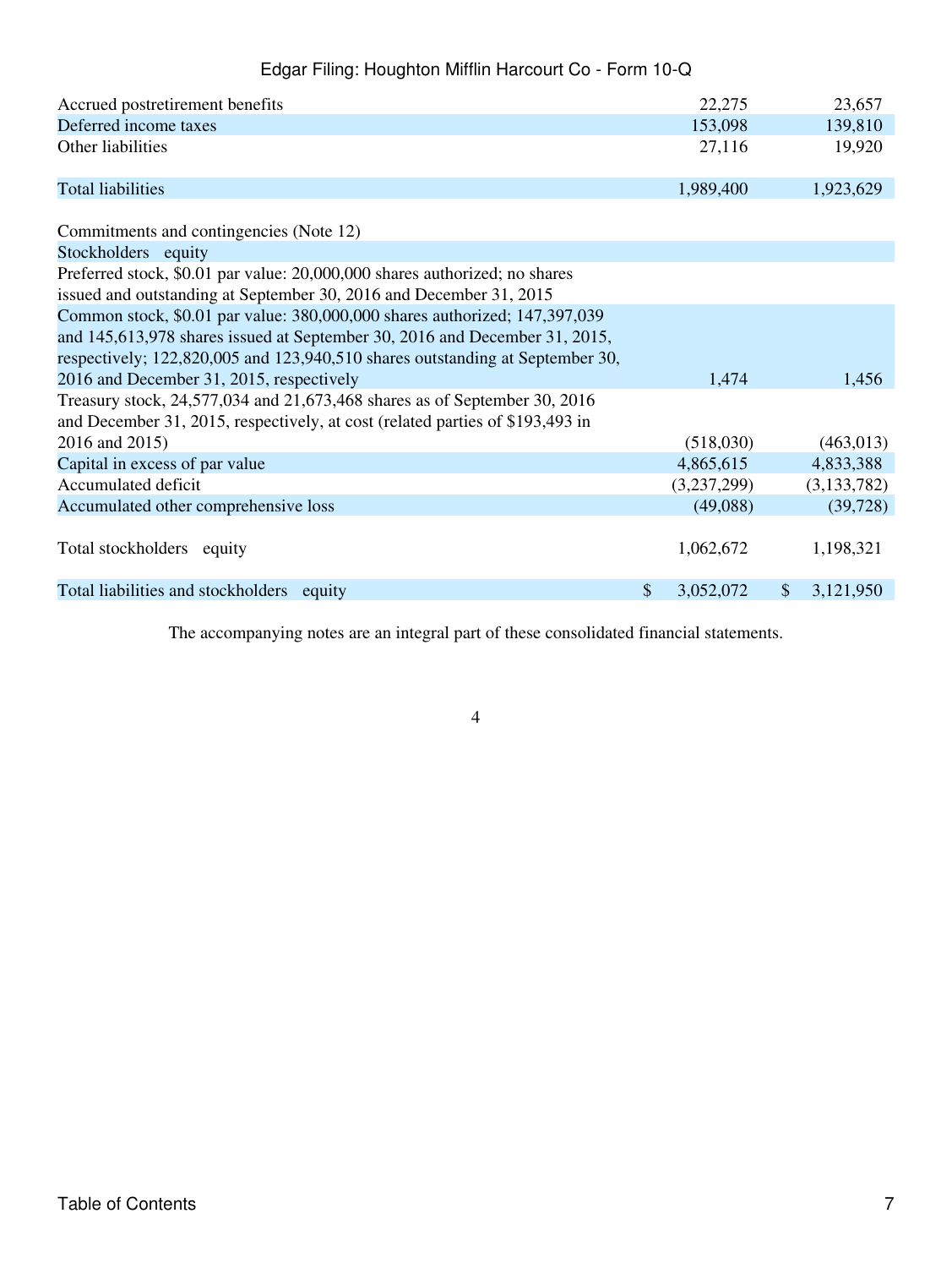| | | |
|---|---|---|
| Accrued postretirement benefits | 22,275 | 23,657 |
| Deferred income taxes | 153,098 | 139,810 |
| Other liabilities | 27,116 | 19,920 |
| Total liabilities | 1,989,400 | 1,923,629 |
| Commitments and contingencies (Note 12) | | |
| Stockholders equity | | |
| Preferred stock, $0.01 par value: 20,000,000 shares authorized; no shares issued and outstanding at September 30, 2016 and December 31, 2015 | | |
| Common stock, $0.01 par value: 380,000,000 shares authorized; 147,397,039 and 145,613,978 shares issued at September 30, 2016 and December 31, 2015, respectively; 122,820,005 and 123,940,510 shares outstanding at September 30, 2016 and December 31, 2015, respectively | 1,474 | 1,456 |
| Treasury stock, 24,577,034 and 21,673,468 shares as of September 30, 2016 and December 31, 2015, respectively, at cost (related parties of $193,493 in 2016 and 2015) | (518,030) | (463,013) |
| Capital in excess of par value | 4,865,615 | 4,833,388 |
| Accumulated deficit | (3,237,299) | (3,133,782) |
| Accumulated other comprehensive loss | (49,088) | (39,728) |
| Total stockholders equity | 1,062,672 | 1,198,321 |
| Total liabilities and stockholders equity | $ 3,052,072 | $ 3,121,950 |

The accompanying notes are an integral part of these consolidated financial statements.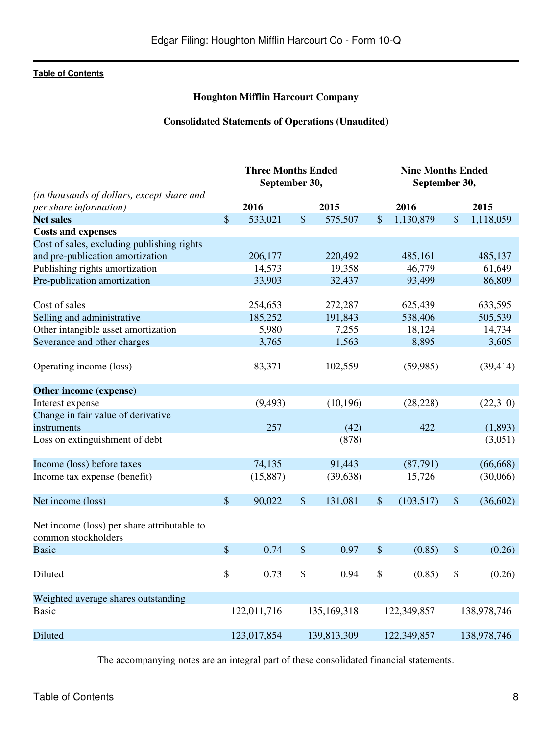Table of Contents

**Houghton Mifflin Harcourt Company**

**Consolidated Statements of Operations (Unaudited)**

| *(in thousands of dollars, except share and per share information)* | Three Months Ended September 30, 2016 | Three Months Ended September 30, 2015 | Nine Months Ended September 30, 2016 | Nine Months Ended September 30, 2015 |
|---|---|---|---|---|
| **Net sales** | $ 533,021 | $ 575,507 | $ 1,130,879 | $ 1,118,059 |
| **Costs and expenses** | | | | |
| Cost of sales, excluding publishing rights and pre-publication amortization | 206,177 | 220,492 | 485,161 | 485,137 |
| Publishing rights amortization | 14,573 | 19,358 | 46,779 | 61,649 |
| Pre-publication amortization | 33,903 | 32,437 | 93,499 | 86,809 |
| Cost of sales | 254,653 | 272,287 | 625,439 | 633,595 |
| Selling and administrative | 185,252 | 191,843 | 538,406 | 505,539 |
| Other intangible asset amortization | 5,980 | 7,255 | 18,124 | 14,734 |
| Severance and other charges | 3,765 | 1,563 | 8,895 | 3,605 |
| Operating income (loss) | 83,371 | 102,559 | (59,985) | (39,414) |
| **Other income (expense)** | | | | |
| Interest expense | (9,493) | (10,196) | (28,228) | (22,310) |
| Change in fair value of derivative instruments | 257 | (42) | 422 | (1,893) |
| Loss on extinguishment of debt | | (878) | | (3,051) |
| Income (loss) before taxes | 74,135 | 91,443 | (87,791) | (66,668) |
| Income tax expense (benefit) | (15,887) | (39,638) | 15,726 | (30,066) |
| Net income (loss) | $ 90,022 | $ 131,081 | $ (103,517) | $ (36,602) |
| Net income (loss) per share attributable to common stockholders | | | | |
| Basic | $ 0.74 | $ 0.97 | $ (0.85) | $ (0.26) |
| Diluted | $ 0.73 | $ 0.94 | $ (0.85) | $ (0.26) |
| Weighted average shares outstanding | | | | |
| Basic | 122,011,716 | 135,169,318 | 122,349,857 | 138,978,746 |
| Diluted | 123,017,854 | 139,813,309 | 122,349,857 | 138,978,746 |

The accompanying notes are an integral part of these consolidated financial statements.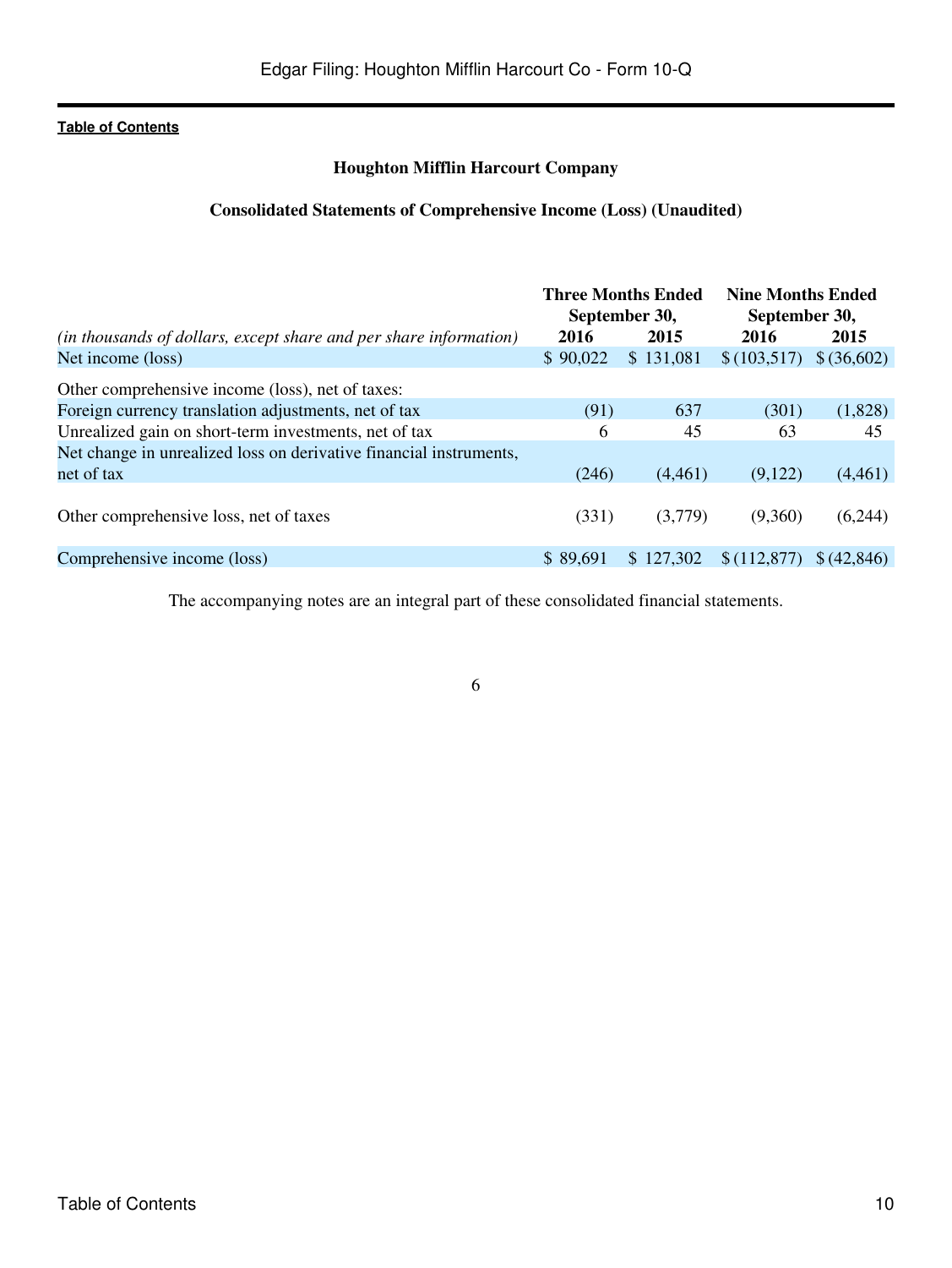**Table of Contents**

## Houghton Mifflin Harcourt Company

### Consolidated Statements of Comprehensive Income (Loss) (Unaudited)

| *(in thousands of dollars, except share and per share information)* | Three Months Ended September 30, 2016 | Three Months Ended September 30, 2015 | Nine Months Ended September 30, 2016 | Nine Months Ended September 30, 2015 |
|---|---|---|---|---|
| Net income (loss) | $ 90,022 | $ 131,081 | $ (103,517) | $ (36,602) |
| Other comprehensive income (loss), net of taxes: | | | | |
| Foreign currency translation adjustments, net of tax | (91) | 637 | (301) | (1,828) |
| Unrealized gain on short-term investments, net of tax | 6 | 45 | 63 | 45 |
| Net change in unrealized loss on derivative financial instruments, net of tax | (246) | (4,461) | (9,122) | (4,461) |
| Other comprehensive loss, net of taxes | (331) | (3,779) | (9,360) | (6,244) |
| Comprehensive income (loss) | $ 89,691 | $ 127,302 | $ (112,877) | $ (42,846) |

The accompanying notes are an integral part of these consolidated financial statements.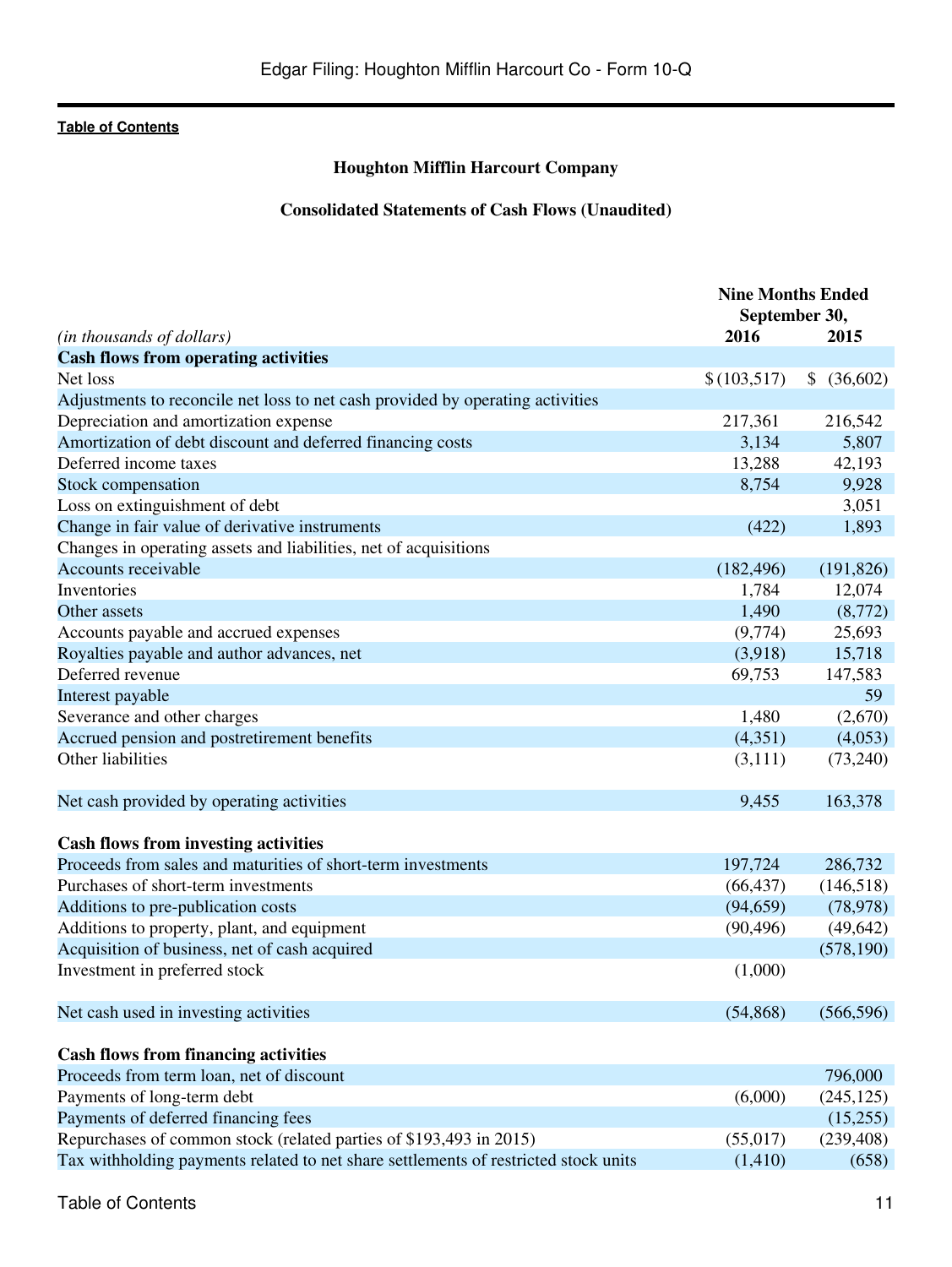**Houghton Mifflin Harcourt Company**

**Consolidated Statements of Cash Flows (Unaudited)**

| *(in thousands of dollars)* | Nine Months Ended September 30, 2016 | 2015 |
|---|---|---|
| **Cash flows from operating activities** | | |
| Net loss | $ (103,517) | $ (36,602) |
| Adjustments to reconcile net loss to net cash provided by operating activities | | |
| Depreciation and amortization expense | 217,361 | 216,542 |
| Amortization of debt discount and deferred financing costs | 3,134 | 5,807 |
| Deferred income taxes | 13,288 | 42,193 |
| Stock compensation | 8,754 | 9,928 |
| Loss on extinguishment of debt | | 3,051 |
| Change in fair value of derivative instruments | (422) | 1,893 |
| Changes in operating assets and liabilities, net of acquisitions | | |
| Accounts receivable | (182,496) | (191,826) |
| Inventories | 1,784 | 12,074 |
| Other assets | 1,490 | (8,772) |
| Accounts payable and accrued expenses | (9,774) | 25,693 |
| Royalties payable and author advances, net | (3,918) | 15,718 |
| Deferred revenue | 69,753 | 147,583 |
| Interest payable | | 59 |
| Severance and other charges | 1,480 | (2,670) |
| Accrued pension and postretirement benefits | (4,351) | (4,053) |
| Other liabilities | (3,111) | (73,240) |
| Net cash provided by operating activities | 9,455 | 163,378 |
| **Cash flows from investing activities** | | |
| Proceeds from sales and maturities of short-term investments | 197,724 | 286,732 |
| Purchases of short-term investments | (66,437) | (146,518) |
| Additions to pre-publication costs | (94,659) | (78,978) |
| Additions to property, plant, and equipment | (90,496) | (49,642) |
| Acquisition of business, net of cash acquired | | (578,190) |
| Investment in preferred stock | (1,000) | |
| Net cash used in investing activities | (54,868) | (566,596) |
| **Cash flows from financing activities** | | |
| Proceeds from term loan, net of discount | | 796,000 |
| Payments of long-term debt | (6,000) | (245,125) |
| Payments of deferred financing fees | | (15,255) |
| Repurchases of common stock (related parties of $193,493 in 2015) | (55,017) | (239,408) |
| Tax withholding payments related to net share settlements of restricted stock units | (1,410) | (658) |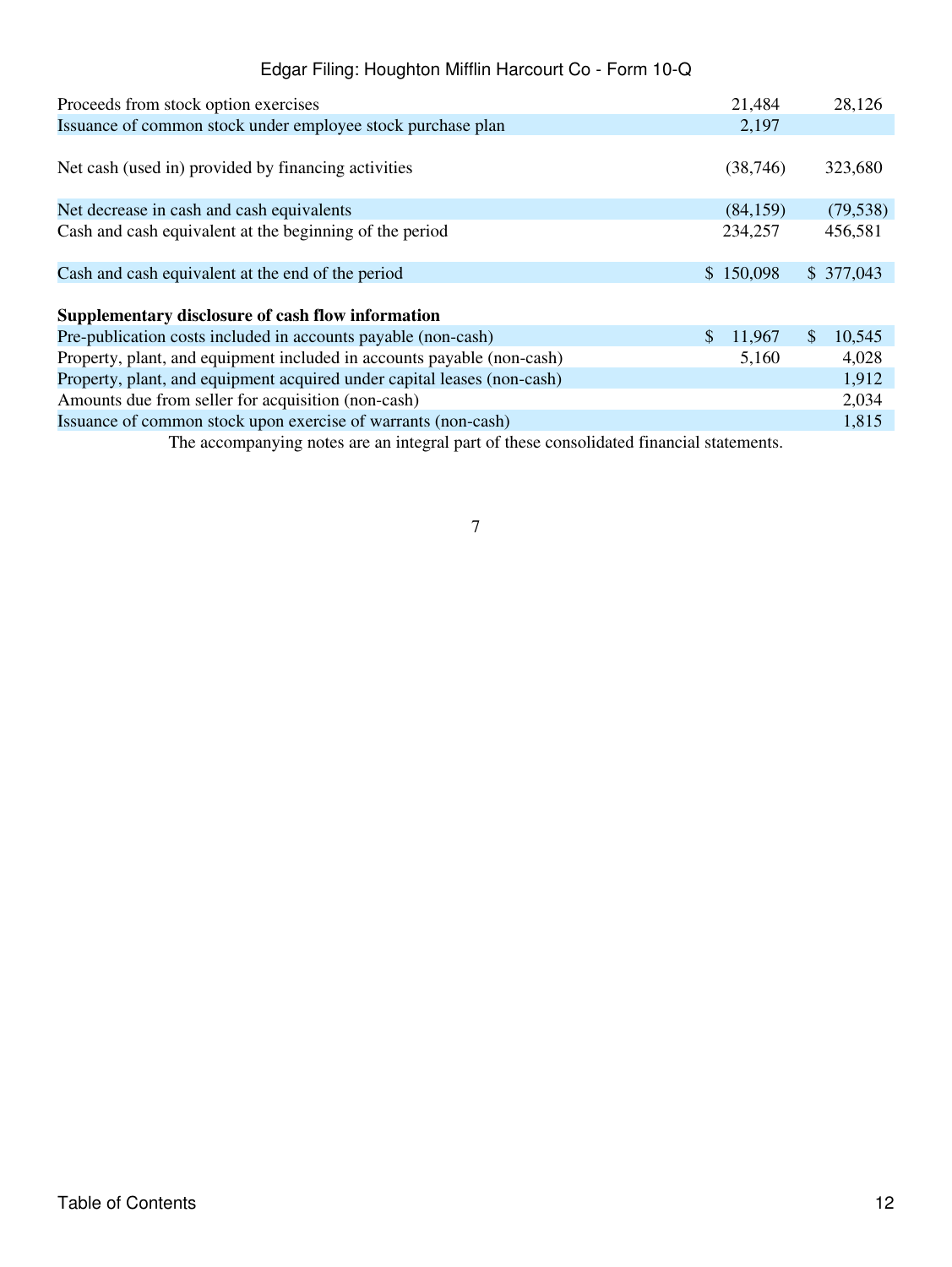| | | |
|---|---|---|
| Proceeds from stock option exercises | 21,484 | 28,126 |
| Issuance of common stock under employee stock purchase plan | 2,197 | |
| Net cash (used in) provided by financing activities | (38,746) | 323,680 |
| Net decrease in cash and cash equivalents | (84,159) | (79,538) |
| Cash and cash equivalent at the beginning of the period | 234,257 | 456,581 |
| Cash and cash equivalent at the end of the period | $ 150,098 | $ 377,043 |
| **Supplementary disclosure of cash flow information** | | |
| Pre-publication costs included in accounts payable (non-cash) | $ 11,967 | $ 10,545 |
| Property, plant, and equipment included in accounts payable (non-cash) | 5,160 | 4,028 |
| Property, plant, and equipment acquired under capital leases (non-cash) | | 1,912 |
| Amounts due from seller for acquisition (non-cash) | | 2,034 |
| Issuance of common stock upon exercise of warrants (non-cash) | | 1,815 |

The accompanying notes are an integral part of these consolidated financial statements.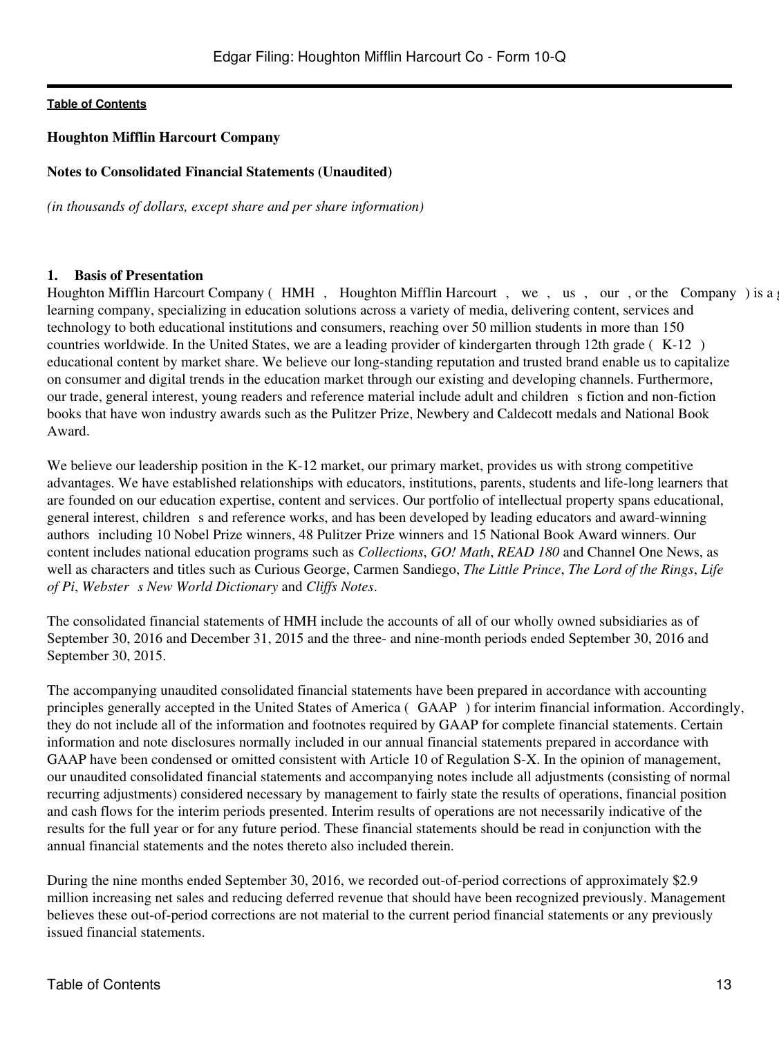**Houghton Mifflin Harcourt Company**

**Notes to Consolidated Financial Statements (Unaudited)**

*(in thousands of dollars, except share and per share information)*

**1. Basis of Presentation**

Houghton Mifflin Harcourt Company ( HMH , Houghton Mifflin Harcourt , we , us , our , or the Company ) is a global learning company, specializing in education solutions across a variety of media, delivering content, services and technology to both educational institutions and consumers, reaching over 50 million students in more than 150 countries worldwide. In the United States, we are a leading provider of kindergarten through 12th grade ( K-12 ) educational content by market share. We believe our long-standing reputation and trusted brand enable us to capitalize on consumer and digital trends in the education market through our existing and developing channels. Furthermore, our trade, general interest, young readers and reference material include adult and children s fiction and non-fiction books that have won industry awards such as the Pulitzer Prize, Newbery and Caldecott medals and National Book Award.

We believe our leadership position in the K-12 market, our primary market, provides us with strong competitive advantages. We have established relationships with educators, institutions, parents, students and life-long learners that are founded on our education expertise, content and services. Our portfolio of intellectual property spans educational, general interest, children s and reference works, and has been developed by leading educators and award-winning authors including 10 Nobel Prize winners, 48 Pulitzer Prize winners and 15 National Book Award winners. Our content includes national education programs such as *Collections*, *GO! Math*, *READ 180* and Channel One News, as well as characters and titles such as Curious George, Carmen Sandiego, *The Little Prince*, *The Lord of the Rings*, *Life of Pi*, *Webster s New World Dictionary* and *Cliffs Notes*.

The consolidated financial statements of HMH include the accounts of all of our wholly owned subsidiaries as of September 30, 2016 and December 31, 2015 and the three- and nine-month periods ended September 30, 2016 and September 30, 2015.

The accompanying unaudited consolidated financial statements have been prepared in accordance with accounting principles generally accepted in the United States of America ( GAAP ) for interim financial information. Accordingly, they do not include all of the information and footnotes required by GAAP for complete financial statements. Certain information and note disclosures normally included in our annual financial statements prepared in accordance with GAAP have been condensed or omitted consistent with Article 10 of Regulation S-X. In the opinion of management, our unaudited consolidated financial statements and accompanying notes include all adjustments (consisting of normal recurring adjustments) considered necessary by management to fairly state the results of operations, financial position and cash flows for the interim periods presented. Interim results of operations are not necessarily indicative of the results for the full year or for any future period. These financial statements should be read in conjunction with the annual financial statements and the notes thereto also included therein.

During the nine months ended September 30, 2016, we recorded out-of-period corrections of approximately $2.9 million increasing net sales and reducing deferred revenue that should have been recognized previously. Management believes these out-of-period corrections are not material to the current period financial statements or any previously issued financial statements.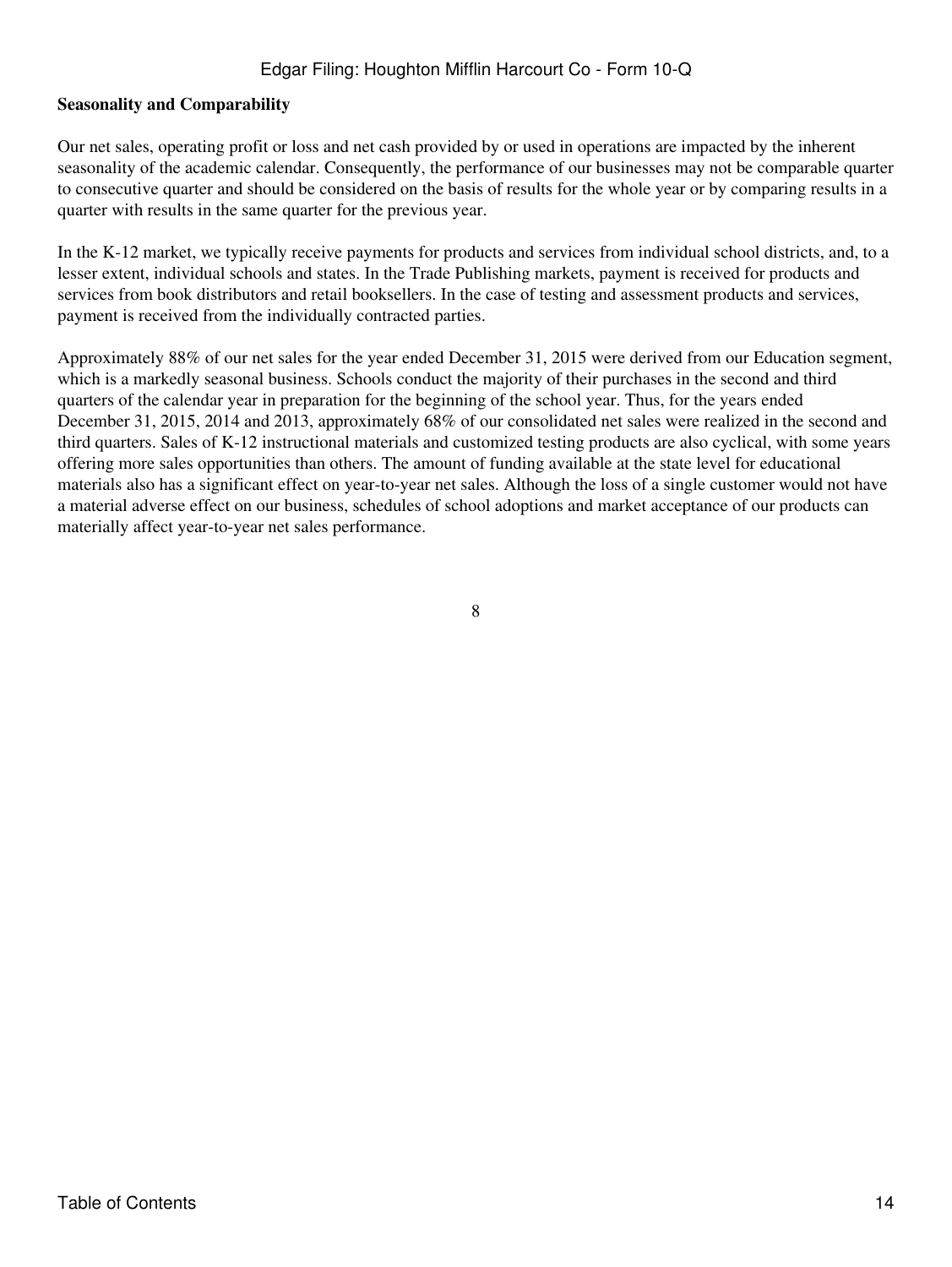**Seasonality and Comparability**

Our net sales, operating profit or loss and net cash provided by or used in operations are impacted by the inherent seasonality of the academic calendar. Consequently, the performance of our businesses may not be comparable quarter to consecutive quarter and should be considered on the basis of results for the whole year or by comparing results in a quarter with results in the same quarter for the previous year.

In the K-12 market, we typically receive payments for products and services from individual school districts, and, to a lesser extent, individual schools and states. In the Trade Publishing markets, payment is received for products and services from book distributors and retail booksellers. In the case of testing and assessment products and services, payment is received from the individually contracted parties.

Approximately 88% of our net sales for the year ended December 31, 2015 were derived from our Education segment, which is a markedly seasonal business. Schools conduct the majority of their purchases in the second and third quarters of the calendar year in preparation for the beginning of the school year. Thus, for the years ended December 31, 2015, 2014 and 2013, approximately 68% of our consolidated net sales were realized in the second and third quarters. Sales of K-12 instructional materials and customized testing products are also cyclical, with some years offering more sales opportunities than others. The amount of funding available at the state level for educational materials also has a significant effect on year-to-year net sales. Although the loss of a single customer would not have a material adverse effect on our business, schedules of school adoptions and market acceptance of our products can materially affect year-to-year net sales performance.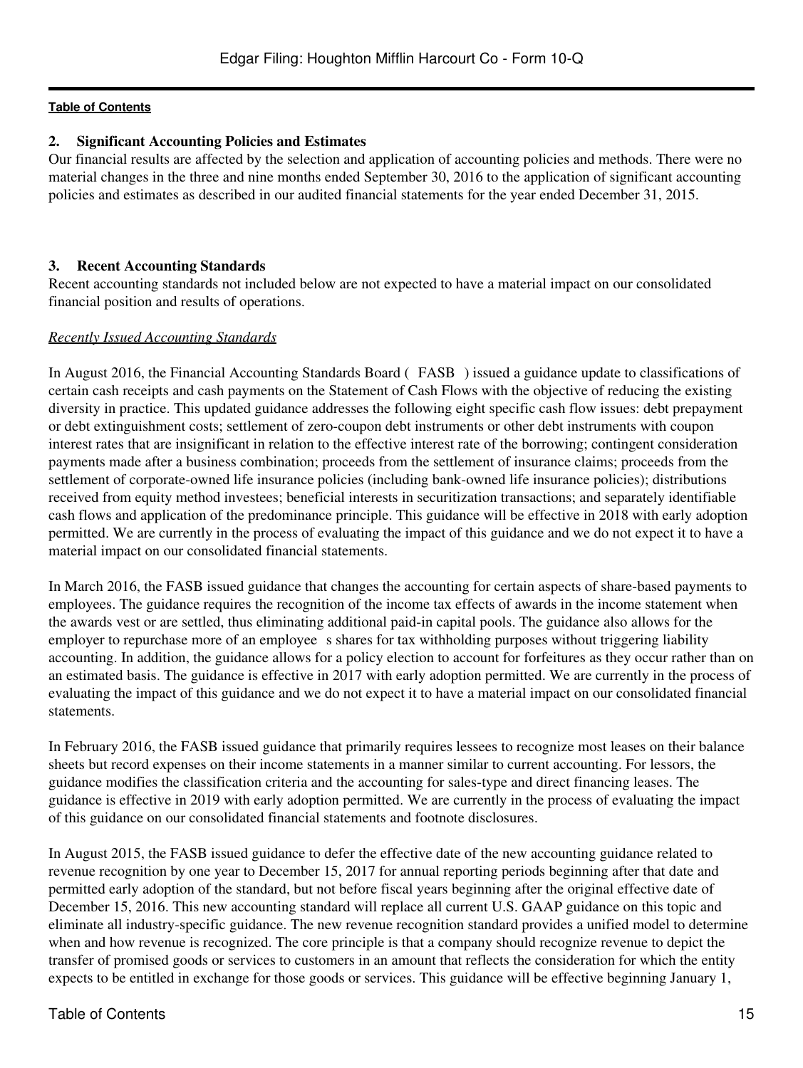**Table of Contents**

## 2. Significant Accounting Policies and Estimates

Our financial results are affected by the selection and application of accounting policies and methods. There were no material changes in the three and nine months ended September 30, 2016 to the application of significant accounting policies and estimates as described in our audited financial statements for the year ended December 31, 2015.

## 3. Recent Accounting Standards

Recent accounting standards not included below are not expected to have a material impact on our consolidated financial position and results of operations.

*Recently Issued Accounting Standards*

In August 2016, the Financial Accounting Standards Board ( FASB ) issued a guidance update to classifications of certain cash receipts and cash payments on the Statement of Cash Flows with the objective of reducing the existing diversity in practice. This updated guidance addresses the following eight specific cash flow issues: debt prepayment or debt extinguishment costs; settlement of zero-coupon debt instruments or other debt instruments with coupon interest rates that are insignificant in relation to the effective interest rate of the borrowing; contingent consideration payments made after a business combination; proceeds from the settlement of insurance claims; proceeds from the settlement of corporate-owned life insurance policies (including bank-owned life insurance policies); distributions received from equity method investees; beneficial interests in securitization transactions; and separately identifiable cash flows and application of the predominance principle. This guidance will be effective in 2018 with early adoption permitted. We are currently in the process of evaluating the impact of this guidance and we do not expect it to have a material impact on our consolidated financial statements.

In March 2016, the FASB issued guidance that changes the accounting for certain aspects of share-based payments to employees. The guidance requires the recognition of the income tax effects of awards in the income statement when the awards vest or are settled, thus eliminating additional paid-in capital pools. The guidance also allows for the employer to repurchase more of an employee s shares for tax withholding purposes without triggering liability accounting. In addition, the guidance allows for a policy election to account for forfeitures as they occur rather than on an estimated basis. The guidance is effective in 2017 with early adoption permitted. We are currently in the process of evaluating the impact of this guidance and we do not expect it to have a material impact on our consolidated financial statements.

In February 2016, the FASB issued guidance that primarily requires lessees to recognize most leases on their balance sheets but record expenses on their income statements in a manner similar to current accounting. For lessors, the guidance modifies the classification criteria and the accounting for sales-type and direct financing leases. The guidance is effective in 2019 with early adoption permitted. We are currently in the process of evaluating the impact of this guidance on our consolidated financial statements and footnote disclosures.

In August 2015, the FASB issued guidance to defer the effective date of the new accounting guidance related to revenue recognition by one year to December 15, 2017 for annual reporting periods beginning after that date and permitted early adoption of the standard, but not before fiscal years beginning after the original effective date of December 15, 2016. This new accounting standard will replace all current U.S. GAAP guidance on this topic and eliminate all industry-specific guidance. The new revenue recognition standard provides a unified model to determine when and how revenue is recognized. The core principle is that a company should recognize revenue to depict the transfer of promised goods or services to customers in an amount that reflects the consideration for which the entity expects to be entitled in exchange for those goods or services. This guidance will be effective beginning January 1,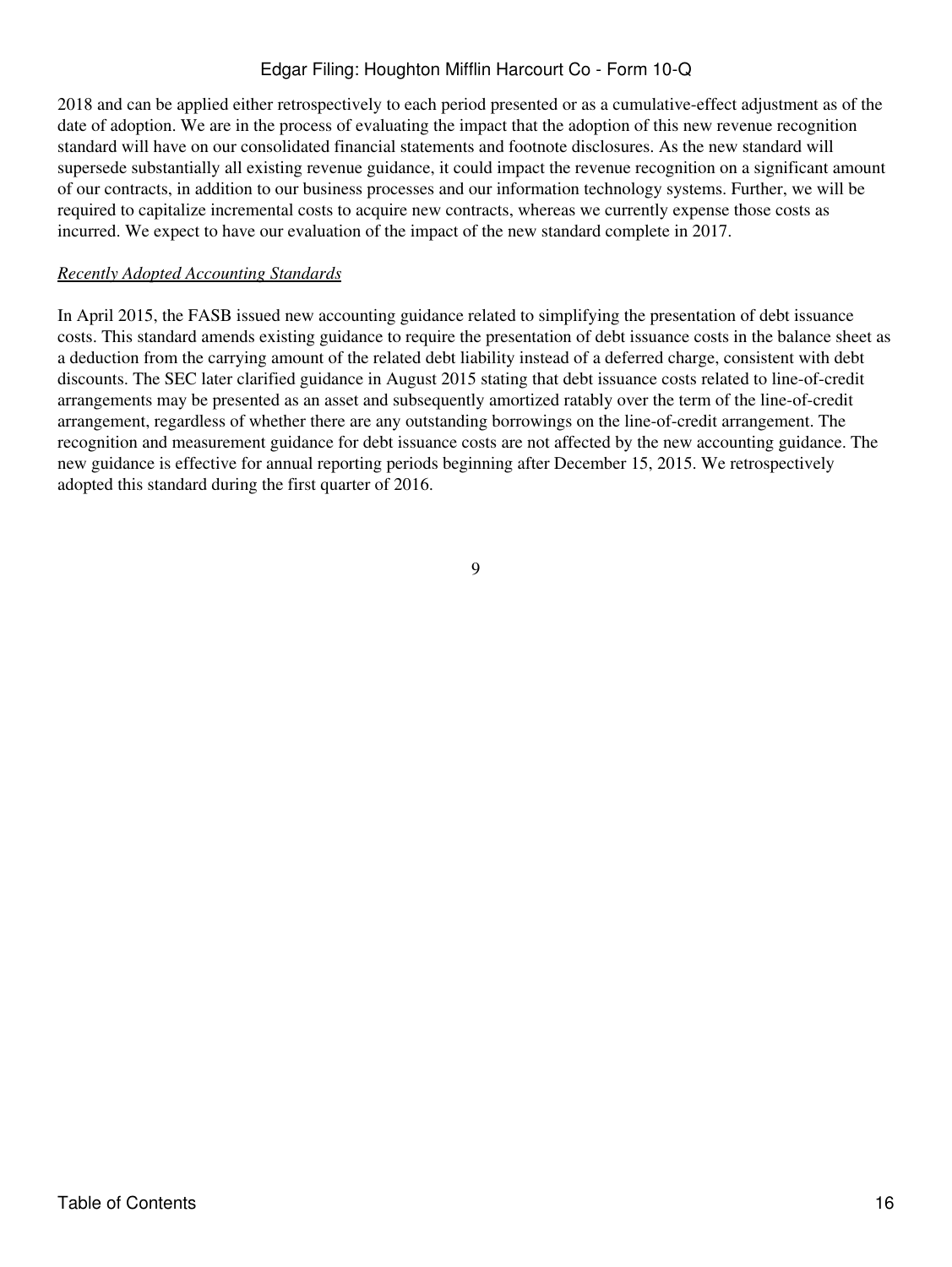2018 and can be applied either retrospectively to each period presented or as a cumulative-effect adjustment as of the date of adoption. We are in the process of evaluating the impact that the adoption of this new revenue recognition standard will have on our consolidated financial statements and footnote disclosures. As the new standard will supersede substantially all existing revenue guidance, it could impact the revenue recognition on a significant amount of our contracts, in addition to our business processes and our information technology systems. Further, we will be required to capitalize incremental costs to acquire new contracts, whereas we currently expense those costs as incurred. We expect to have our evaluation of the impact of the new standard complete in 2017.

*Recently Adopted Accounting Standards*

In April 2015, the FASB issued new accounting guidance related to simplifying the presentation of debt issuance costs. This standard amends existing guidance to require the presentation of debt issuance costs in the balance sheet as a deduction from the carrying amount of the related debt liability instead of a deferred charge, consistent with debt discounts. The SEC later clarified guidance in August 2015 stating that debt issuance costs related to line-of-credit arrangements may be presented as an asset and subsequently amortized ratably over the term of the line-of-credit arrangement, regardless of whether there are any outstanding borrowings on the line-of-credit arrangement. The recognition and measurement guidance for debt issuance costs are not affected by the new accounting guidance. The new guidance is effective for annual reporting periods beginning after December 15, 2015. We retrospectively adopted this standard during the first quarter of 2016.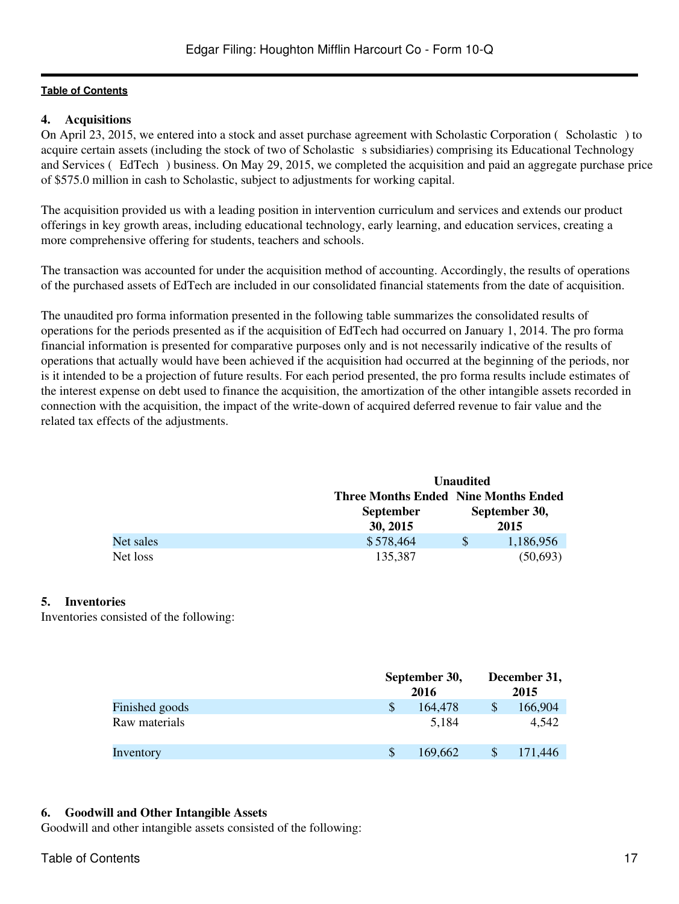## 4. Acquisitions

On April 23, 2015, we entered into a stock and asset purchase agreement with Scholastic Corporation ( Scholastic ) to acquire certain assets (including the stock of two of Scholastic s subsidiaries) comprising its Educational Technology and Services ( EdTech ) business. On May 29, 2015, we completed the acquisition and paid an aggregate purchase price of $575.0 million in cash to Scholastic, subject to adjustments for working capital.

The acquisition provided us with a leading position in intervention curriculum and services and extends our product offerings in key growth areas, including educational technology, early learning, and education services, creating a more comprehensive offering for students, teachers and schools.

The transaction was accounted for under the acquisition method of accounting. Accordingly, the results of operations of the purchased assets of EdTech are included in our consolidated financial statements from the date of acquisition.

The unaudited pro forma information presented in the following table summarizes the consolidated results of operations for the periods presented as if the acquisition of EdTech had occurred on January 1, 2014. The pro forma financial information is presented for comparative purposes only and is not necessarily indicative of the results of operations that actually would have been achieved if the acquisition had occurred at the beginning of the periods, nor is it intended to be a projection of future results. For each period presented, the pro forma results include estimates of the interest expense on debt used to finance the acquisition, the amortization of the other intangible assets recorded in connection with the acquisition, the impact of the write-down of acquired deferred revenue to fair value and the related tax effects of the adjustments.

| | Unaudited | |
|---|---|---|
| | Three Months Ended September 30, 2015 | Nine Months Ended September 30, 2015 |
| Net sales | $ 578,464 | $ 1,186,956 |
| Net loss | 135,387 | (50,693) |

## 5. Inventories

Inventories consisted of the following:

| | September 30, 2016 | December 31, 2015 |
|---|---|---|
| Finished goods | $ 164,478 | $ 166,904 |
| Raw materials | 5,184 | 4,542 |
| Inventory | $ 169,662 | $ 171,446 |

## 6. Goodwill and Other Intangible Assets

Goodwill and other intangible assets consisted of the following: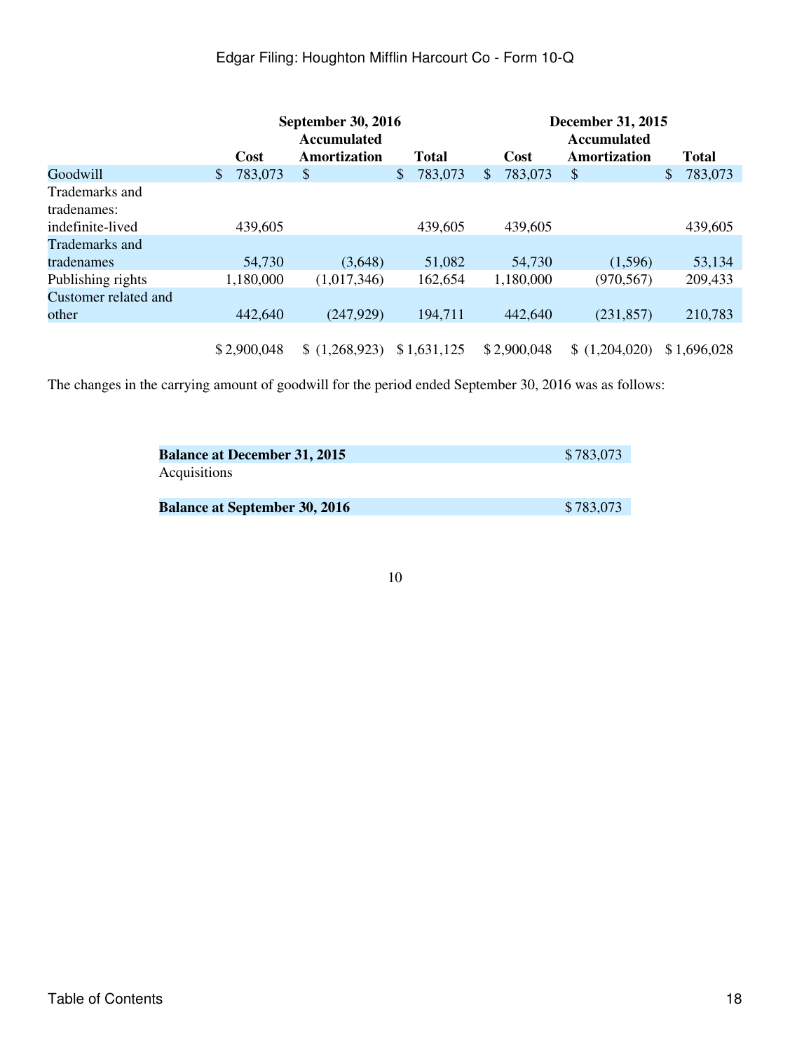| | September 30, 2016 | | | December 31, 2015 | | |
|---|---|---|---|---|---|---|
| | Cost | Accumulated Amortization | Total | Cost | Accumulated Amortization | Total |
| Goodwill | $ 783,073 | $ | $ 783,073 | $ 783,073 | $ | $ 783,073 |
| Trademarks and tradenames: indefinite-lived | 439,605 | | 439,605 | 439,605 | | 439,605 |
| Trademarks and tradenames | 54,730 | (3,648) | 51,082 | 54,730 | (1,596) | 53,134 |
| Publishing rights | 1,180,000 | (1,017,346) | 162,654 | 1,180,000 | (970,567) | 209,433 |
| Customer related and other | 442,640 | (247,929) | 194,711 | 442,640 | (231,857) | 210,783 |
| | $ 2,900,048 | $ (1,268,923) | $ 1,631,125 | $ 2,900,048 | $ (1,204,020) | $ 1,696,028 |

The changes in the carrying amount of goodwill for the period ended September 30, 2016 was as follows:

| | |
|---|---|
| **Balance at December 31, 2015** | $ 783,073 |
| Acquisitions | |
| **Balance at September 30, 2016** | $ 783,073 |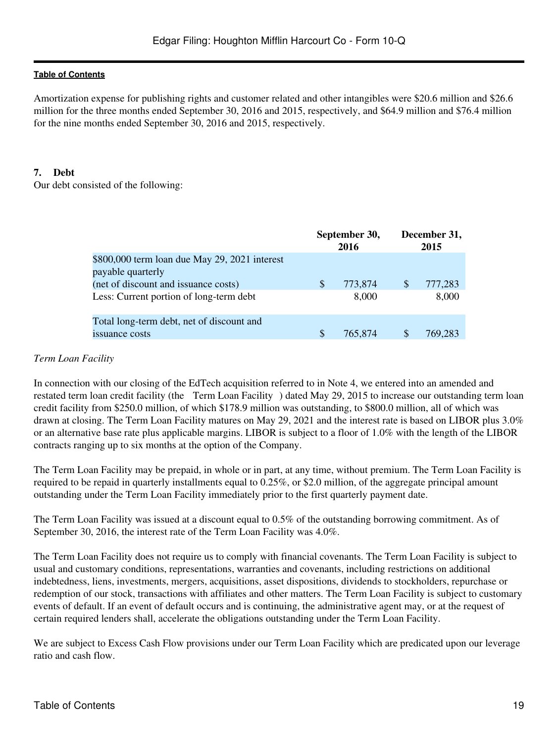Amortization expense for publishing rights and customer related and other intangibles were $20.6 million and $26.6 million for the three months ended September 30, 2016 and 2015, respectively, and $64.9 million and $76.4 million for the nine months ended September 30, 2016 and 2015, respectively.

## 7. Debt

Our debt consisted of the following:

| | September 30, 2016 | December 31, 2015 |
|---|---|---|
| $800,000 term loan due May 29, 2021 interest payable quarterly (net of discount and issuance costs) | $ 773,874 | $ 777,283 |
| Less: Current portion of long-term debt | 8,000 | 8,000 |
| Total long-term debt, net of discount and issuance costs | $ 765,874 | $ 769,283 |

*Term Loan Facility*

In connection with our closing of the EdTech acquisition referred to in Note 4, we entered into an amended and restated term loan credit facility (the Term Loan Facility ) dated May 29, 2015 to increase our outstanding term loan credit facility from $250.0 million, of which $178.9 million was outstanding, to $800.0 million, all of which was drawn at closing. The Term Loan Facility matures on May 29, 2021 and the interest rate is based on LIBOR plus 3.0% or an alternative base rate plus applicable margins. LIBOR is subject to a floor of 1.0% with the length of the LIBOR contracts ranging up to six months at the option of the Company.

The Term Loan Facility may be prepaid, in whole or in part, at any time, without premium. The Term Loan Facility is required to be repaid in quarterly installments equal to 0.25%, or $2.0 million, of the aggregate principal amount outstanding under the Term Loan Facility immediately prior to the first quarterly payment date.

The Term Loan Facility was issued at a discount equal to 0.5% of the outstanding borrowing commitment. As of September 30, 2016, the interest rate of the Term Loan Facility was 4.0%.

The Term Loan Facility does not require us to comply with financial covenants. The Term Loan Facility is subject to usual and customary conditions, representations, warranties and covenants, including restrictions on additional indebtedness, liens, investments, mergers, acquisitions, asset dispositions, dividends to stockholders, repurchase or redemption of our stock, transactions with affiliates and other matters. The Term Loan Facility is subject to customary events of default. If an event of default occurs and is continuing, the administrative agent may, or at the request of certain required lenders shall, accelerate the obligations outstanding under the Term Loan Facility.

We are subject to Excess Cash Flow provisions under our Term Loan Facility which are predicated upon our leverage ratio and cash flow.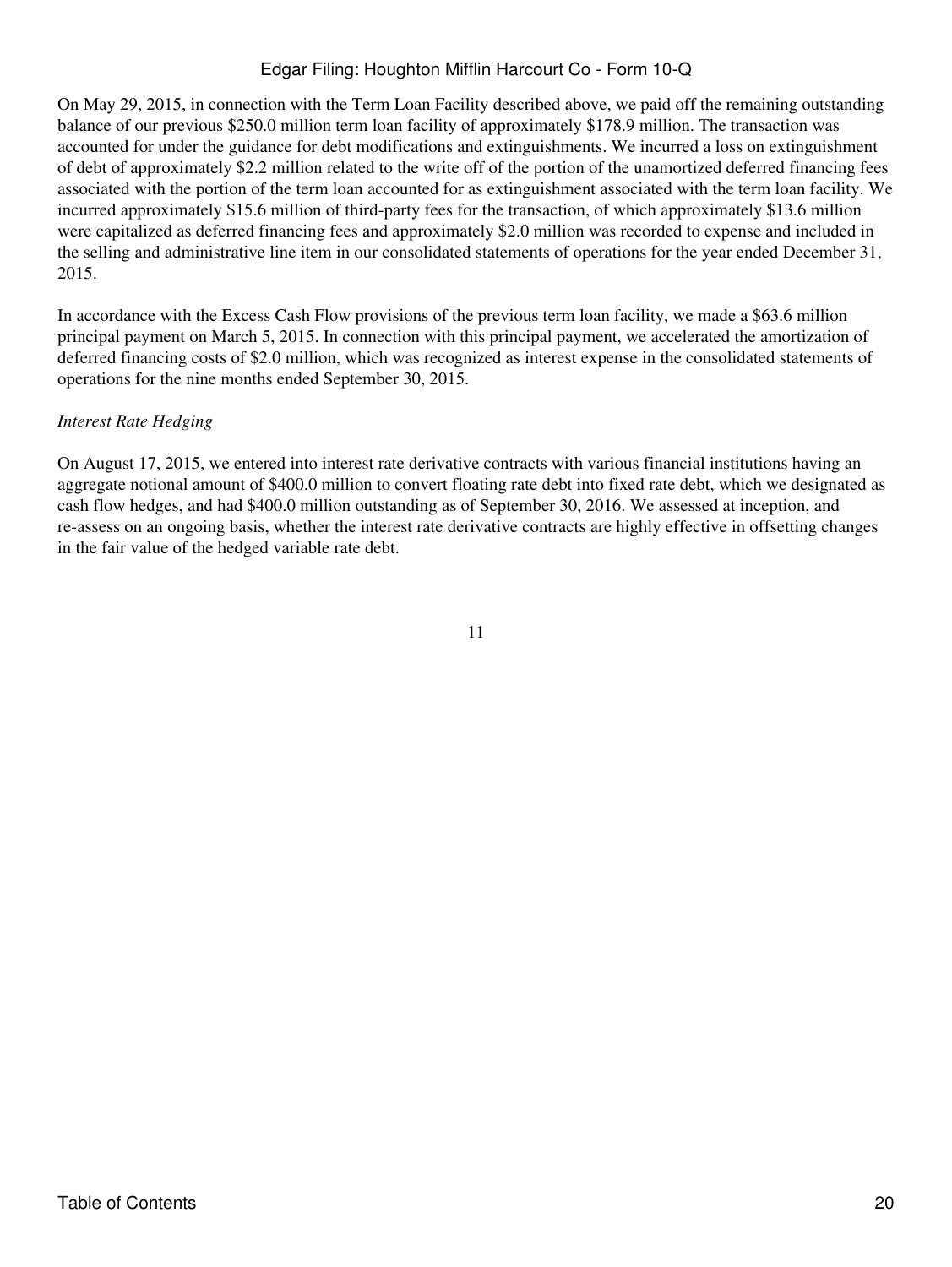On May 29, 2015, in connection with the Term Loan Facility described above, we paid off the remaining outstanding balance of our previous $250.0 million term loan facility of approximately $178.9 million. The transaction was accounted for under the guidance for debt modifications and extinguishments. We incurred a loss on extinguishment of debt of approximately $2.2 million related to the write off of the portion of the unamortized deferred financing fees associated with the portion of the term loan accounted for as extinguishment associated with the term loan facility. We incurred approximately $15.6 million of third-party fees for the transaction, of which approximately $13.6 million were capitalized as deferred financing fees and approximately $2.0 million was recorded to expense and included in the selling and administrative line item in our consolidated statements of operations for the year ended December 31, 2015.

In accordance with the Excess Cash Flow provisions of the previous term loan facility, we made a $63.6 million principal payment on March 5, 2015. In connection with this principal payment, we accelerated the amortization of deferred financing costs of $2.0 million, which was recognized as interest expense in the consolidated statements of operations for the nine months ended September 30, 2015.

*Interest Rate Hedging*

On August 17, 2015, we entered into interest rate derivative contracts with various financial institutions having an aggregate notional amount of $400.0 million to convert floating rate debt into fixed rate debt, which we designated as cash flow hedges, and had $400.0 million outstanding as of September 30, 2016. We assessed at inception, and re-assess on an ongoing basis, whether the interest rate derivative contracts are highly effective in offsetting changes in the fair value of the hedged variable rate debt.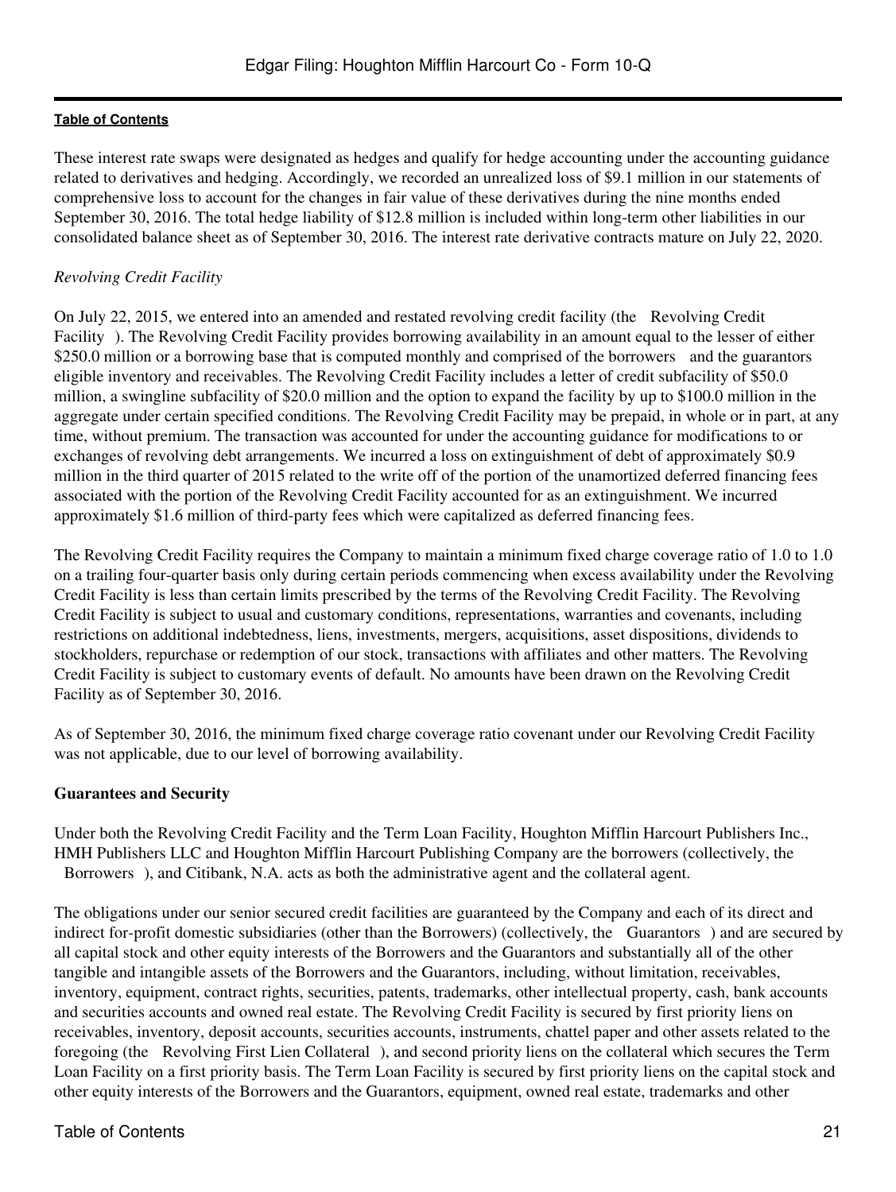These interest rate swaps were designated as hedges and qualify for hedge accounting under the accounting guidance related to derivatives and hedging. Accordingly, we recorded an unrealized loss of $9.1 million in our statements of comprehensive loss to account for the changes in fair value of these derivatives during the nine months ended September 30, 2016. The total hedge liability of $12.8 million is included within long-term other liabilities in our consolidated balance sheet as of September 30, 2016. The interest rate derivative contracts mature on July 22, 2020.

*Revolving Credit Facility*

On July 22, 2015, we entered into an amended and restated revolving credit facility (the Revolving Credit Facility). The Revolving Credit Facility provides borrowing availability in an amount equal to the lesser of either $250.0 million or a borrowing base that is computed monthly and comprised of the borrowers and the guarantors eligible inventory and receivables. The Revolving Credit Facility includes a letter of credit subfacility of $50.0 million, a swingline subfacility of $20.0 million and the option to expand the facility by up to $100.0 million in the aggregate under certain specified conditions. The Revolving Credit Facility may be prepaid, in whole or in part, at any time, without premium. The transaction was accounted for under the accounting guidance for modifications to or exchanges of revolving debt arrangements. We incurred a loss on extinguishment of debt of approximately $0.9 million in the third quarter of 2015 related to the write off of the portion of the unamortized deferred financing fees associated with the portion of the Revolving Credit Facility accounted for as an extinguishment. We incurred approximately $1.6 million of third-party fees which were capitalized as deferred financing fees.

The Revolving Credit Facility requires the Company to maintain a minimum fixed charge coverage ratio of 1.0 to 1.0 on a trailing four-quarter basis only during certain periods commencing when excess availability under the Revolving Credit Facility is less than certain limits prescribed by the terms of the Revolving Credit Facility. The Revolving Credit Facility is subject to usual and customary conditions, representations, warranties and covenants, including restrictions on additional indebtedness, liens, investments, mergers, acquisitions, asset dispositions, dividends to stockholders, repurchase or redemption of our stock, transactions with affiliates and other matters. The Revolving Credit Facility is subject to customary events of default. No amounts have been drawn on the Revolving Credit Facility as of September 30, 2016.

As of September 30, 2016, the minimum fixed charge coverage ratio covenant under our Revolving Credit Facility was not applicable, due to our level of borrowing availability.

**Guarantees and Security**

Under both the Revolving Credit Facility and the Term Loan Facility, Houghton Mifflin Harcourt Publishers Inc., HMH Publishers LLC and Houghton Mifflin Harcourt Publishing Company are the borrowers (collectively, the Borrowers), and Citibank, N.A. acts as both the administrative agent and the collateral agent.

The obligations under our senior secured credit facilities are guaranteed by the Company and each of its direct and indirect for-profit domestic subsidiaries (other than the Borrowers) (collectively, the Guarantors) and are secured by all capital stock and other equity interests of the Borrowers and the Guarantors and substantially all of the other tangible and intangible assets of the Borrowers and the Guarantors, including, without limitation, receivables, inventory, equipment, contract rights, securities, patents, trademarks, other intellectual property, cash, bank accounts and securities accounts and owned real estate. The Revolving Credit Facility is secured by first priority liens on receivables, inventory, deposit accounts, securities accounts, instruments, chattel paper and other assets related to the foregoing (the Revolving First Lien Collateral), and second priority liens on the collateral which secures the Term Loan Facility on a first priority basis. The Term Loan Facility is secured by first priority liens on the capital stock and other equity interests of the Borrowers and the Guarantors, equipment, owned real estate, trademarks and other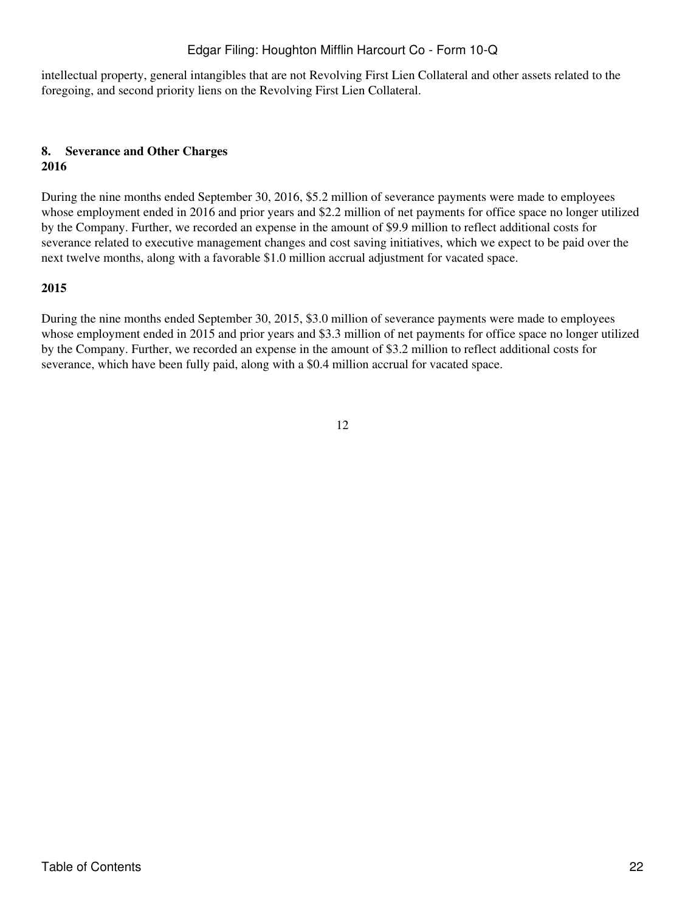intellectual property, general intangibles that are not Revolving First Lien Collateral and other assets related to the foregoing, and second priority liens on the Revolving First Lien Collateral.

## 8. Severance and Other Charges

**2016**

During the nine months ended September 30, 2016, $5.2 million of severance payments were made to employees whose employment ended in 2016 and prior years and $2.2 million of net payments for office space no longer utilized by the Company. Further, we recorded an expense in the amount of $9.9 million to reflect additional costs for severance related to executive management changes and cost saving initiatives, which we expect to be paid over the next twelve months, along with a favorable $1.0 million accrual adjustment for vacated space.

**2015**

During the nine months ended September 30, 2015, $3.0 million of severance payments were made to employees whose employment ended in 2015 and prior years and $3.3 million of net payments for office space no longer utilized by the Company. Further, we recorded an expense in the amount of $3.2 million to reflect additional costs for severance, which have been fully paid, along with a $0.4 million accrual for vacated space.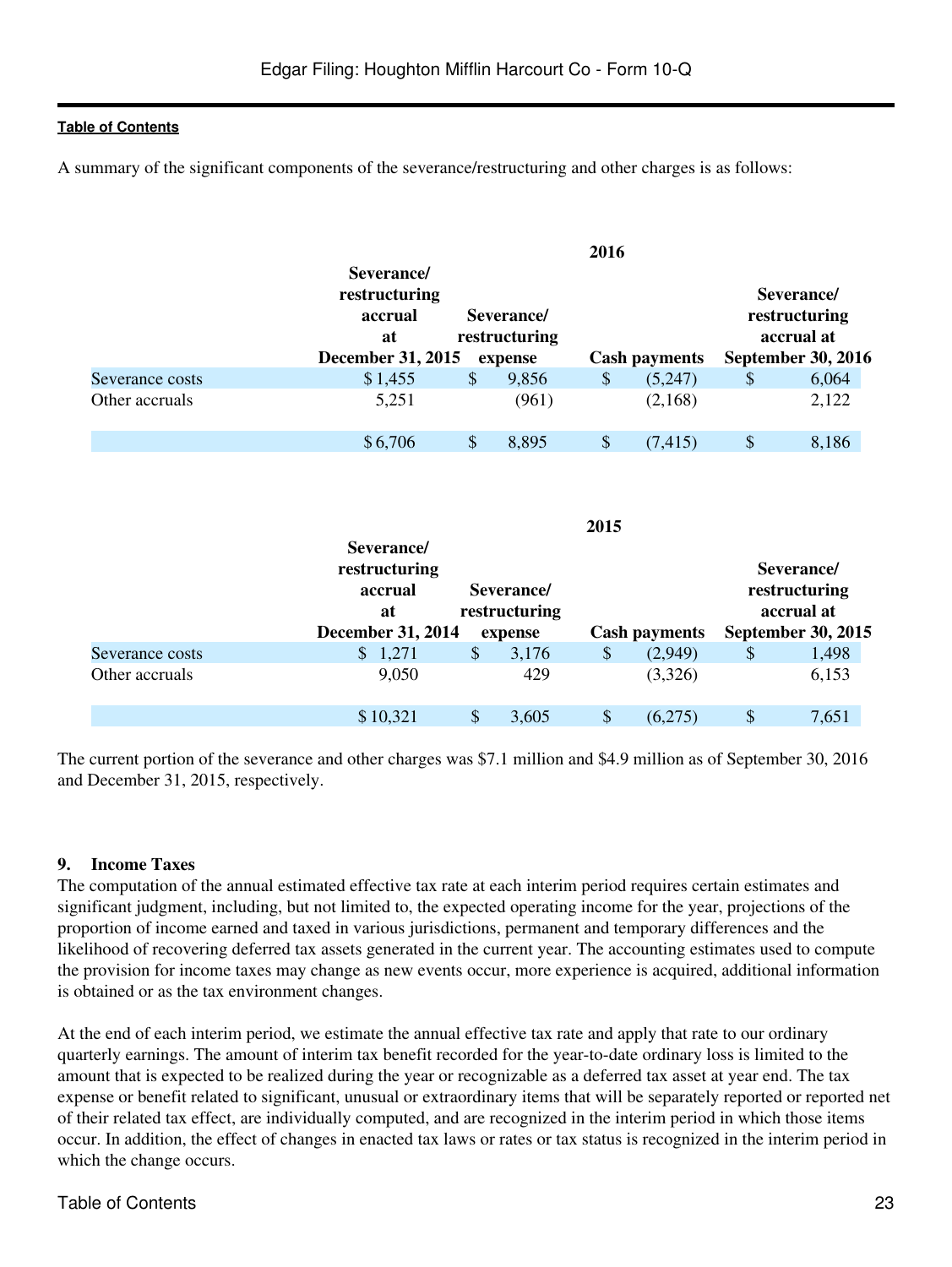A summary of the significant components of the severance/restructuring and other charges is as follows:

| | 2016 | | | |
|---|---|---|---|---|
| | Severance/ restructuring accrual at December 31, 2015 | Severance/ restructuring expense | Cash payments | Severance/ restructuring accrual at September 30, 2016 |
| Severance costs | $ 1,455 | $ 9,856 | $ (5,247) | $ 6,064 |
| Other accruals | 5,251 | (961) | (2,168) | 2,122 |
| | $ 6,706 | $ 8,895 | $ (7,415) | $ 8,186 |

| | 2015 | | | |
|---|---|---|---|---|
| | Severance/ restructuring accrual at December 31, 2014 | Severance/ restructuring expense | Cash payments | Severance/ restructuring accrual at September 30, 2015 |
| Severance costs | $ 1,271 | $ 3,176 | $ (2,949) | $ 1,498 |
| Other accruals | 9,050 | 429 | (3,326) | 6,153 |
| | $ 10,321 | $ 3,605 | $ (6,275) | $ 7,651 |

The current portion of the severance and other charges was $7.1 million and $4.9 million as of September 30, 2016 and December 31, 2015, respectively.

### 9. Income Taxes

The computation of the annual estimated effective tax rate at each interim period requires certain estimates and significant judgment, including, but not limited to, the expected operating income for the year, projections of the proportion of income earned and taxed in various jurisdictions, permanent and temporary differences and the likelihood of recovering deferred tax assets generated in the current year. The accounting estimates used to compute the provision for income taxes may change as new events occur, more experience is acquired, additional information is obtained or as the tax environment changes.

At the end of each interim period, we estimate the annual effective tax rate and apply that rate to our ordinary quarterly earnings. The amount of interim tax benefit recorded for the year-to-date ordinary loss is limited to the amount that is expected to be realized during the year or recognizable as a deferred tax asset at year end. The tax expense or benefit related to significant, unusual or extraordinary items that will be separately reported or reported net of their related tax effect, are individually computed, and are recognized in the interim period in which those items occur. In addition, the effect of changes in enacted tax laws or rates or tax status is recognized in the interim period in which the change occurs.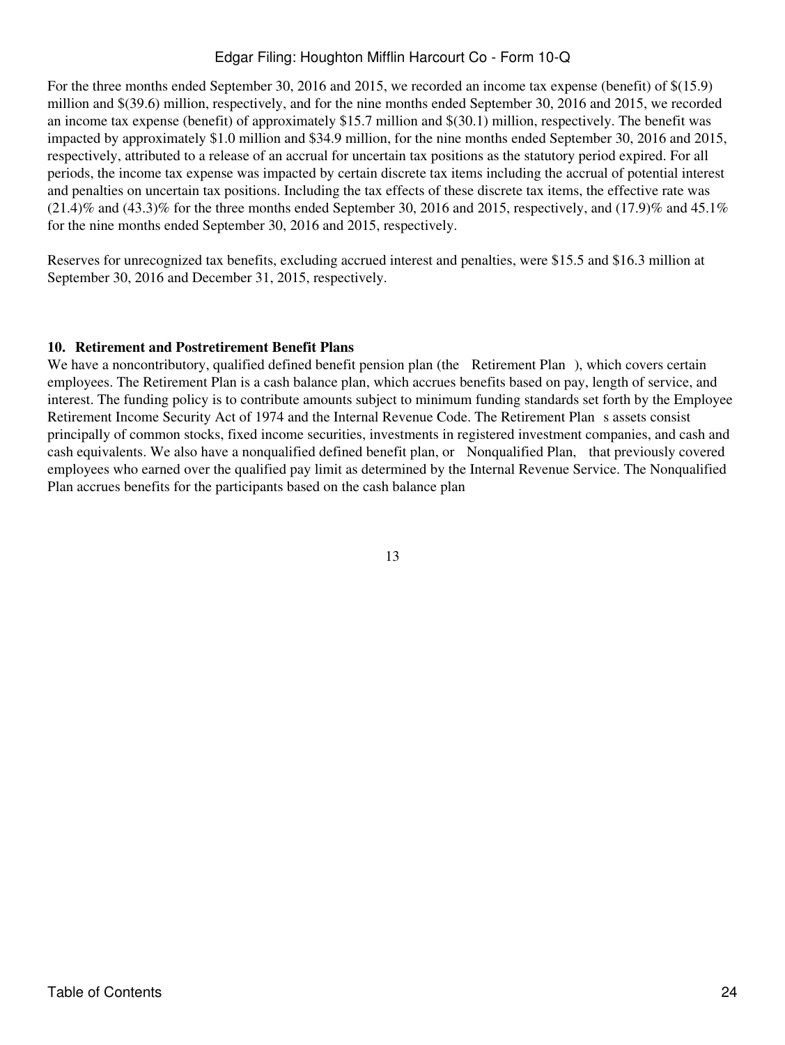For the three months ended September 30, 2016 and 2015, we recorded an income tax expense (benefit) of $(15.9) million and $(39.6) million, respectively, and for the nine months ended September 30, 2016 and 2015, we recorded an income tax expense (benefit) of approximately $15.7 million and $(30.1) million, respectively. The benefit was impacted by approximately $1.0 million and $34.9 million, for the nine months ended September 30, 2016 and 2015, respectively, attributed to a release of an accrual for uncertain tax positions as the statutory period expired. For all periods, the income tax expense was impacted by certain discrete tax items including the accrual of potential interest and penalties on uncertain tax positions. Including the tax effects of these discrete tax items, the effective rate was (21.4)% and (43.3)% for the three months ended September 30, 2016 and 2015, respectively, and (17.9)% and 45.1% for the nine months ended September 30, 2016 and 2015, respectively.

Reserves for unrecognized tax benefits, excluding accrued interest and penalties, were $15.5 and $16.3 million at September 30, 2016 and December 31, 2015, respectively.

### 10. Retirement and Postretirement Benefit Plans

We have a noncontributory, qualified defined benefit pension plan (the Retirement Plan ), which covers certain employees. The Retirement Plan is a cash balance plan, which accrues benefits based on pay, length of service, and interest. The funding policy is to contribute amounts subject to minimum funding standards set forth by the Employee Retirement Income Security Act of 1974 and the Internal Revenue Code. The Retirement Plan s assets consist principally of common stocks, fixed income securities, investments in registered investment companies, and cash and cash equivalents. We also have a nonqualified defined benefit plan, or Nonqualified Plan, that previously covered employees who earned over the qualified pay limit as determined by the Internal Revenue Service. The Nonqualified Plan accrues benefits for the participants based on the cash balance plan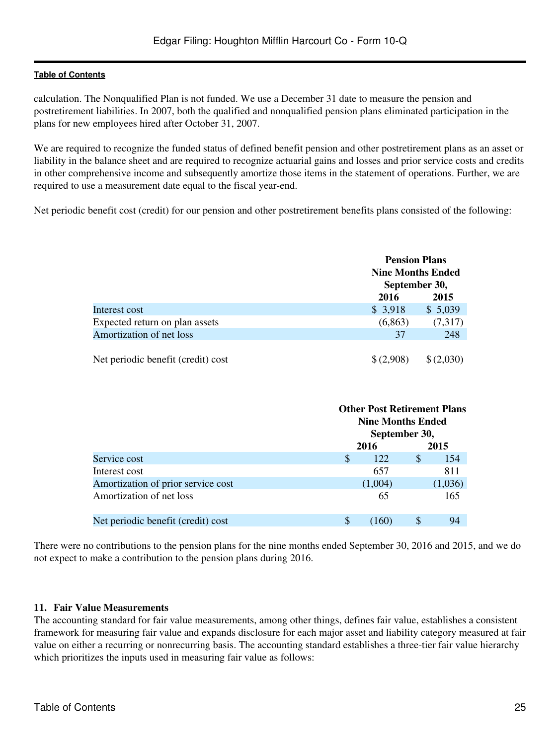calculation. The Nonqualified Plan is not funded. We use a December 31 date to measure the pension and postretirement liabilities. In 2007, both the qualified and nonqualified pension plans eliminated participation in the plans for new employees hired after October 31, 2007.

We are required to recognize the funded status of defined benefit pension and other postretirement plans as an asset or liability in the balance sheet and are required to recognize actuarial gains and losses and prior service costs and credits in other comprehensive income and subsequently amortize those items in the statement of operations. Further, we are required to use a measurement date equal to the fiscal year-end.

Net periodic benefit cost (credit) for our pension and other postretirement benefits plans consisted of the following:

| | Pension Plans Nine Months Ended September 30, | |
|---|---|---|
| | 2016 | 2015 |
| Interest cost | $ 3,918 | $ 5,039 |
| Expected return on plan assets | (6,863) | (7,317) |
| Amortization of net loss | 37 | 248 |
| Net periodic benefit (credit) cost | $ (2,908) | $ (2,030) |

| | Other Post Retirement Plans Nine Months Ended September 30, | |
|---|---|---|
| | 2016 | 2015 |
| Service cost | $ 122 | $ 154 |
| Interest cost | 657 | 811 |
| Amortization of prior service cost | (1,004) | (1,036) |
| Amortization of net loss | 65 | 165 |
| Net periodic benefit (credit) cost | $ (160) | $ 94 |

There were no contributions to the pension plans for the nine months ended September 30, 2016 and 2015, and we do not expect to make a contribution to the pension plans during 2016.

## 11. Fair Value Measurements

The accounting standard for fair value measurements, among other things, defines fair value, establishes a consistent framework for measuring fair value and expands disclosure for each major asset and liability category measured at fair value on either a recurring or nonrecurring basis. The accounting standard establishes a three-tier fair value hierarchy which prioritizes the inputs used in measuring fair value as follows: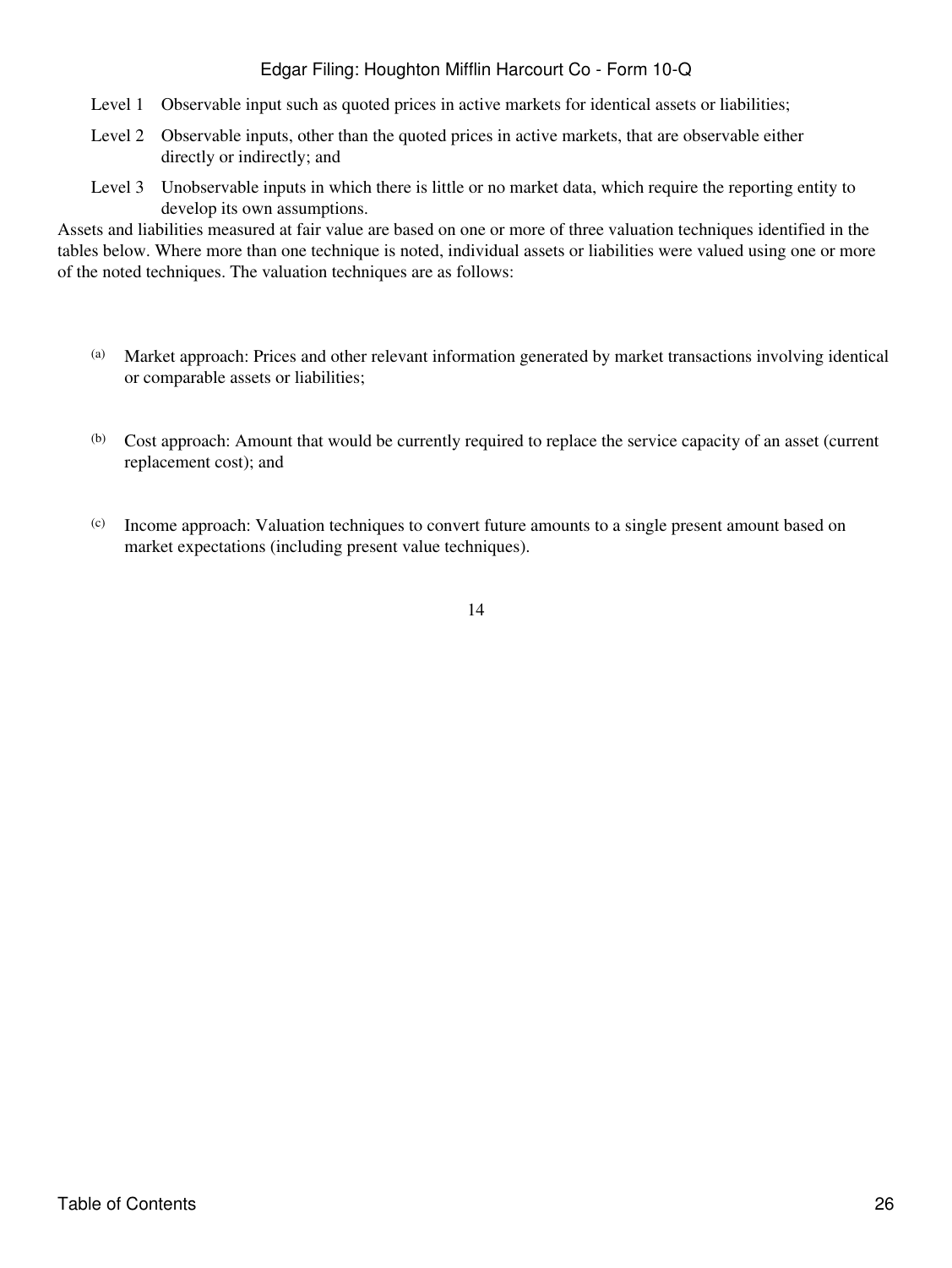Level 1 Observable input such as quoted prices in active markets for identical assets or liabilities;

Level 2 Observable inputs, other than the quoted prices in active markets, that are observable either directly or indirectly; and

Level 3 Unobservable inputs in which there is little or no market data, which require the reporting entity to develop its own assumptions.

Assets and liabilities measured at fair value are based on one or more of three valuation techniques identified in the tables below. Where more than one technique is noted, individual assets or liabilities were valued using one or more of the noted techniques. The valuation techniques are as follows:

(a) Market approach: Prices and other relevant information generated by market transactions involving identical or comparable assets or liabilities;

(b) Cost approach: Amount that would be currently required to replace the service capacity of an asset (current replacement cost); and

(c) Income approach: Valuation techniques to convert future amounts to a single present amount based on market expectations (including present value techniques).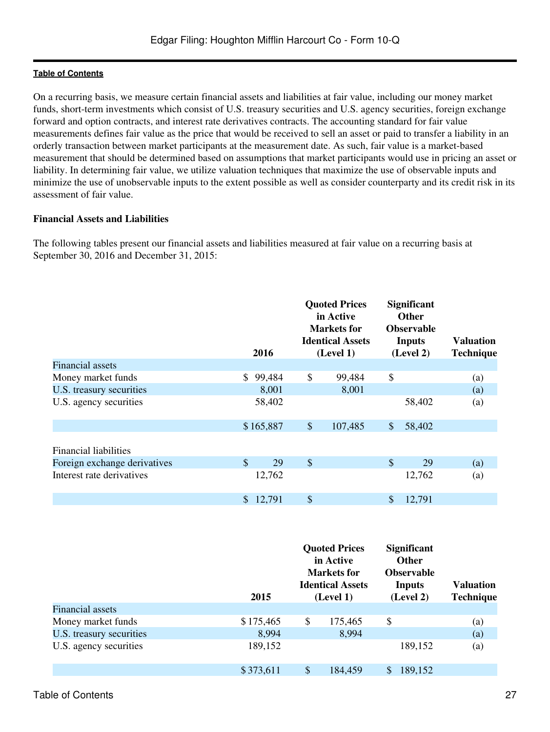On a recurring basis, we measure certain financial assets and liabilities at fair value, including our money market funds, short-term investments which consist of U.S. treasury securities and U.S. agency securities, foreign exchange forward and option contracts, and interest rate derivatives contracts. The accounting standard for fair value measurements defines fair value as the price that would be received to sell an asset or paid to transfer a liability in an orderly transaction between market participants at the measurement date. As such, fair value is a market-based measurement that should be determined based on assumptions that market participants would use in pricing an asset or liability. In determining fair value, we utilize valuation techniques that maximize the use of observable inputs and minimize the use of unobservable inputs to the extent possible as well as consider counterparty and its credit risk in its assessment of fair value.

**Financial Assets and Liabilities**

The following tables present our financial assets and liabilities measured at fair value on a recurring basis at September 30, 2016 and December 31, 2015:

| | 2016 | Quoted Prices in Active Markets for Identical Assets (Level 1) | Significant Other Observable Inputs (Level 2) | Valuation Technique |
|---|---|---|---|---|
| Financial assets | | | | |
| Money market funds | $ 99,484 | $ 99,484 | $ | (a) |
| U.S. treasury securities | 8,001 | 8,001 | | (a) |
| U.S. agency securities | 58,402 | | 58,402 | (a) |
| | $ 165,887 | $ 107,485 | $ 58,402 | |
| Financial liabilities | | | | |
| Foreign exchange derivatives | $ 29 | $ | $ 29 | (a) |
| Interest rate derivatives | 12,762 | | 12,762 | (a) |
| | $ 12,791 | $ | $ 12,791 | |

| | 2015 | Quoted Prices in Active Markets for Identical Assets (Level 1) | Significant Other Observable Inputs (Level 2) | Valuation Technique |
|---|---|---|---|---|
| Financial assets | | | | |
| Money market funds | $ 175,465 | $ 175,465 | $ | (a) |
| U.S. treasury securities | 8,994 | 8,994 | | (a) |
| U.S. agency securities | 189,152 | | 189,152 | (a) |
| | $ 373,611 | $ 184,459 | $ 189,152 | |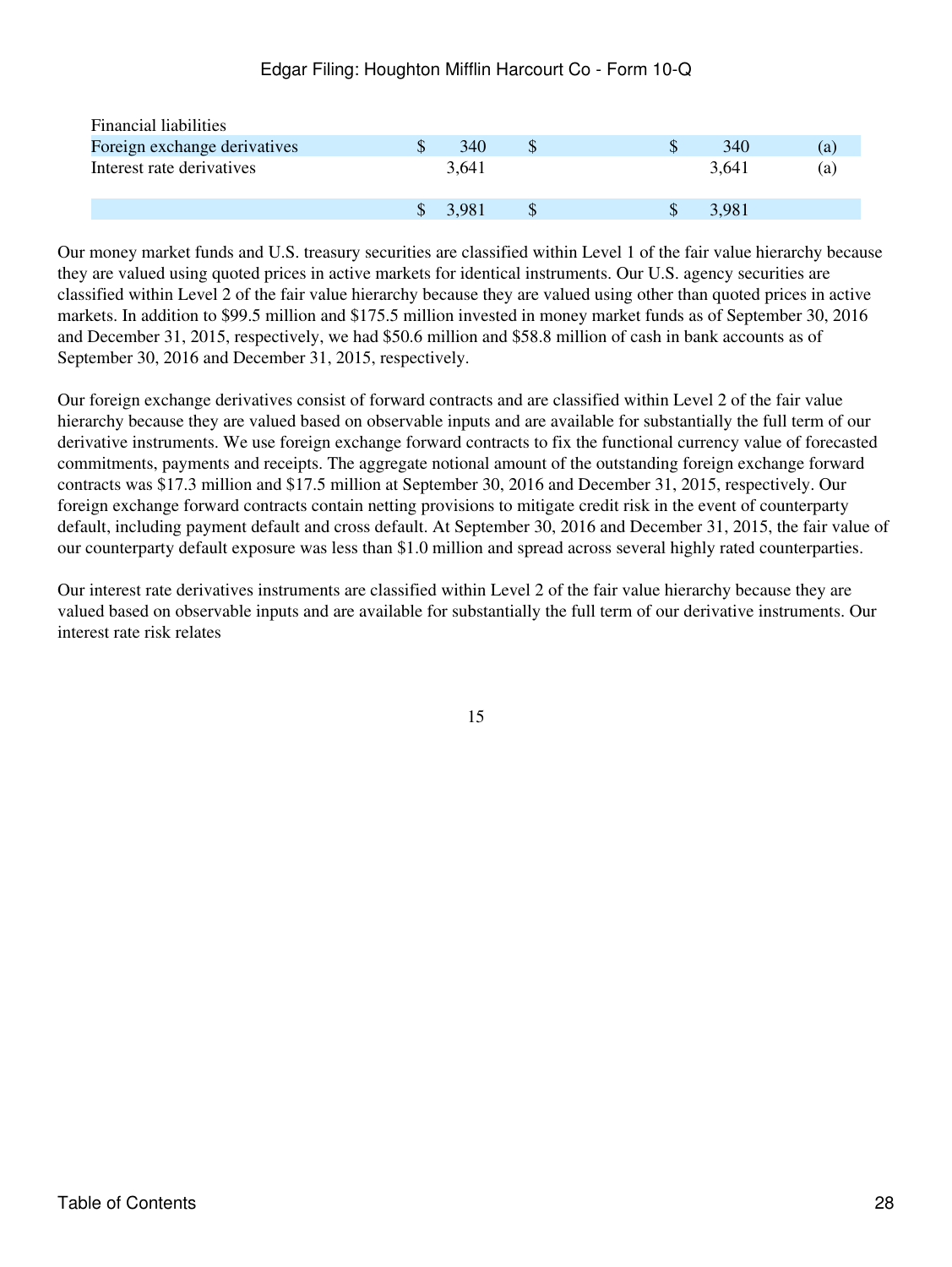| Financial liabilities | | | | | |
|---|---|---|---|---|---|
| Foreign exchange derivatives | $ 340 | $ | $ 340 | | (a) |
| Interest rate derivatives | 3,641 | | 3,641 | | (a) |
| | $ 3,981 | $ | $ 3,981 | | |

Our money market funds and U.S. treasury securities are classified within Level 1 of the fair value hierarchy because they are valued using quoted prices in active markets for identical instruments. Our U.S. agency securities are classified within Level 2 of the fair value hierarchy because they are valued using other than quoted prices in active markets. In addition to $99.5 million and $175.5 million invested in money market funds as of September 30, 2016 and December 31, 2015, respectively, we had $50.6 million and $58.8 million of cash in bank accounts as of September 30, 2016 and December 31, 2015, respectively.

Our foreign exchange derivatives consist of forward contracts and are classified within Level 2 of the fair value hierarchy because they are valued based on observable inputs and are available for substantially the full term of our derivative instruments. We use foreign exchange forward contracts to fix the functional currency value of forecasted commitments, payments and receipts. The aggregate notional amount of the outstanding foreign exchange forward contracts was $17.3 million and $17.5 million at September 30, 2016 and December 31, 2015, respectively. Our foreign exchange forward contracts contain netting provisions to mitigate credit risk in the event of counterparty default, including payment default and cross default. At September 30, 2016 and December 31, 2015, the fair value of our counterparty default exposure was less than $1.0 million and spread across several highly rated counterparties.

Our interest rate derivatives instruments are classified within Level 2 of the fair value hierarchy because they are valued based on observable inputs and are available for substantially the full term of our derivative instruments. Our interest rate risk relates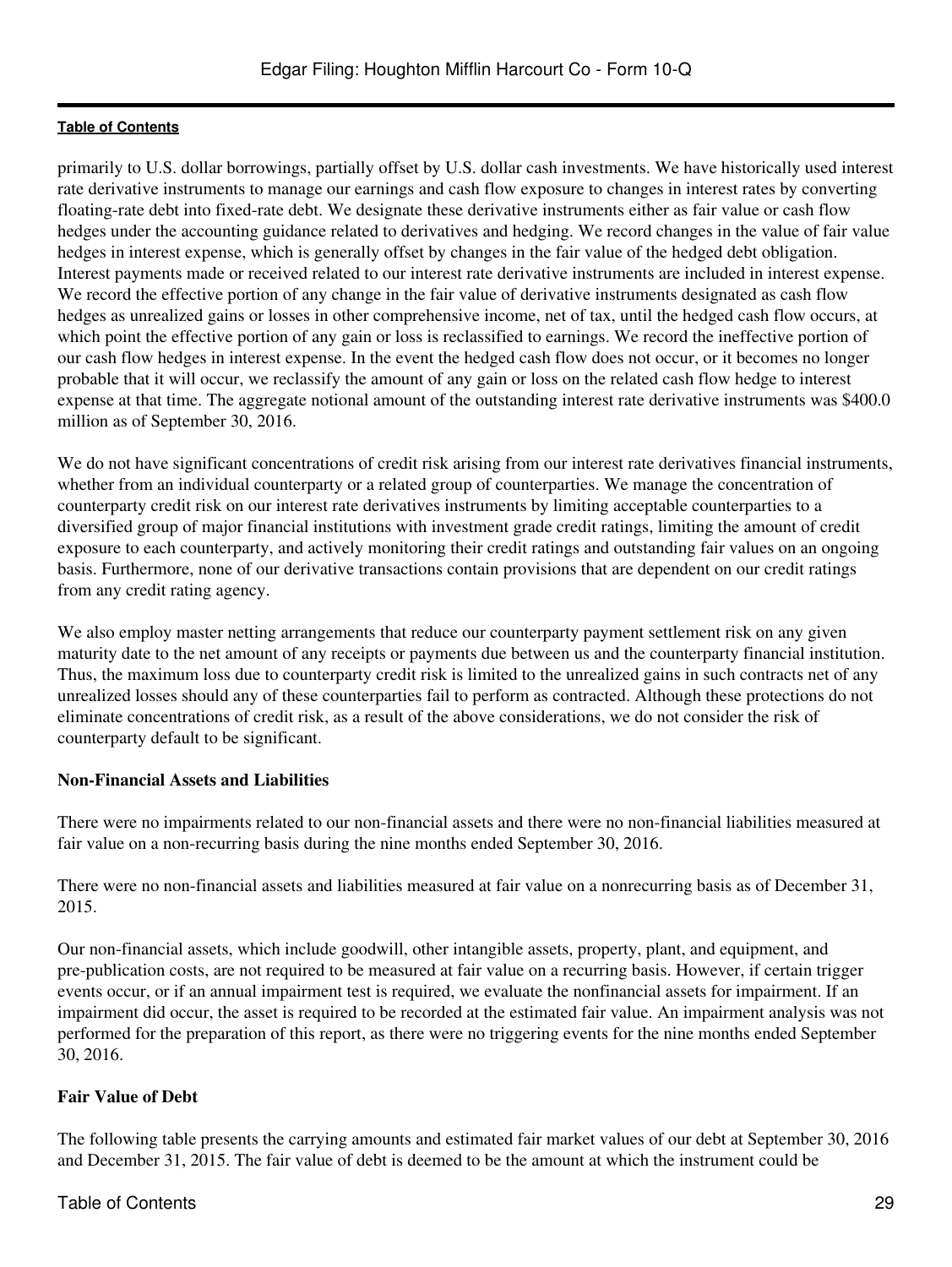primarily to U.S. dollar borrowings, partially offset by U.S. dollar cash investments. We have historically used interest rate derivative instruments to manage our earnings and cash flow exposure to changes in interest rates by converting floating-rate debt into fixed-rate debt. We designate these derivative instruments either as fair value or cash flow hedges under the accounting guidance related to derivatives and hedging. We record changes in the value of fair value hedges in interest expense, which is generally offset by changes in the fair value of the hedged debt obligation. Interest payments made or received related to our interest rate derivative instruments are included in interest expense. We record the effective portion of any change in the fair value of derivative instruments designated as cash flow hedges as unrealized gains or losses in other comprehensive income, net of tax, until the hedged cash flow occurs, at which point the effective portion of any gain or loss is reclassified to earnings. We record the ineffective portion of our cash flow hedges in interest expense. In the event the hedged cash flow does not occur, or it becomes no longer probable that it will occur, we reclassify the amount of any gain or loss on the related cash flow hedge to interest expense at that time. The aggregate notional amount of the outstanding interest rate derivative instruments was $400.0 million as of September 30, 2016.

We do not have significant concentrations of credit risk arising from our interest rate derivatives financial instruments, whether from an individual counterparty or a related group of counterparties. We manage the concentration of counterparty credit risk on our interest rate derivatives instruments by limiting acceptable counterparties to a diversified group of major financial institutions with investment grade credit ratings, limiting the amount of credit exposure to each counterparty, and actively monitoring their credit ratings and outstanding fair values on an ongoing basis. Furthermore, none of our derivative transactions contain provisions that are dependent on our credit ratings from any credit rating agency.

We also employ master netting arrangements that reduce our counterparty payment settlement risk on any given maturity date to the net amount of any receipts or payments due between us and the counterparty financial institution. Thus, the maximum loss due to counterparty credit risk is limited to the unrealized gains in such contracts net of any unrealized losses should any of these counterparties fail to perform as contracted. Although these protections do not eliminate concentrations of credit risk, as a result of the above considerations, we do not consider the risk of counterparty default to be significant.

**Non-Financial Assets and Liabilities**

There were no impairments related to our non-financial assets and there were no non-financial liabilities measured at fair value on a non-recurring basis during the nine months ended September 30, 2016.

There were no non-financial assets and liabilities measured at fair value on a nonrecurring basis as of December 31, 2015.

Our non-financial assets, which include goodwill, other intangible assets, property, plant, and equipment, and pre-publication costs, are not required to be measured at fair value on a recurring basis. However, if certain trigger events occur, or if an annual impairment test is required, we evaluate the nonfinancial assets for impairment. If an impairment did occur, the asset is required to be recorded at the estimated fair value. An impairment analysis was not performed for the preparation of this report, as there were no triggering events for the nine months ended September 30, 2016.

**Fair Value of Debt**

The following table presents the carrying amounts and estimated fair market values of our debt at September 30, 2016 and December 31, 2015. The fair value of debt is deemed to be the amount at which the instrument could be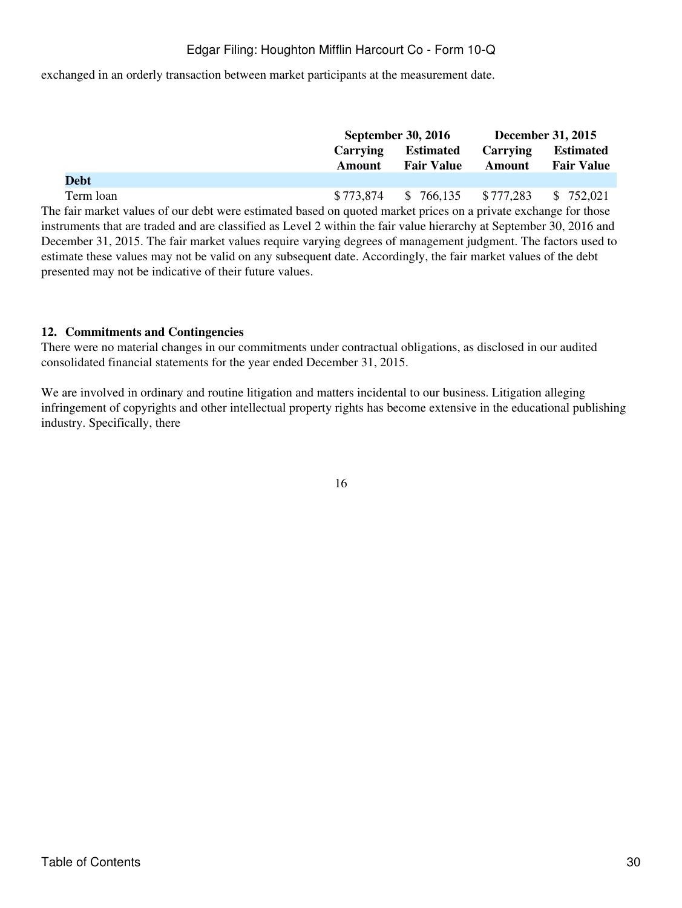exchanged in an orderly transaction between market participants at the measurement date.

| | September 30, 2016 | | December 31, 2015 | |
|---|---|---|---|---|
| | Carrying Amount | Estimated Fair Value | Carrying Amount | Estimated Fair Value |
| **Debt** | | | | |
| Term loan | $ 773,874 | $ 766,135 | $ 777,283 | $ 752,021 |

The fair market values of our debt were estimated based on quoted market prices on a private exchange for those instruments that are traded and are classified as Level 2 within the fair value hierarchy at September 30, 2016 and December 31, 2015. The fair market values require varying degrees of management judgment. The factors used to estimate these values may not be valid on any subsequent date. Accordingly, the fair market values of the debt presented may not be indicative of their future values.

### 12. Commitments and Contingencies

There were no material changes in our commitments under contractual obligations, as disclosed in our audited consolidated financial statements for the year ended December 31, 2015.

We are involved in ordinary and routine litigation and matters incidental to our business. Litigation alleging infringement of copyrights and other intellectual property rights has become extensive in the educational publishing industry. Specifically, there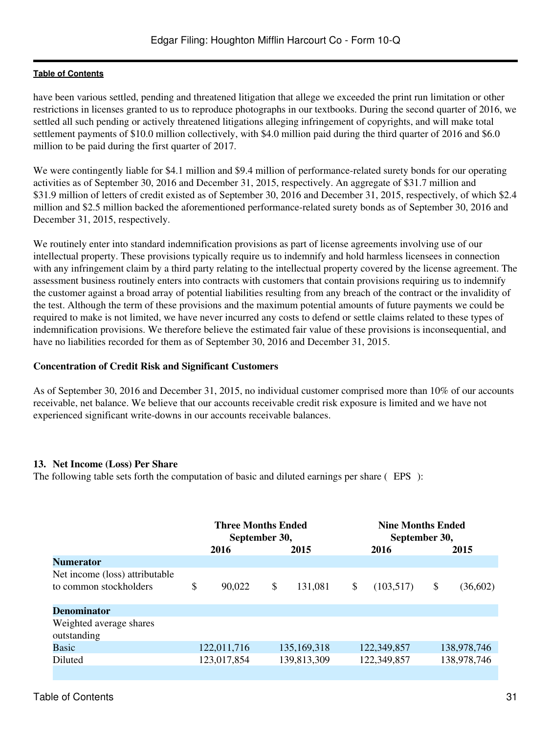have been various settled, pending and threatened litigation that allege we exceeded the print run limitation or other restrictions in licenses granted to us to reproduce photographs in our textbooks. During the second quarter of 2016, we settled all such pending or actively threatened litigations alleging infringement of copyrights, and will make total settlement payments of $10.0 million collectively, with $4.0 million paid during the third quarter of 2016 and $6.0 million to be paid during the first quarter of 2017.

We were contingently liable for $4.1 million and $9.4 million of performance-related surety bonds for our operating activities as of September 30, 2016 and December 31, 2015, respectively. An aggregate of $31.7 million and $31.9 million of letters of credit existed as of September 30, 2016 and December 31, 2015, respectively, of which $2.4 million and $2.5 million backed the aforementioned performance-related surety bonds as of September 30, 2016 and December 31, 2015, respectively.

We routinely enter into standard indemnification provisions as part of license agreements involving use of our intellectual property. These provisions typically require us to indemnify and hold harmless licensees in connection with any infringement claim by a third party relating to the intellectual property covered by the license agreement. The assessment business routinely enters into contracts with customers that contain provisions requiring us to indemnify the customer against a broad array of potential liabilities resulting from any breach of the contract or the invalidity of the test. Although the term of these provisions and the maximum potential amounts of future payments we could be required to make is not limited, we have never incurred any costs to defend or settle claims related to these types of indemnification provisions. We therefore believe the estimated fair value of these provisions is inconsequential, and have no liabilities recorded for them as of September 30, 2016 and December 31, 2015.

**Concentration of Credit Risk and Significant Customers**

As of September 30, 2016 and December 31, 2015, no individual customer comprised more than 10% of our accounts receivable, net balance. We believe that our accounts receivable credit risk exposure is limited and we have not experienced significant write-downs in our accounts receivable balances.

## 13. Net Income (Loss) Per Share

The following table sets forth the computation of basic and diluted earnings per share ( EPS ):

| | Three Months Ended September 30, | | Nine Months Ended September 30, | |
|---|---|---|---|---|
| | 2016 | 2015 | 2016 | 2015 |
| **Numerator** | | | | |
| Net income (loss) attributable to common stockholders | $ 90,022 | $ 131,081 | $ (103,517) | $ (36,602) |
| **Denominator** | | | | |
| Weighted average shares outstanding | | | | |
| Basic | 122,011,716 | 135,169,318 | 122,349,857 | 138,978,746 |
| Diluted | 123,017,854 | 139,813,309 | 122,349,857 | 138,978,746 |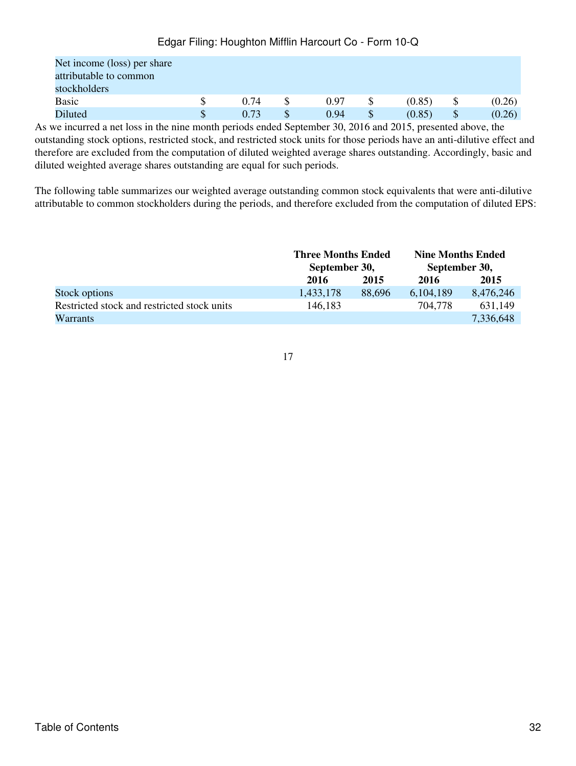| | | | | |
|---|---|---|---|---|
| Net income (loss) per share attributable to common stockholders | | | | |
| Basic | $ 0.74 | $ 0.97 | $ (0.85) | $ (0.26) |
| Diluted | $ 0.73 | $ 0.94 | $ (0.85) | $ (0.26) |

As we incurred a net loss in the nine month periods ended September 30, 2016 and 2015, presented above, the outstanding stock options, restricted stock, and restricted stock units for those periods have an anti-dilutive effect and therefore are excluded from the computation of diluted weighted average shares outstanding. Accordingly, basic and diluted weighted average shares outstanding are equal for such periods.

The following table summarizes our weighted average outstanding common stock equivalents that were anti-dilutive attributable to common stockholders during the periods, and therefore excluded from the computation of diluted EPS:

| | Three Months Ended September 30, | | Nine Months Ended September 30, | |
|---|---|---|---|---|
| | 2016 | 2015 | 2016 | 2015 |
| Stock options | 1,433,178 | 88,696 | 6,104,189 | 8,476,246 |
| Restricted stock and restricted stock units | 146,183 | | 704,778 | 631,149 |
| Warrants | | | | 7,336,648 |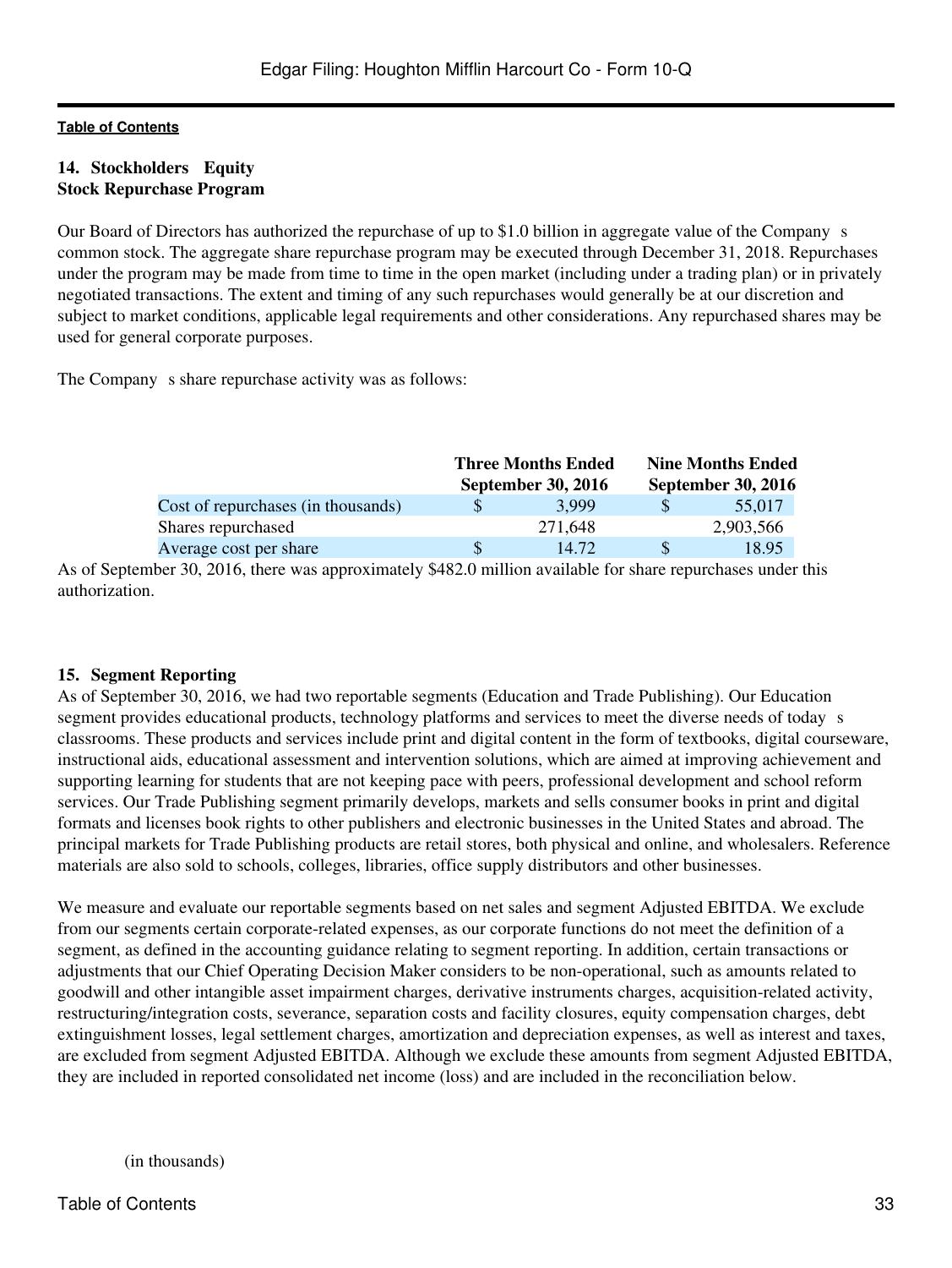## 14. Stockholders Equity

### Stock Repurchase Program

Our Board of Directors has authorized the repurchase of up to $1.0 billion in aggregate value of the Company s common stock. The aggregate share repurchase program may be executed through December 31, 2018. Repurchases under the program may be made from time to time in the open market (including under a trading plan) or in privately negotiated transactions. The extent and timing of any such repurchases would generally be at our discretion and subject to market conditions, applicable legal requirements and other considerations. Any repurchased shares may be used for general corporate purposes.

The Company s share repurchase activity was as follows:

| | Three Months Ended September 30, 2016 | Nine Months Ended September 30, 2016 |
|---|---|---|
| Cost of repurchases (in thousands) | $ 3,999 | $ 55,017 |
| Shares repurchased | 271,648 | 2,903,566 |
| Average cost per share | $ 14.72 | $ 18.95 |

As of September 30, 2016, there was approximately $482.0 million available for share repurchases under this authorization.

## 15. Segment Reporting

As of September 30, 2016, we had two reportable segments (Education and Trade Publishing). Our Education segment provides educational products, technology platforms and services to meet the diverse needs of today s classrooms. These products and services include print and digital content in the form of textbooks, digital courseware, instructional aids, educational assessment and intervention solutions, which are aimed at improving achievement and supporting learning for students that are not keeping pace with peers, professional development and school reform services. Our Trade Publishing segment primarily develops, markets and sells consumer books in print and digital formats and licenses book rights to other publishers and electronic businesses in the United States and abroad. The principal markets for Trade Publishing products are retail stores, both physical and online, and wholesalers. Reference materials are also sold to schools, colleges, libraries, office supply distributors and other businesses.

We measure and evaluate our reportable segments based on net sales and segment Adjusted EBITDA. We exclude from our segments certain corporate-related expenses, as our corporate functions do not meet the definition of a segment, as defined in the accounting guidance relating to segment reporting. In addition, certain transactions or adjustments that our Chief Operating Decision Maker considers to be non-operational, such as amounts related to goodwill and other intangible asset impairment charges, derivative instruments charges, acquisition-related activity, restructuring/integration costs, severance, separation costs and facility closures, equity compensation charges, debt extinguishment losses, legal settlement charges, amortization and depreciation expenses, as well as interest and taxes, are excluded from segment Adjusted EBITDA. Although we exclude these amounts from segment Adjusted EBITDA, they are included in reported consolidated net income (loss) and are included in the reconciliation below.

(in thousands)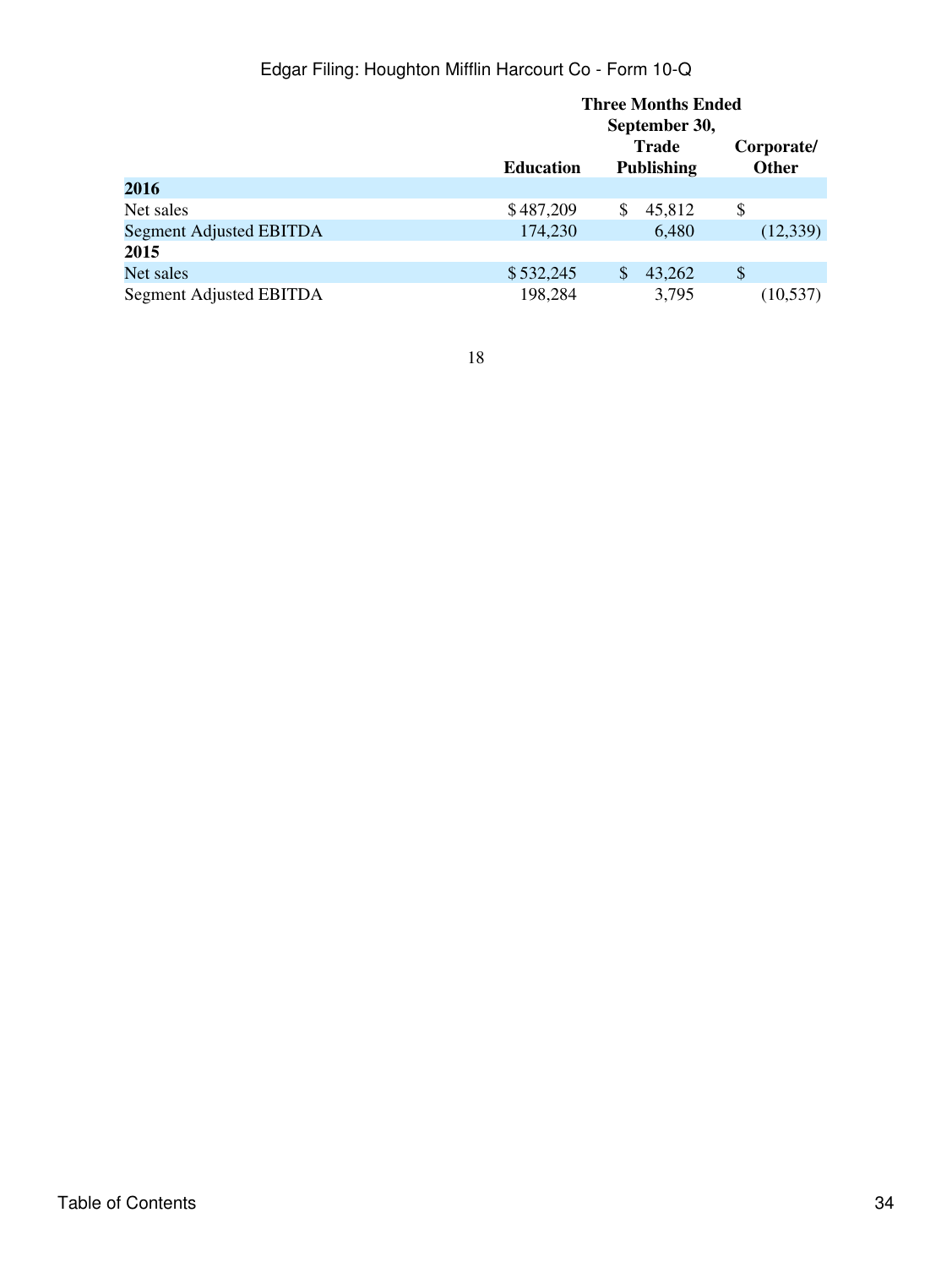| | Three Months Ended September 30, | | |
|---|---|---|---|
| | Education | Trade Publishing | Corporate/ Other |
| **2016** | | | |
| Net sales | $ 487,209 | $ 45,812 | $ |
| Segment Adjusted EBITDA | 174,230 | 6,480 | (12,339) |
| **2015** | | | |
| Net sales | $ 532,245 | $ 43,262 | $ |
| Segment Adjusted EBITDA | 198,284 | 3,795 | (10,537) |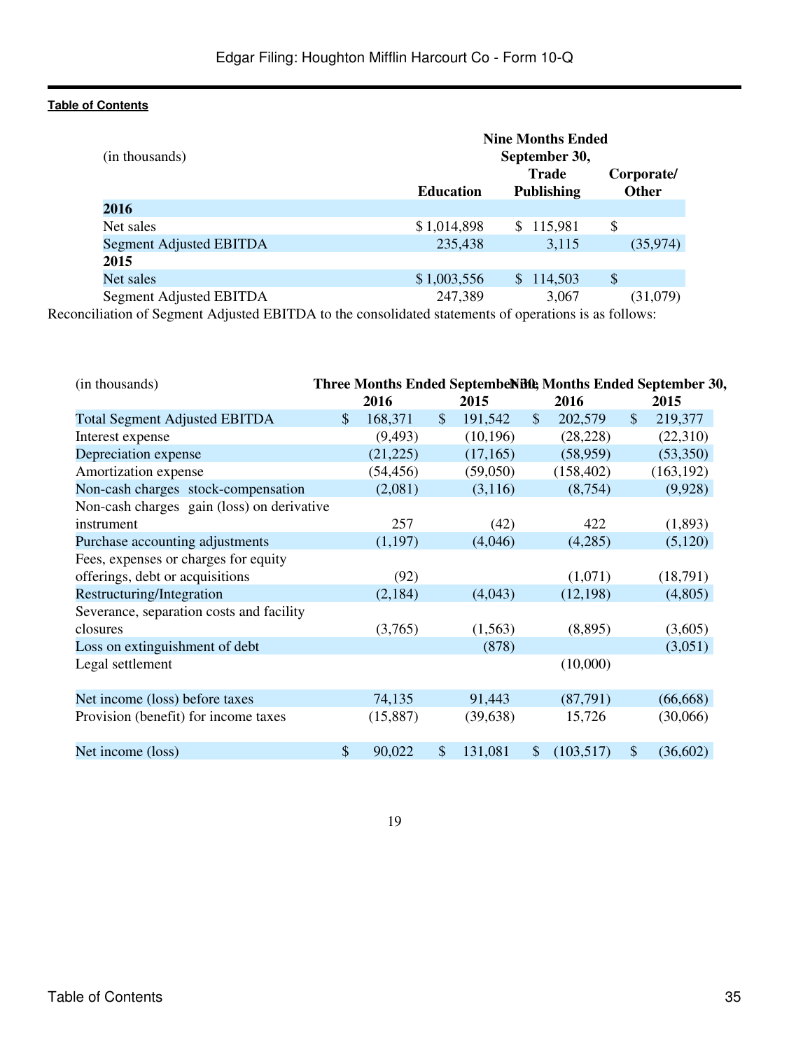| (in thousands) | Nine Months Ended September 30, | | |
|---|---|---|---|
| | Education | Trade Publishing | Corporate/ Other |
| **2016** | | | |
| Net sales | $ 1,014,898 | $ 115,981 | $ |
| Segment Adjusted EBITDA | 235,438 | 3,115 | (35,974) |
| **2015** | | | |
| Net sales | $ 1,003,556 | $ 114,503 | $ |
| Segment Adjusted EBITDA | 247,389 | 3,067 | (31,079) |

Reconciliation of Segment Adjusted EBITDA to the consolidated statements of operations is as follows:

| (in thousands) | Three Months Ended September 30, | | Nine Months Ended September 30, | |
|---|---|---|---|---|
| | 2016 | 2015 | 2016 | 2015 |
| Total Segment Adjusted EBITDA | $ 168,371 | $ 191,542 | $ 202,579 | $ 219,377 |
| Interest expense | (9,493) | (10,196) | (28,228) | (22,310) |
| Depreciation expense | (21,225) | (17,165) | (58,959) | (53,350) |
| Amortization expense | (54,456) | (59,050) | (158,402) | (163,192) |
| Non-cash charges stock-compensation | (2,081) | (3,116) | (8,754) | (9,928) |
| Non-cash charges gain (loss) on derivative instrument | 257 | (42) | 422 | (1,893) |
| Purchase accounting adjustments | (1,197) | (4,046) | (4,285) | (5,120) |
| Fees, expenses or charges for equity offerings, debt or acquisitions | (92) | | (1,071) | (18,791) |
| Restructuring/Integration | (2,184) | (4,043) | (12,198) | (4,805) |
| Severance, separation costs and facility closures | (3,765) | (1,563) | (8,895) | (3,605) |
| Loss on extinguishment of debt | | (878) | | (3,051) |
| Legal settlement | | | (10,000) | |
| Net income (loss) before taxes | 74,135 | 91,443 | (87,791) | (66,668) |
| Provision (benefit) for income taxes | (15,887) | (39,638) | 15,726 | (30,066) |
| Net income (loss) | $ 90,022 | $ 131,081 | $ (103,517) | $ (36,602) |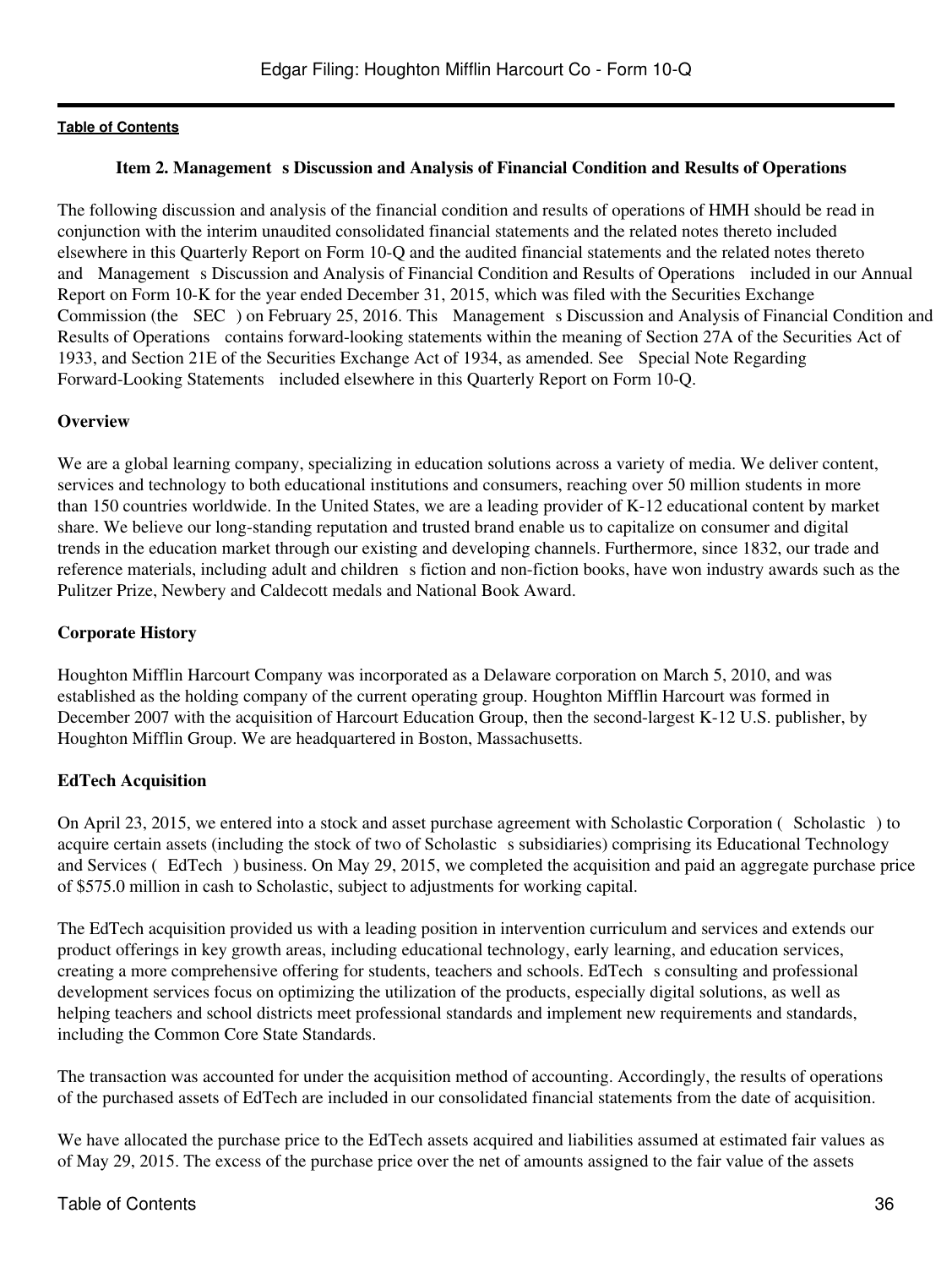## Item 2. Management's Discussion and Analysis of Financial Condition and Results of Operations

The following discussion and analysis of the financial condition and results of operations of HMH should be read in conjunction with the interim unaudited consolidated financial statements and the related notes thereto included elsewhere in this Quarterly Report on Form 10-Q and the audited financial statements and the related notes thereto and "Management's Discussion and Analysis of Financial Condition and Results of Operations" included in our Annual Report on Form 10-K for the year ended December 31, 2015, which was filed with the Securities Exchange Commission (the "SEC") on February 25, 2016. This "Management's Discussion and Analysis of Financial Condition and Results of Operations" contains forward-looking statements within the meaning of Section 27A of the Securities Act of 1933, and Section 21E of the Securities Exchange Act of 1934, as amended. See "Special Note Regarding Forward-Looking Statements" included elsewhere in this Quarterly Report on Form 10-Q.

### Overview

We are a global learning company, specializing in education solutions across a variety of media. We deliver content, services and technology to both educational institutions and consumers, reaching over 50 million students in more than 150 countries worldwide. In the United States, we are a leading provider of K-12 educational content by market share. We believe our long-standing reputation and trusted brand enable us to capitalize on consumer and digital trends in the education market through our existing and developing channels. Furthermore, since 1832, our trade and reference materials, including adult and children's fiction and non-fiction books, have won industry awards such as the Pulitzer Prize, Newbery and Caldecott medals and National Book Award.

### Corporate History

Houghton Mifflin Harcourt Company was incorporated as a Delaware corporation on March 5, 2010, and was established as the holding company of the current operating group. Houghton Mifflin Harcourt was formed in December 2007 with the acquisition of Harcourt Education Group, then the second-largest K-12 U.S. publisher, by Houghton Mifflin Group. We are headquartered in Boston, Massachusetts.

### EdTech Acquisition

On April 23, 2015, we entered into a stock and asset purchase agreement with Scholastic Corporation ("Scholastic") to acquire certain assets (including the stock of two of Scholastic's subsidiaries) comprising its Educational Technology and Services ("EdTech") business. On May 29, 2015, we completed the acquisition and paid an aggregate purchase price of $575.0 million in cash to Scholastic, subject to adjustments for working capital.

The EdTech acquisition provided us with a leading position in intervention curriculum and services and extends our product offerings in key growth areas, including educational technology, early learning, and education services, creating a more comprehensive offering for students, teachers and schools. EdTech's consulting and professional development services focus on optimizing the utilization of the products, especially digital solutions, as well as helping teachers and school districts meet professional standards and implement new requirements and standards, including the Common Core State Standards.

The transaction was accounted for under the acquisition method of accounting. Accordingly, the results of operations of the purchased assets of EdTech are included in our consolidated financial statements from the date of acquisition.

We have allocated the purchase price to the EdTech assets acquired and liabilities assumed at estimated fair values as of May 29, 2015. The excess of the purchase price over the net of amounts assigned to the fair value of the assets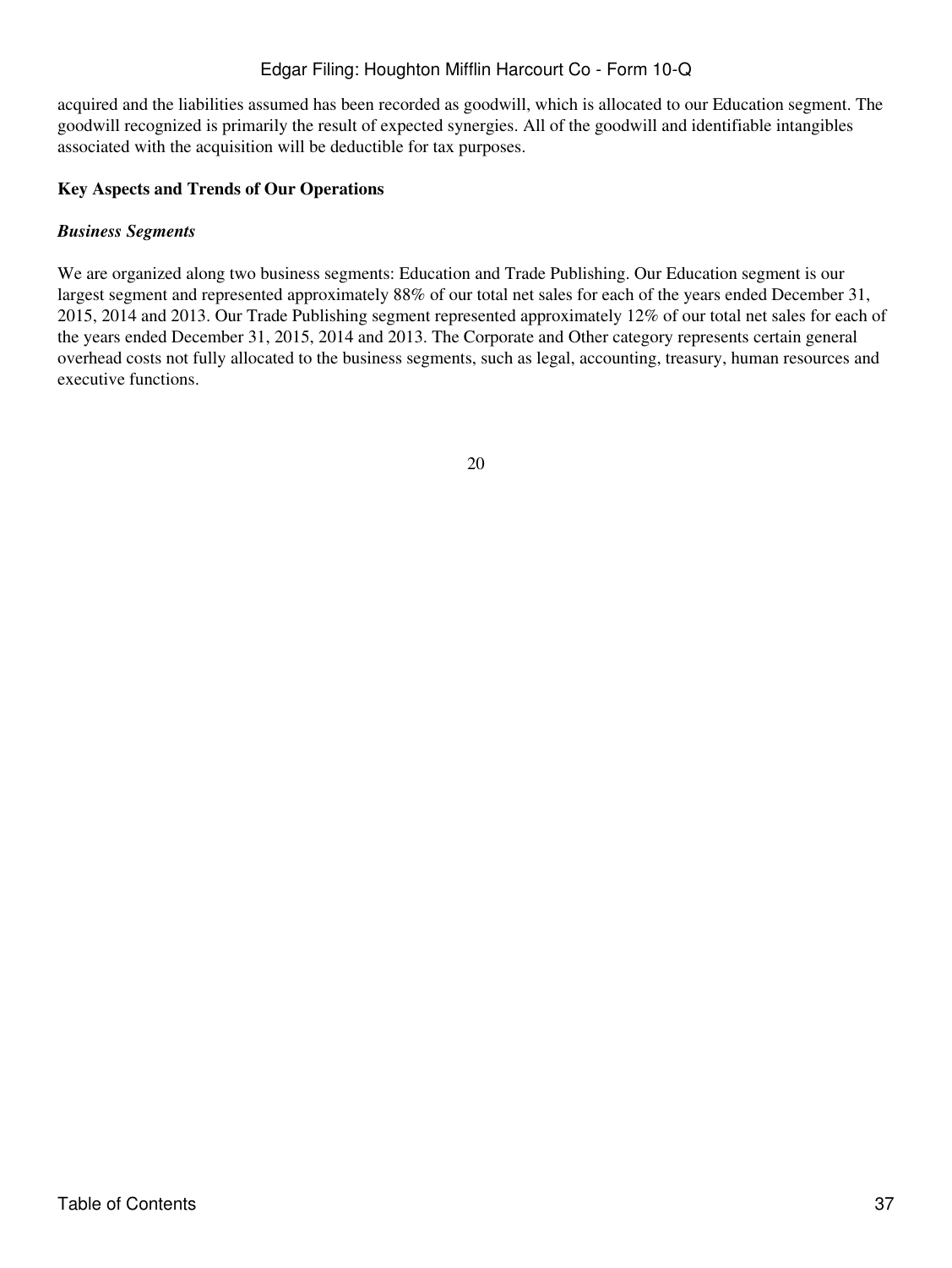acquired and the liabilities assumed has been recorded as goodwill, which is allocated to our Education segment. The goodwill recognized is primarily the result of expected synergies. All of the goodwill and identifiable intangibles associated with the acquisition will be deductible for tax purposes.

### Key Aspects and Trends of Our Operations

#### *Business Segments*

We are organized along two business segments: Education and Trade Publishing. Our Education segment is our largest segment and represented approximately 88% of our total net sales for each of the years ended December 31, 2015, 2014 and 2013. Our Trade Publishing segment represented approximately 12% of our total net sales for each of the years ended December 31, 2015, 2014 and 2013. The Corporate and Other category represents certain general overhead costs not fully allocated to the business segments, such as legal, accounting, treasury, human resources and executive functions.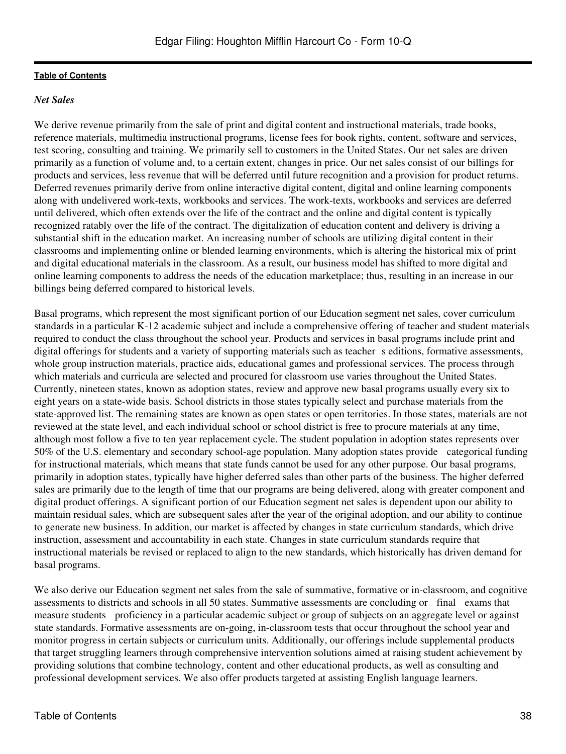*Net Sales*

We derive revenue primarily from the sale of print and digital content and instructional materials, trade books, reference materials, multimedia instructional programs, license fees for book rights, content, software and services, test scoring, consulting and training. We primarily sell to customers in the United States. Our net sales are driven primarily as a function of volume and, to a certain extent, changes in price. Our net sales consist of our billings for products and services, less revenue that will be deferred until future recognition and a provision for product returns. Deferred revenues primarily derive from online interactive digital content, digital and online learning components along with undelivered work-texts, workbooks and services. The work-texts, workbooks and services are deferred until delivered, which often extends over the life of the contract and the online and digital content is typically recognized ratably over the life of the contract. The digitalization of education content and delivery is driving a substantial shift in the education market. An increasing number of schools are utilizing digital content in their classrooms and implementing online or blended learning environments, which is altering the historical mix of print and digital educational materials in the classroom. As a result, our business model has shifted to more digital and online learning components to address the needs of the education marketplace; thus, resulting in an increase in our billings being deferred compared to historical levels.

Basal programs, which represent the most significant portion of our Education segment net sales, cover curriculum standards in a particular K-12 academic subject and include a comprehensive offering of teacher and student materials required to conduct the class throughout the school year. Products and services in basal programs include print and digital offerings for students and a variety of supporting materials such as teacher s editions, formative assessments, whole group instruction materials, practice aids, educational games and professional services. The process through which materials and curricula are selected and procured for classroom use varies throughout the United States. Currently, nineteen states, known as adoption states, review and approve new basal programs usually every six to eight years on a state-wide basis. School districts in those states typically select and purchase materials from the state-approved list. The remaining states are known as open states or open territories. In those states, materials are not reviewed at the state level, and each individual school or school district is free to procure materials at any time, although most follow a five to ten year replacement cycle. The student population in adoption states represents over 50% of the U.S. elementary and secondary school-age population. Many adoption states provide categorical funding for instructional materials, which means that state funds cannot be used for any other purpose. Our basal programs, primarily in adoption states, typically have higher deferred sales than other parts of the business. The higher deferred sales are primarily due to the length of time that our programs are being delivered, along with greater component and digital product offerings. A significant portion of our Education segment net sales is dependent upon our ability to maintain residual sales, which are subsequent sales after the year of the original adoption, and our ability to continue to generate new business. In addition, our market is affected by changes in state curriculum standards, which drive instruction, assessment and accountability in each state. Changes in state curriculum standards require that instructional materials be revised or replaced to align to the new standards, which historically has driven demand for basal programs.

We also derive our Education segment net sales from the sale of summative, formative or in-classroom, and cognitive assessments to districts and schools in all 50 states. Summative assessments are concluding or final exams that measure students proficiency in a particular academic subject or group of subjects on an aggregate level or against state standards. Formative assessments are on-going, in-classroom tests that occur throughout the school year and monitor progress in certain subjects or curriculum units. Additionally, our offerings include supplemental products that target struggling learners through comprehensive intervention solutions aimed at raising student achievement by providing solutions that combine technology, content and other educational products, as well as consulting and professional development services. We also offer products targeted at assisting English language learners.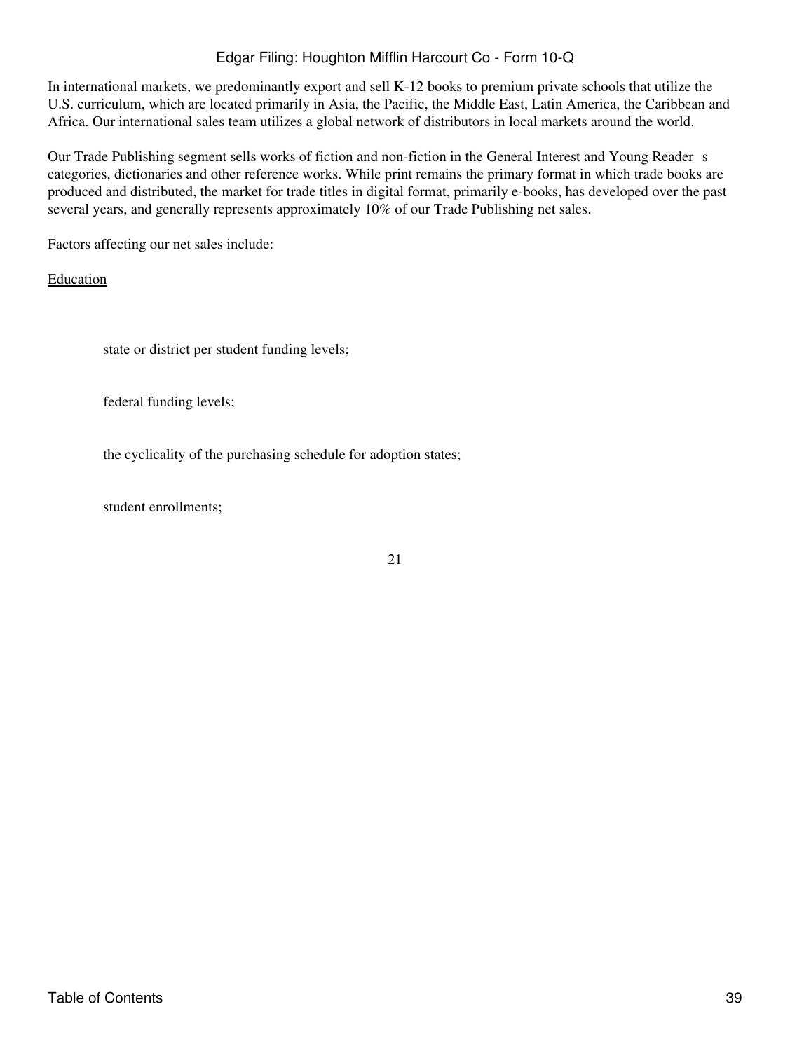In international markets, we predominantly export and sell K-12 books to premium private schools that utilize the U.S. curriculum, which are located primarily in Asia, the Pacific, the Middle East, Latin America, the Caribbean and Africa. Our international sales team utilizes a global network of distributors in local markets around the world.

Our Trade Publishing segment sells works of fiction and non-fiction in the General Interest and Young Reader s categories, dictionaries and other reference works. While print remains the primary format in which trade books are produced and distributed, the market for trade titles in digital format, primarily e-books, has developed over the past several years, and generally represents approximately 10% of our Trade Publishing net sales.

Factors affecting our net sales include:

<u>Education</u>

- state or district per student funding levels;
- federal funding levels;
- the cyclicality of the purchasing schedule for adoption states;
- student enrollments;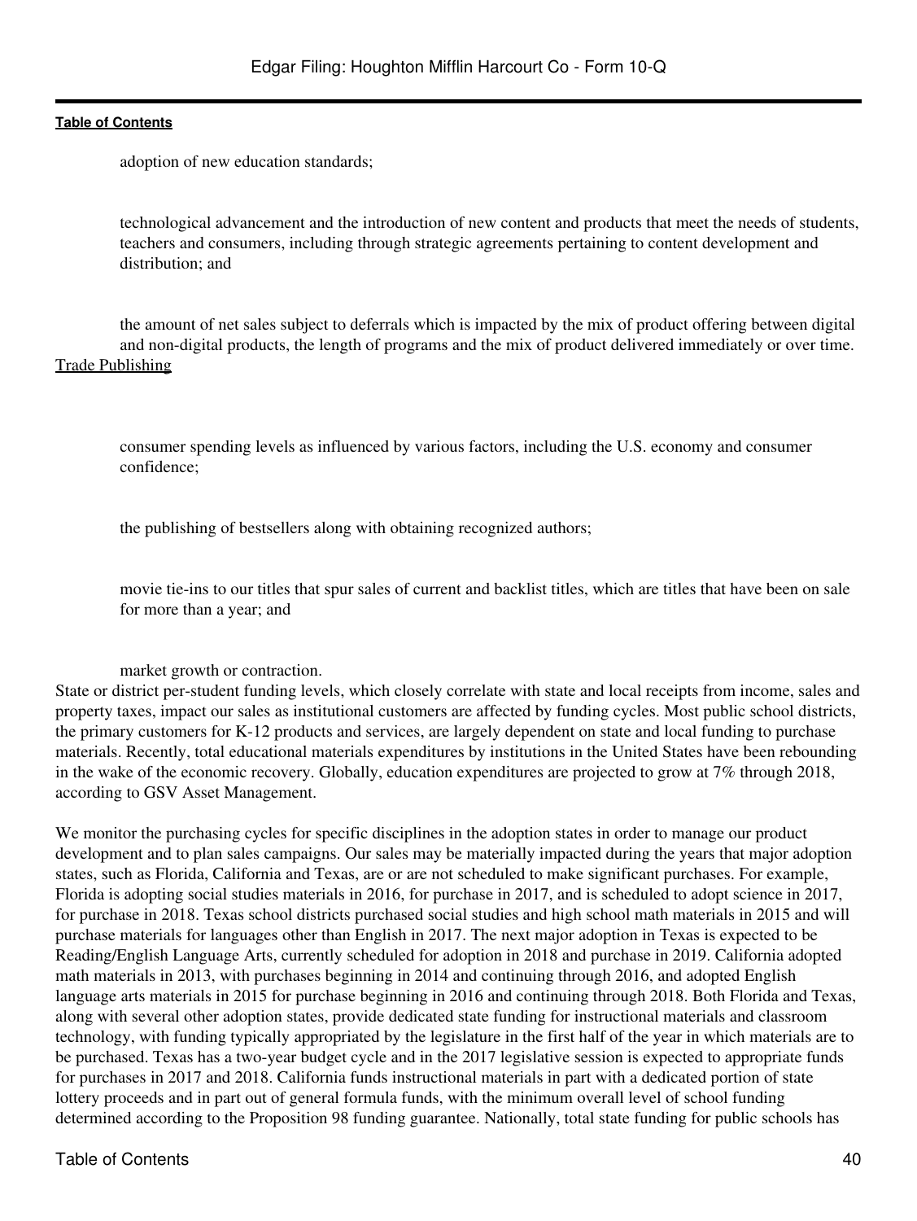- adoption of new education standards;
- technological advancement and the introduction of new content and products that meet the needs of students, teachers and consumers, including through strategic agreements pertaining to content development and distribution; and
- the amount of net sales subject to deferrals which is impacted by the mix of product offering between digital and non-digital products, the length of programs and the mix of product delivered immediately or over time.

Trade Publishing

- consumer spending levels as influenced by various factors, including the U.S. economy and consumer confidence;
- the publishing of bestsellers along with obtaining recognized authors;
- movie tie-ins to our titles that spur sales of current and backlist titles, which are titles that have been on sale for more than a year; and
- market growth or contraction.

State or district per-student funding levels, which closely correlate with state and local receipts from income, sales and property taxes, impact our sales as institutional customers are affected by funding cycles. Most public school districts, the primary customers for K-12 products and services, are largely dependent on state and local funding to purchase materials. Recently, total educational materials expenditures by institutions in the United States have been rebounding in the wake of the economic recovery. Globally, education expenditures are projected to grow at 7% through 2018, according to GSV Asset Management.

We monitor the purchasing cycles for specific disciplines in the adoption states in order to manage our product development and to plan sales campaigns. Our sales may be materially impacted during the years that major adoption states, such as Florida, California and Texas, are or are not scheduled to make significant purchases. For example, Florida is adopting social studies materials in 2016, for purchase in 2017, and is scheduled to adopt science in 2017, for purchase in 2018. Texas school districts purchased social studies and high school math materials in 2015 and will purchase materials for languages other than English in 2017. The next major adoption in Texas is expected to be Reading/English Language Arts, currently scheduled for adoption in 2018 and purchase in 2019. California adopted math materials in 2013, with purchases beginning in 2014 and continuing through 2016, and adopted English language arts materials in 2015 for purchase beginning in 2016 and continuing through 2018. Both Florida and Texas, along with several other adoption states, provide dedicated state funding for instructional materials and classroom technology, with funding typically appropriated by the legislature in the first half of the year in which materials are to be purchased. Texas has a two-year budget cycle and in the 2017 legislative session is expected to appropriate funds for purchases in 2017 and 2018. California funds instructional materials in part with a dedicated portion of state lottery proceeds and in part out of general formula funds, with the minimum overall level of school funding determined according to the Proposition 98 funding guarantee. Nationally, total state funding for public schools has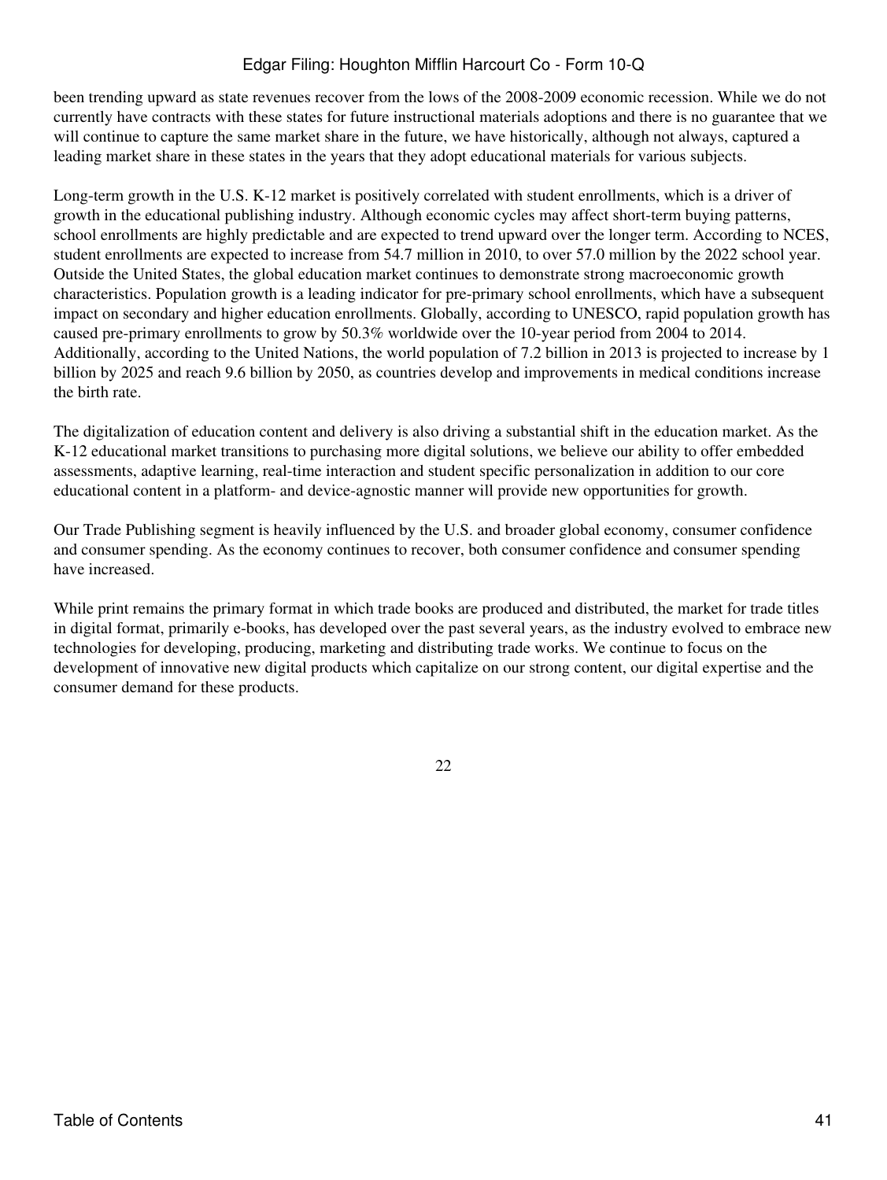been trending upward as state revenues recover from the lows of the 2008-2009 economic recession. While we do not currently have contracts with these states for future instructional materials adoptions and there is no guarantee that we will continue to capture the same market share in the future, we have historically, although not always, captured a leading market share in these states in the years that they adopt educational materials for various subjects.

Long-term growth in the U.S. K-12 market is positively correlated with student enrollments, which is a driver of growth in the educational publishing industry. Although economic cycles may affect short-term buying patterns, school enrollments are highly predictable and are expected to trend upward over the longer term. According to NCES, student enrollments are expected to increase from 54.7 million in 2010, to over 57.0 million by the 2022 school year. Outside the United States, the global education market continues to demonstrate strong macroeconomic growth characteristics. Population growth is a leading indicator for pre-primary school enrollments, which have a subsequent impact on secondary and higher education enrollments. Globally, according to UNESCO, rapid population growth has caused pre-primary enrollments to grow by 50.3% worldwide over the 10-year period from 2004 to 2014. Additionally, according to the United Nations, the world population of 7.2 billion in 2013 is projected to increase by 1 billion by 2025 and reach 9.6 billion by 2050, as countries develop and improvements in medical conditions increase the birth rate.

The digitalization of education content and delivery is also driving a substantial shift in the education market. As the K-12 educational market transitions to purchasing more digital solutions, we believe our ability to offer embedded assessments, adaptive learning, real-time interaction and student specific personalization in addition to our core educational content in a platform- and device-agnostic manner will provide new opportunities for growth.

Our Trade Publishing segment is heavily influenced by the U.S. and broader global economy, consumer confidence and consumer spending. As the economy continues to recover, both consumer confidence and consumer spending have increased.

While print remains the primary format in which trade books are produced and distributed, the market for trade titles in digital format, primarily e-books, has developed over the past several years, as the industry evolved to embrace new technologies for developing, producing, marketing and distributing trade works. We continue to focus on the development of innovative new digital products which capitalize on our strong content, our digital expertise and the consumer demand for these products.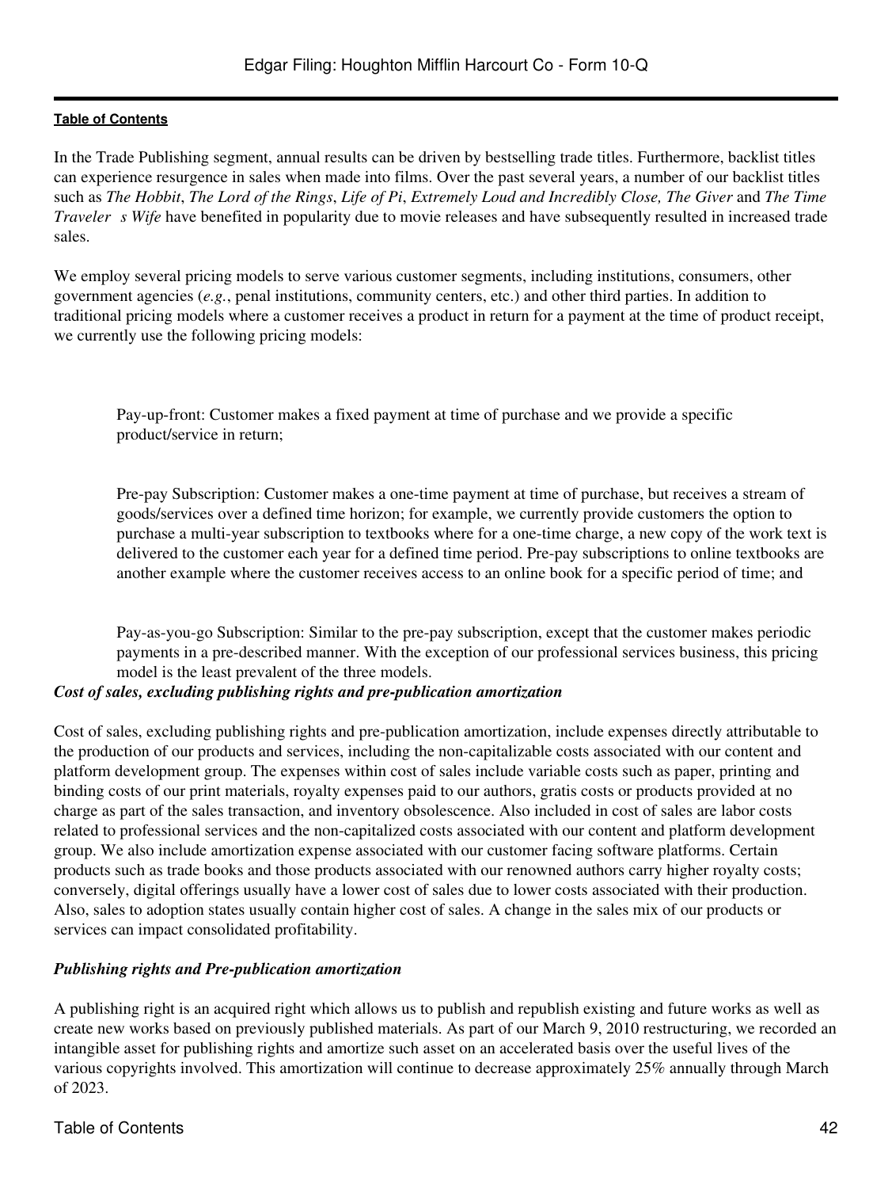In the Trade Publishing segment, annual results can be driven by bestselling trade titles. Furthermore, backlist titles can experience resurgence in sales when made into films. Over the past several years, a number of our backlist titles such as *The Hobbit*, *The Lord of the Rings*, *Life of Pi*, *Extremely Loud and Incredibly Close, The Giver* and *The Time Traveler s Wife* have benefited in popularity due to movie releases and have subsequently resulted in increased trade sales.

We employ several pricing models to serve various customer segments, including institutions, consumers, other government agencies (*e.g.*, penal institutions, community centers, etc.) and other third parties. In addition to traditional pricing models where a customer receives a product in return for a payment at the time of product receipt, we currently use the following pricing models:

- Pay-up-front: Customer makes a fixed payment at time of purchase and we provide a specific product/service in return;

- Pre-pay Subscription: Customer makes a one-time payment at time of purchase, but receives a stream of goods/services over a defined time horizon; for example, we currently provide customers the option to purchase a multi-year subscription to textbooks where for a one-time charge, a new copy of the work text is delivered to the customer each year for a defined time period. Pre-pay subscriptions to online textbooks are another example where the customer receives access to an online book for a specific period of time; and

- Pay-as-you-go Subscription: Similar to the pre-pay subscription, except that the customer makes periodic payments in a pre-described manner. With the exception of our professional services business, this pricing model is the least prevalent of the three models.

***Cost of sales, excluding publishing rights and pre-publication amortization***

Cost of sales, excluding publishing rights and pre-publication amortization, include expenses directly attributable to the production of our products and services, including the non-capitalizable costs associated with our content and platform development group. The expenses within cost of sales include variable costs such as paper, printing and binding costs of our print materials, royalty expenses paid to our authors, gratis costs or products provided at no charge as part of the sales transaction, and inventory obsolescence. Also included in cost of sales are labor costs related to professional services and the non-capitalized costs associated with our content and platform development group. We also include amortization expense associated with our customer facing software platforms. Certain products such as trade books and those products associated with our renowned authors carry higher royalty costs; conversely, digital offerings usually have a lower cost of sales due to lower costs associated with their production. Also, sales to adoption states usually contain higher cost of sales. A change in the sales mix of our products or services can impact consolidated profitability.

***Publishing rights and Pre-publication amortization***

A publishing right is an acquired right which allows us to publish and republish existing and future works as well as create new works based on previously published materials. As part of our March 9, 2010 restructuring, we recorded an intangible asset for publishing rights and amortize such asset on an accelerated basis over the useful lives of the various copyrights involved. This amortization will continue to decrease approximately 25% annually through March of 2023.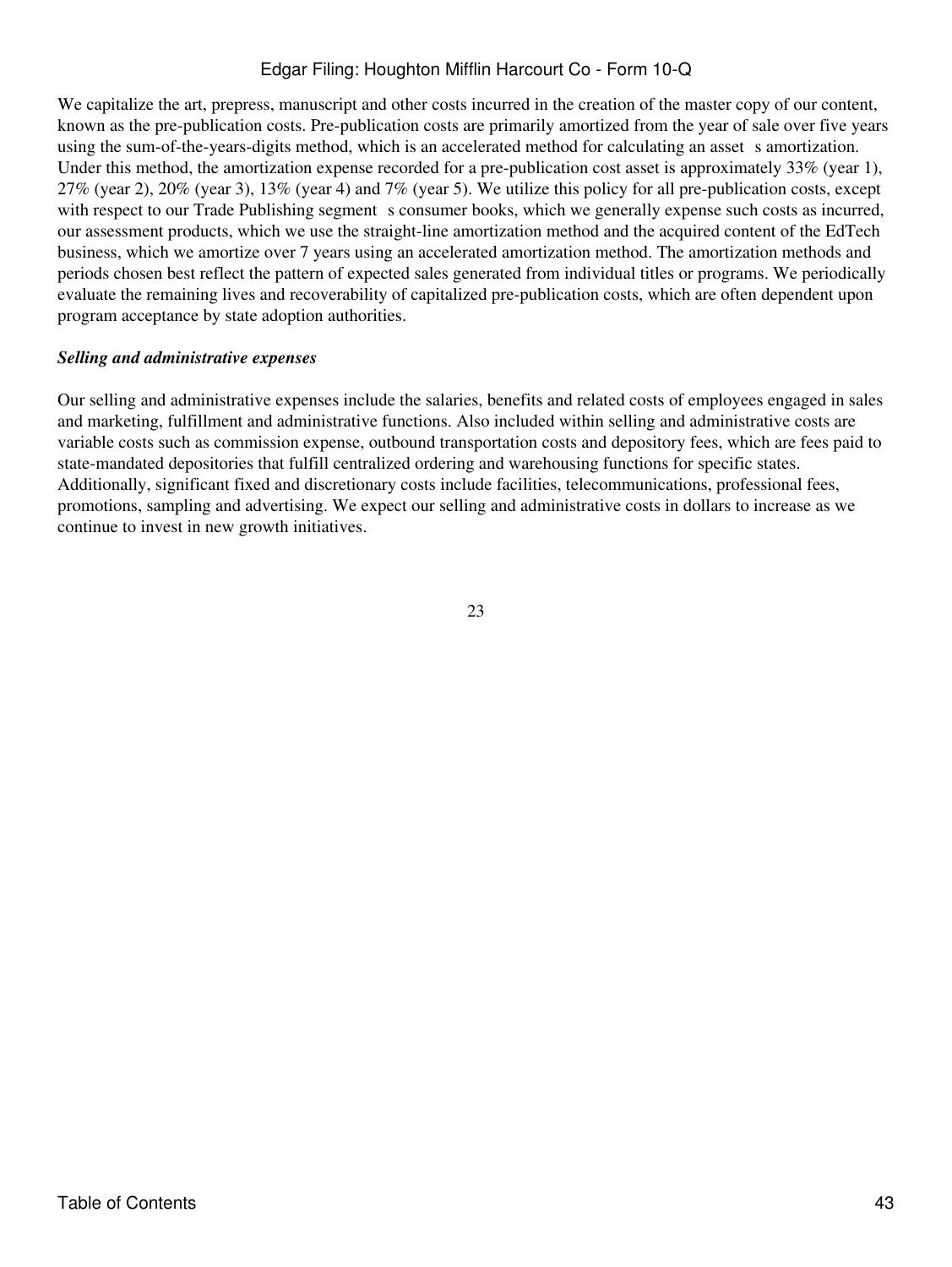We capitalize the art, prepress, manuscript and other costs incurred in the creation of the master copy of our content, known as the pre-publication costs. Pre-publication costs are primarily amortized from the year of sale over five years using the sum-of-the-years-digits method, which is an accelerated method for calculating an asset s amortization. Under this method, the amortization expense recorded for a pre-publication cost asset is approximately 33% (year 1), 27% (year 2), 20% (year 3), 13% (year 4) and 7% (year 5). We utilize this policy for all pre-publication costs, except with respect to our Trade Publishing segment s consumer books, which we generally expense such costs as incurred, our assessment products, which we use the straight-line amortization method and the acquired content of the EdTech business, which we amortize over 7 years using an accelerated amortization method. The amortization methods and periods chosen best reflect the pattern of expected sales generated from individual titles or programs. We periodically evaluate the remaining lives and recoverability of capitalized pre-publication costs, which are often dependent upon program acceptance by state adoption authorities.

***Selling and administrative expenses***

Our selling and administrative expenses include the salaries, benefits and related costs of employees engaged in sales and marketing, fulfillment and administrative functions. Also included within selling and administrative costs are variable costs such as commission expense, outbound transportation costs and depository fees, which are fees paid to state-mandated depositories that fulfill centralized ordering and warehousing functions for specific states. Additionally, significant fixed and discretionary costs include facilities, telecommunications, professional fees, promotions, sampling and advertising. We expect our selling and administrative costs in dollars to increase as we continue to invest in new growth initiatives.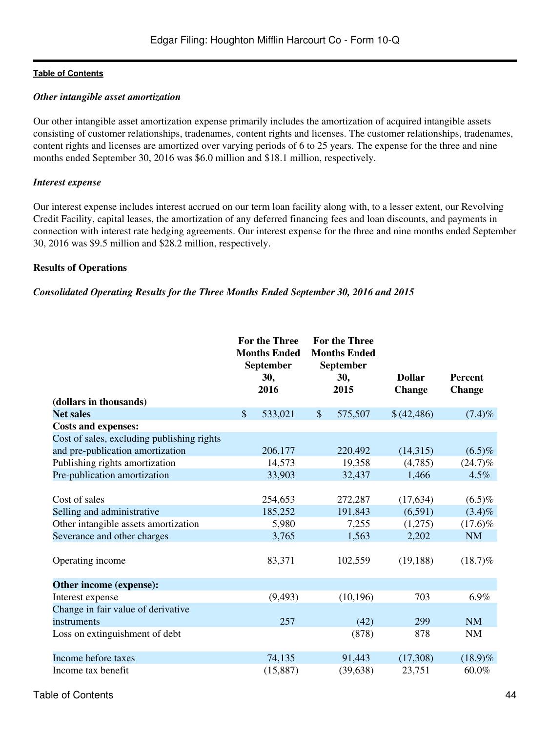*Other intangible asset amortization*

Our other intangible asset amortization expense primarily includes the amortization of acquired intangible assets consisting of customer relationships, tradenames, content rights and licenses. The customer relationships, tradenames, content rights and licenses are amortized over varying periods of 6 to 25 years. The expense for the three and nine months ended September 30, 2016 was $6.0 million and $18.1 million, respectively.

*Interest expense*

Our interest expense includes interest accrued on our term loan facility along with, to a lesser extent, our Revolving Credit Facility, capital leases, the amortization of any deferred financing fees and loan discounts, and payments in connection with interest rate hedging agreements. Our interest expense for the three and nine months ended September 30, 2016 was $9.5 million and $28.2 million, respectively.

**Results of Operations**

***Consolidated Operating Results for the Three Months Ended September 30, 2016 and 2015***

| (dollars in thousands) | For the Three Months Ended September 30, 2016 | For the Three Months Ended September 30, 2015 | Dollar Change | Percent Change |
|---|---|---|---|---|
| **Net sales** | $ 533,021 | $ 575,507 | $ (42,486) | (7.4)% |
| **Costs and expenses:** | | | | |
| Cost of sales, excluding publishing rights and pre-publication amortization | 206,177 | 220,492 | (14,315) | (6.5)% |
| Publishing rights amortization | 14,573 | 19,358 | (4,785) | (24.7)% |
| Pre-publication amortization | 33,903 | 32,437 | 1,466 | 4.5% |
| Cost of sales | 254,653 | 272,287 | (17,634) | (6.5)% |
| Selling and administrative | 185,252 | 191,843 | (6,591) | (3.4)% |
| Other intangible assets amortization | 5,980 | 7,255 | (1,275) | (17.6)% |
| Severance and other charges | 3,765 | 1,563 | 2,202 | NM |
| Operating income | 83,371 | 102,559 | (19,188) | (18.7)% |
| **Other income (expense):** | | | | |
| Interest expense | (9,493) | (10,196) | 703 | 6.9% |
| Change in fair value of derivative instruments | 257 | (42) | 299 | NM |
| Loss on extinguishment of debt | | (878) | 878 | NM |
| Income before taxes | 74,135 | 91,443 | (17,308) | (18.9)% |
| Income tax benefit | (15,887) | (39,638) | 23,751 | 60.0% |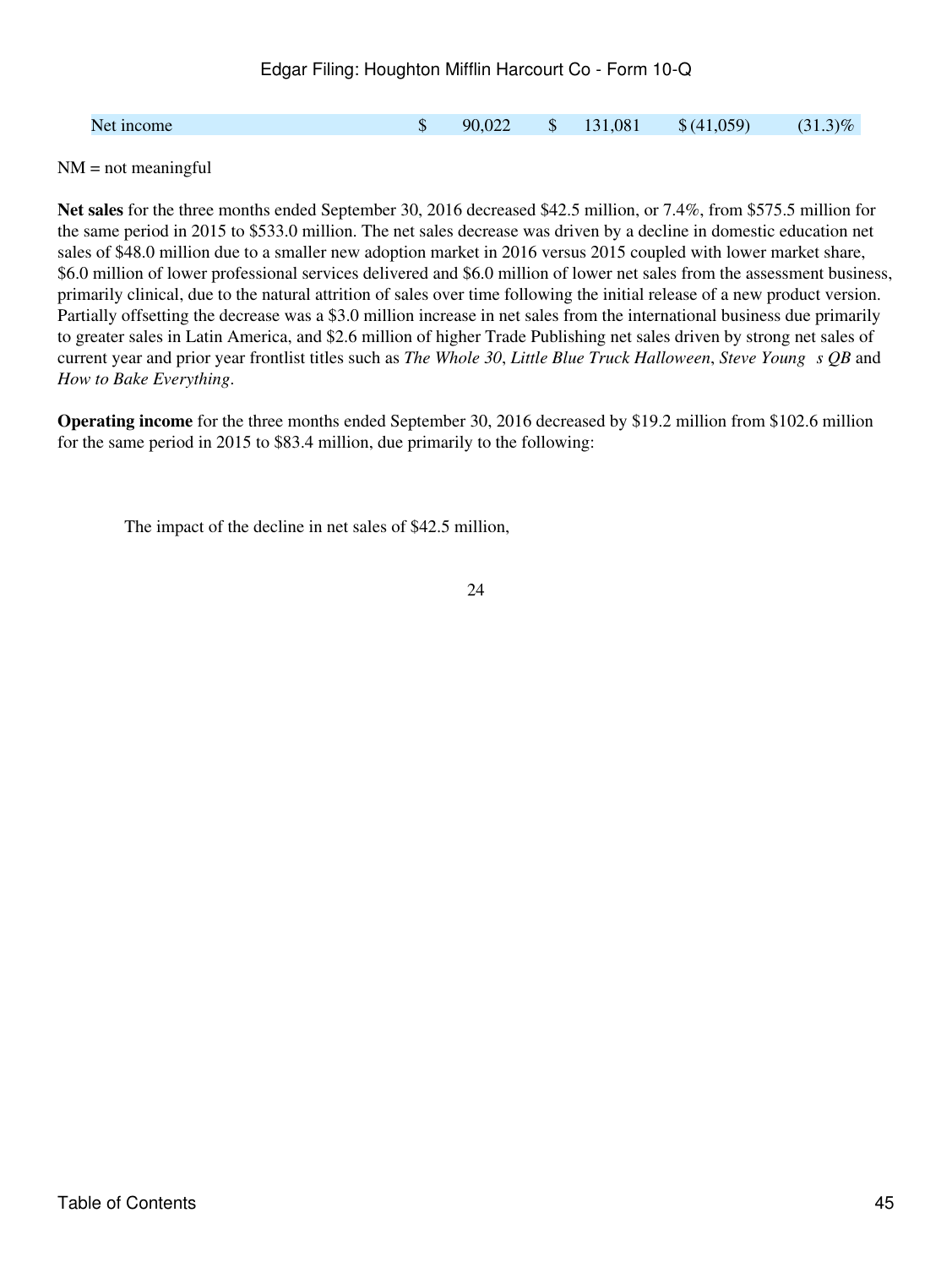| | | | | |
|---|---|---|---|---|
| Net income | $ 90,022 | $ 131,081 | $ (41,059) | (31.3)% |

NM = not meaningful

**Net sales** for the three months ended September 30, 2016 decreased $42.5 million, or 7.4%, from $575.5 million for the same period in 2015 to $533.0 million. The net sales decrease was driven by a decline in domestic education net sales of $48.0 million due to a smaller new adoption market in 2016 versus 2015 coupled with lower market share, $6.0 million of lower professional services delivered and $6.0 million of lower net sales from the assessment business, primarily clinical, due to the natural attrition of sales over time following the initial release of a new product version. Partially offsetting the decrease was a $3.0 million increase in net sales from the international business due primarily to greater sales in Latin America, and $2.6 million of higher Trade Publishing net sales driven by strong net sales of current year and prior year frontlist titles such as *The Whole 30*, *Little Blue Truck Halloween*, *Steve Young s QB* and *How to Bake Everything*.

**Operating income** for the three months ended September 30, 2016 decreased by $19.2 million from $102.6 million for the same period in 2015 to $83.4 million, due primarily to the following:

The impact of the decline in net sales of $42.5 million,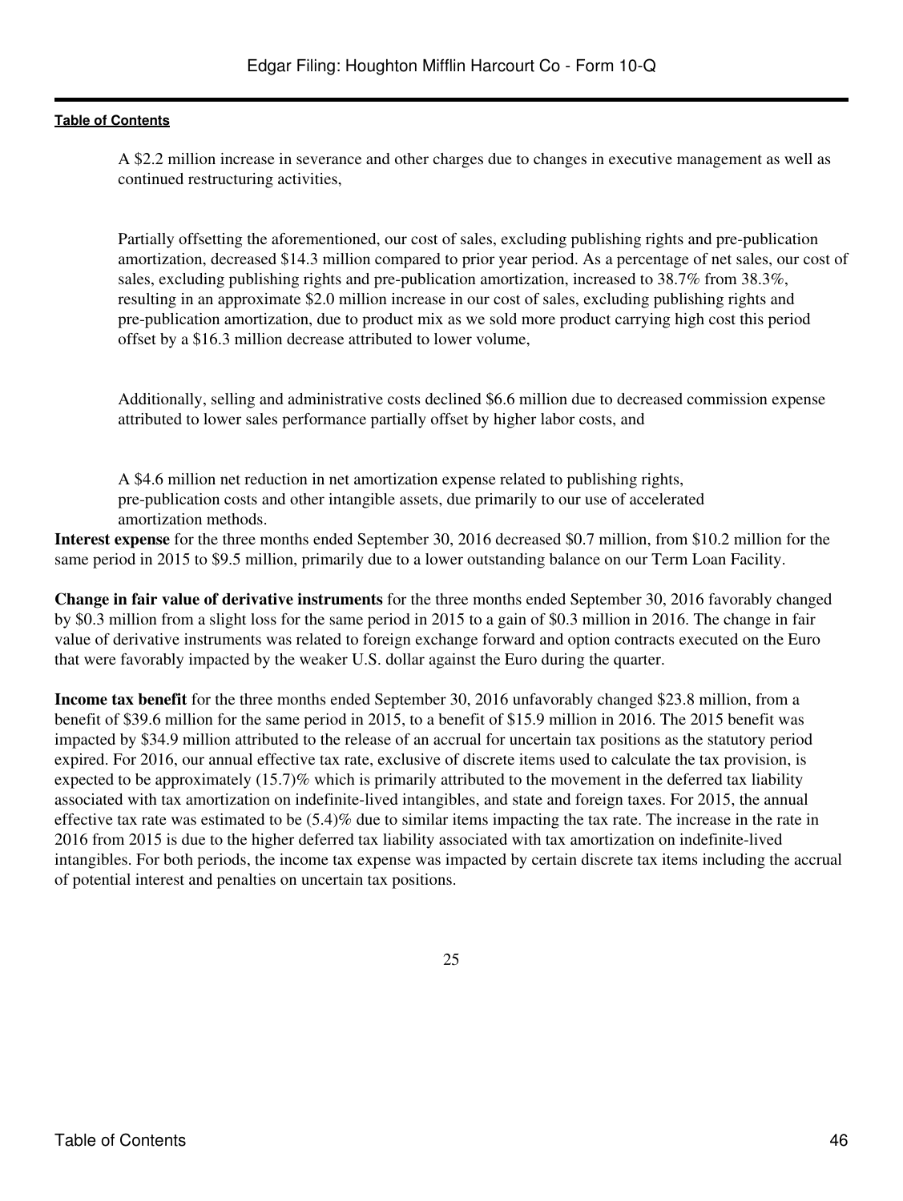A $2.2 million increase in severance and other charges due to changes in executive management as well as continued restructuring activities,

Partially offsetting the aforementioned, our cost of sales, excluding publishing rights and pre-publication amortization, decreased $14.3 million compared to prior year period. As a percentage of net sales, our cost of sales, excluding publishing rights and pre-publication amortization, increased to 38.7% from 38.3%, resulting in an approximate $2.0 million increase in our cost of sales, excluding publishing rights and pre-publication amortization, due to product mix as we sold more product carrying high cost this period offset by a $16.3 million decrease attributed to lower volume,

Additionally, selling and administrative costs declined $6.6 million due to decreased commission expense attributed to lower sales performance partially offset by higher labor costs, and

A $4.6 million net reduction in net amortization expense related to publishing rights, pre-publication costs and other intangible assets, due primarily to our use of accelerated amortization methods.

**Interest expense** for the three months ended September 30, 2016 decreased $0.7 million, from $10.2 million for the same period in 2015 to $9.5 million, primarily due to a lower outstanding balance on our Term Loan Facility.

**Change in fair value of derivative instruments** for the three months ended September 30, 2016 favorably changed by $0.3 million from a slight loss for the same period in 2015 to a gain of $0.3 million in 2016. The change in fair value of derivative instruments was related to foreign exchange forward and option contracts executed on the Euro that were favorably impacted by the weaker U.S. dollar against the Euro during the quarter.

**Income tax benefit** for the three months ended September 30, 2016 unfavorably changed $23.8 million, from a benefit of $39.6 million for the same period in 2015, to a benefit of $15.9 million in 2016. The 2015 benefit was impacted by $34.9 million attributed to the release of an accrual for uncertain tax positions as the statutory period expired. For 2016, our annual effective tax rate, exclusive of discrete items used to calculate the tax provision, is expected to be approximately (15.7)% which is primarily attributed to the movement in the deferred tax liability associated with tax amortization on indefinite-lived intangibles, and state and foreign taxes. For 2015, the annual effective tax rate was estimated to be (5.4)% due to similar items impacting the tax rate. The increase in the rate in 2016 from 2015 is due to the higher deferred tax liability associated with tax amortization on indefinite-lived intangibles. For both periods, the income tax expense was impacted by certain discrete tax items including the accrual of potential interest and penalties on uncertain tax positions.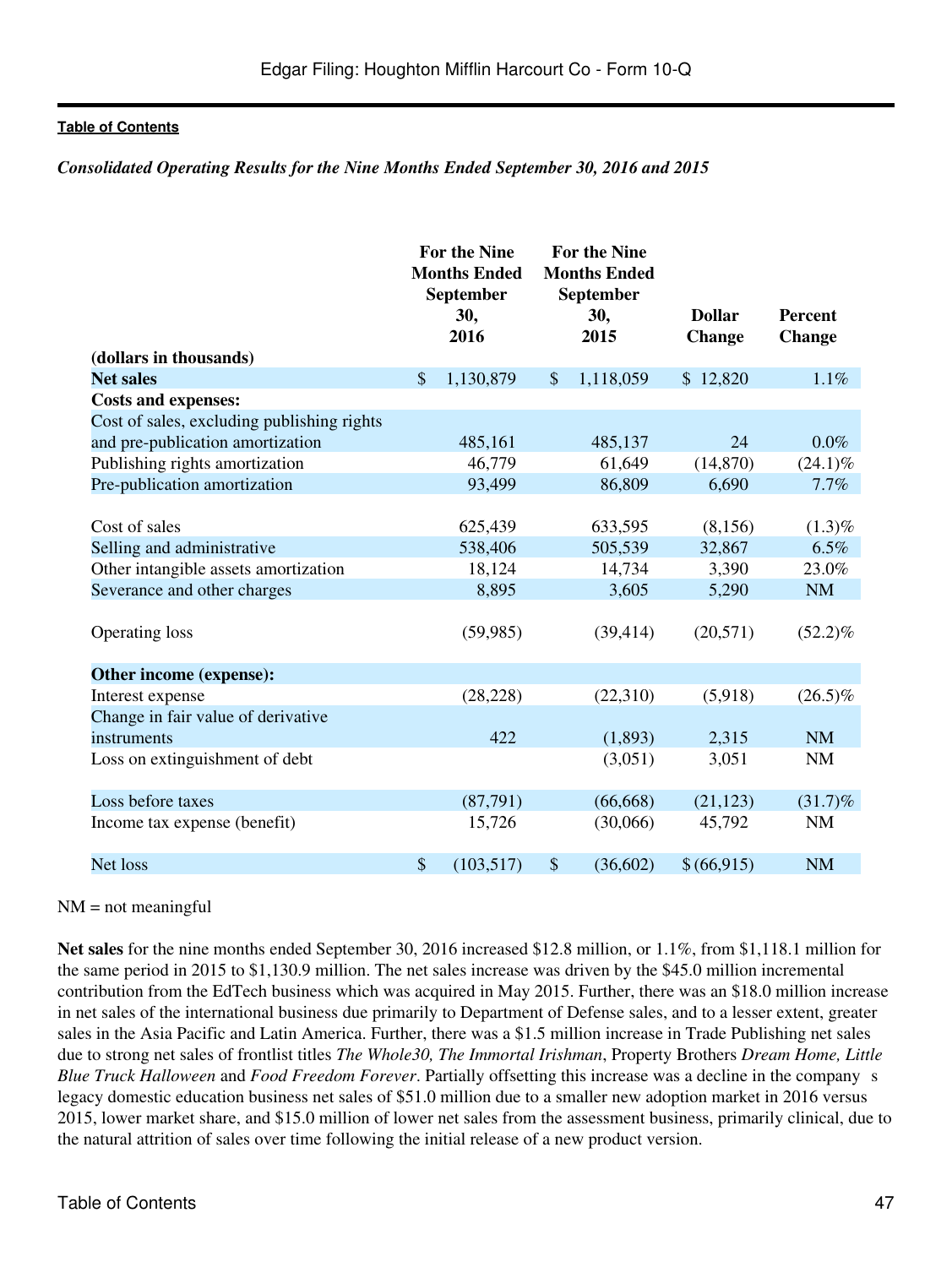*Consolidated Operating Results for the Nine Months Ended September 30, 2016 and 2015*

| (dollars in thousands) | For the Nine Months Ended September 30, 2016 | For the Nine Months Ended September 30, 2015 | Dollar Change | Percent Change |
|---|---|---|---|---|
| **Net sales** | $ 1,130,879 | $ 1,118,059 | $ 12,820 | 1.1% |
| **Costs and expenses:** | | | | |
| Cost of sales, excluding publishing rights and pre-publication amortization | 485,161 | 485,137 | 24 | 0.0% |
| Publishing rights amortization | 46,779 | 61,649 | (14,870) | (24.1)% |
| Pre-publication amortization | 93,499 | 86,809 | 6,690 | 7.7% |
| Cost of sales | 625,439 | 633,595 | (8,156) | (1.3)% |
| Selling and administrative | 538,406 | 505,539 | 32,867 | 6.5% |
| Other intangible assets amortization | 18,124 | 14,734 | 3,390 | 23.0% |
| Severance and other charges | 8,895 | 3,605 | 5,290 | NM |
| Operating loss | (59,985) | (39,414) | (20,571) | (52.2)% |
| **Other income (expense):** | | | | |
| Interest expense | (28,228) | (22,310) | (5,918) | (26.5)% |
| Change in fair value of derivative instruments | 422 | (1,893) | 2,315 | NM |
| Loss on extinguishment of debt | | (3,051) | 3,051 | NM |
| Loss before taxes | (87,791) | (66,668) | (21,123) | (31.7)% |
| Income tax expense (benefit) | 15,726 | (30,066) | 45,792 | NM |
| Net loss | $ (103,517) | $ (36,602) | $ (66,915) | NM |

NM = not meaningful

**Net sales** for the nine months ended September 30, 2016 increased $12.8 million, or 1.1%, from $1,118.1 million for the same period in 2015 to $1,130.9 million. The net sales increase was driven by the $45.0 million incremental contribution from the EdTech business which was acquired in May 2015. Further, there was an $18.0 million increase in net sales of the international business due primarily to Department of Defense sales, and to a lesser extent, greater sales in the Asia Pacific and Latin America. Further, there was a $1.5 million increase in Trade Publishing net sales due to strong net sales of frontlist titles *The Whole30, The Immortal Irishman*, Property Brothers *Dream Home, Little Blue Truck Halloween* and *Food Freedom Forever*. Partially offsetting this increase was a decline in the company s legacy domestic education business net sales of $51.0 million due to a smaller new adoption market in 2016 versus 2015, lower market share, and $15.0 million of lower net sales from the assessment business, primarily clinical, due to the natural attrition of sales over time following the initial release of a new product version.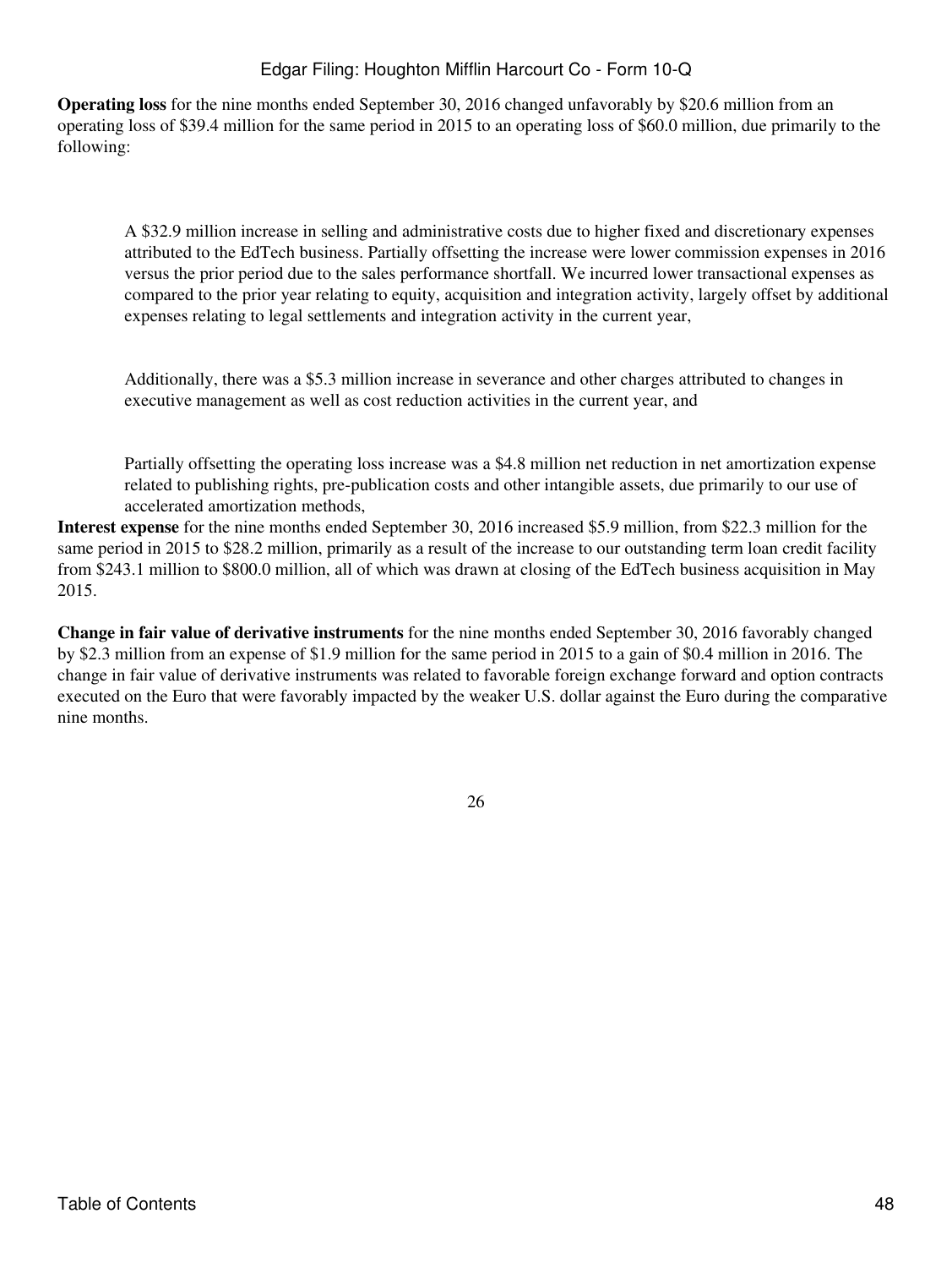**Operating loss** for the nine months ended September 30, 2016 changed unfavorably by $20.6 million from an operating loss of $39.4 million for the same period in 2015 to an operating loss of $60.0 million, due primarily to the following:

- A $32.9 million increase in selling and administrative costs due to higher fixed and discretionary expenses attributed to the EdTech business. Partially offsetting the increase were lower commission expenses in 2016 versus the prior period due to the sales performance shortfall. We incurred lower transactional expenses as compared to the prior year relating to equity, acquisition and integration activity, largely offset by additional expenses relating to legal settlements and integration activity in the current year,

- Additionally, there was a $5.3 million increase in severance and other charges attributed to changes in executive management as well as cost reduction activities in the current year, and

- Partially offsetting the operating loss increase was a $4.8 million net reduction in net amortization expense related to publishing rights, pre-publication costs and other intangible assets, due primarily to our use of accelerated amortization methods,

**Interest expense** for the nine months ended September 30, 2016 increased $5.9 million, from $22.3 million for the same period in 2015 to $28.2 million, primarily as a result of the increase to our outstanding term loan credit facility from $243.1 million to $800.0 million, all of which was drawn at closing of the EdTech business acquisition in May 2015.

**Change in fair value of derivative instruments** for the nine months ended September 30, 2016 favorably changed by $2.3 million from an expense of $1.9 million for the same period in 2015 to a gain of $0.4 million in 2016. The change in fair value of derivative instruments was related to favorable foreign exchange forward and option contracts executed on the Euro that were favorably impacted by the weaker U.S. dollar against the Euro during the comparative nine months.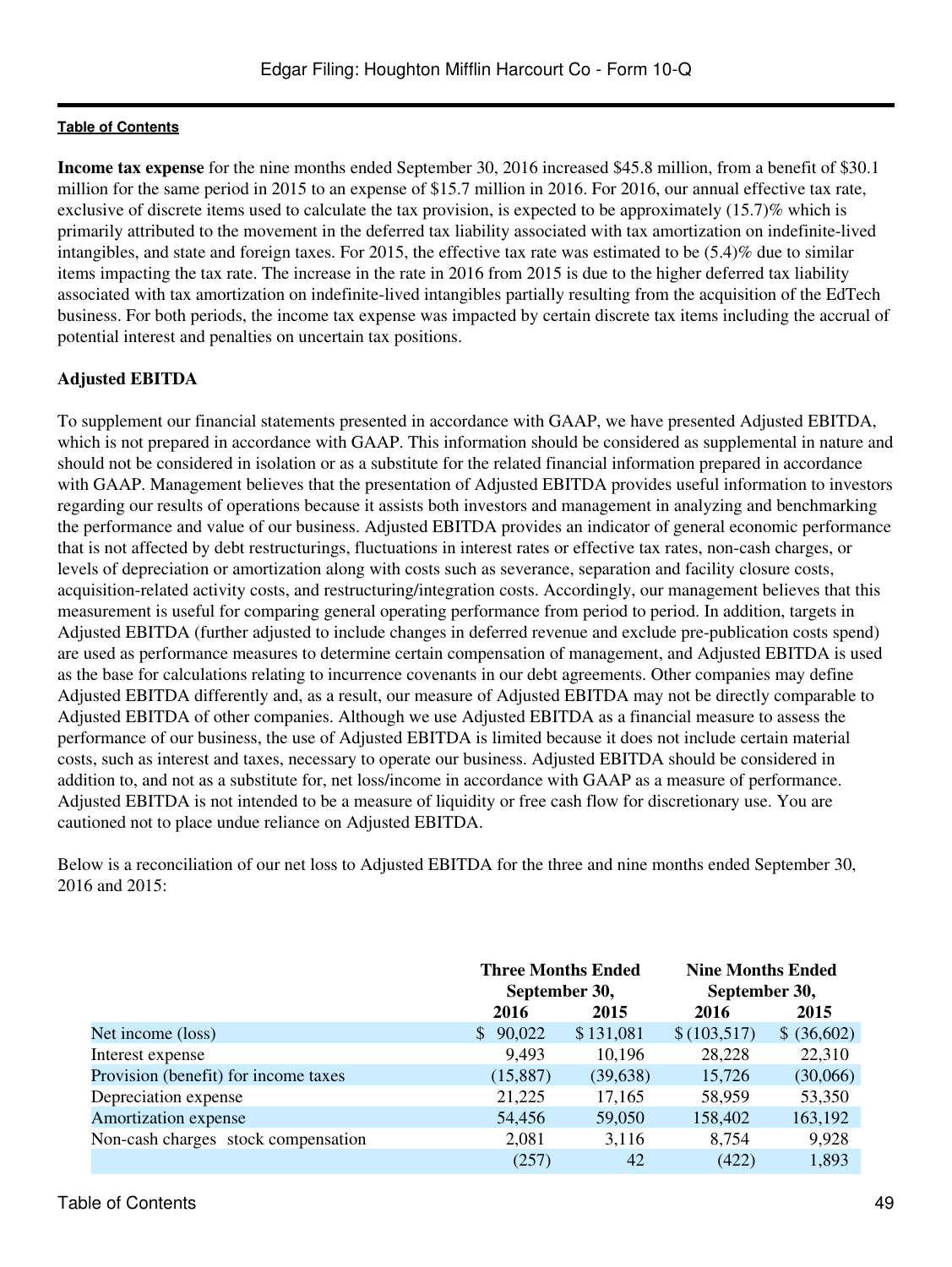**Income tax expense** for the nine months ended September 30, 2016 increased $45.8 million, from a benefit of $30.1 million for the same period in 2015 to an expense of $15.7 million in 2016. For 2016, our annual effective tax rate, exclusive of discrete items used to calculate the tax provision, is expected to be approximately (15.7)% which is primarily attributed to the movement in the deferred tax liability associated with tax amortization on indefinite-lived intangibles, and state and foreign taxes. For 2015, the effective tax rate was estimated to be (5.4)% due to similar items impacting the tax rate. The increase in the rate in 2016 from 2015 is due to the higher deferred tax liability associated with tax amortization on indefinite-lived intangibles partially resulting from the acquisition of the EdTech business. For both periods, the income tax expense was impacted by certain discrete tax items including the accrual of potential interest and penalties on uncertain tax positions.

**Adjusted EBITDA**

To supplement our financial statements presented in accordance with GAAP, we have presented Adjusted EBITDA, which is not prepared in accordance with GAAP. This information should be considered as supplemental in nature and should not be considered in isolation or as a substitute for the related financial information prepared in accordance with GAAP. Management believes that the presentation of Adjusted EBITDA provides useful information to investors regarding our results of operations because it assists both investors and management in analyzing and benchmarking the performance and value of our business. Adjusted EBITDA provides an indicator of general economic performance that is not affected by debt restructurings, fluctuations in interest rates or effective tax rates, non-cash charges, or levels of depreciation or amortization along with costs such as severance, separation and facility closure costs, acquisition-related activity costs, and restructuring/integration costs. Accordingly, our management believes that this measurement is useful for comparing general operating performance from period to period. In addition, targets in Adjusted EBITDA (further adjusted to include changes in deferred revenue and exclude pre-publication costs spend) are used as performance measures to determine certain compensation of management, and Adjusted EBITDA is used as the base for calculations relating to incurrence covenants in our debt agreements. Other companies may define Adjusted EBITDA differently and, as a result, our measure of Adjusted EBITDA may not be directly comparable to Adjusted EBITDA of other companies. Although we use Adjusted EBITDA as a financial measure to assess the performance of our business, the use of Adjusted EBITDA is limited because it does not include certain material costs, such as interest and taxes, necessary to operate our business. Adjusted EBITDA should be considered in addition to, and not as a substitute for, net loss/income in accordance with GAAP as a measure of performance. Adjusted EBITDA is not intended to be a measure of liquidity or free cash flow for discretionary use. You are cautioned not to place undue reliance on Adjusted EBITDA.

Below is a reconciliation of our net loss to Adjusted EBITDA for the three and nine months ended September 30, 2016 and 2015:

| | Three Months Ended September 30, | | Nine Months Ended September 30, | |
|---|---|---|---|---|
| | 2016 | 2015 | 2016 | 2015 |
| Net income (loss) | $ 90,022 | $ 131,081 | $ (103,517) | $ (36,602) |
| Interest expense | 9,493 | 10,196 | 28,228 | 22,310 |
| Provision (benefit) for income taxes | (15,887) | (39,638) | 15,726 | (30,066) |
| Depreciation expense | 21,225 | 17,165 | 58,959 | 53,350 |
| Amortization expense | 54,456 | 59,050 | 158,402 | 163,192 |
| Non-cash charges stock compensation | 2,081 | 3,116 | 8,754 | 9,928 |
| | (257) | 42 | (422) | 1,893 |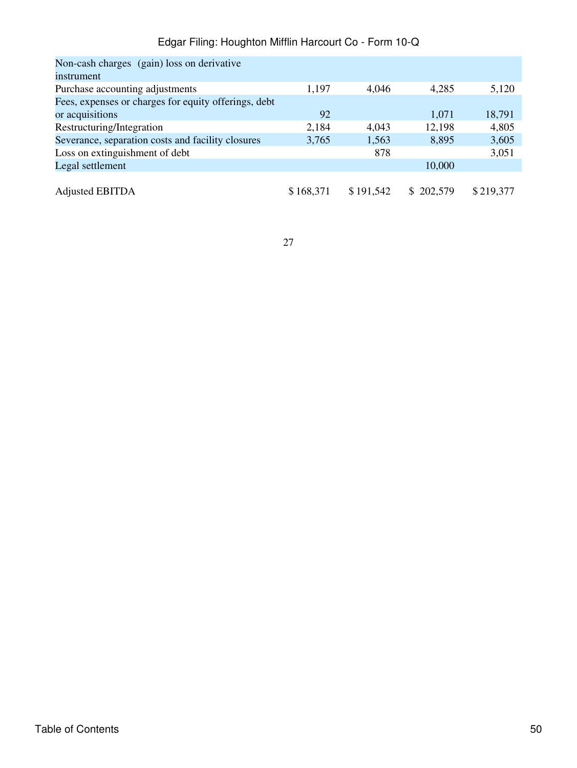| | | | | |
|---|---|---|---|---|
| Non-cash charges (gain) loss on derivative instrument | | | | |
| Purchase accounting adjustments | 1,197 | 4,046 | 4,285 | 5,120 |
| Fees, expenses or charges for equity offerings, debt or acquisitions | 92 | | 1,071 | 18,791 |
| Restructuring/Integration | 2,184 | 4,043 | 12,198 | 4,805 |
| Severance, separation costs and facility closures | 3,765 | 1,563 | 8,895 | 3,605 |
| Loss on extinguishment of debt | | 878 | | 3,051 |
| Legal settlement | | | 10,000 | |
| Adjusted EBITDA | $ 168,371 | $ 191,542 | $ 202,579 | $ 219,377 |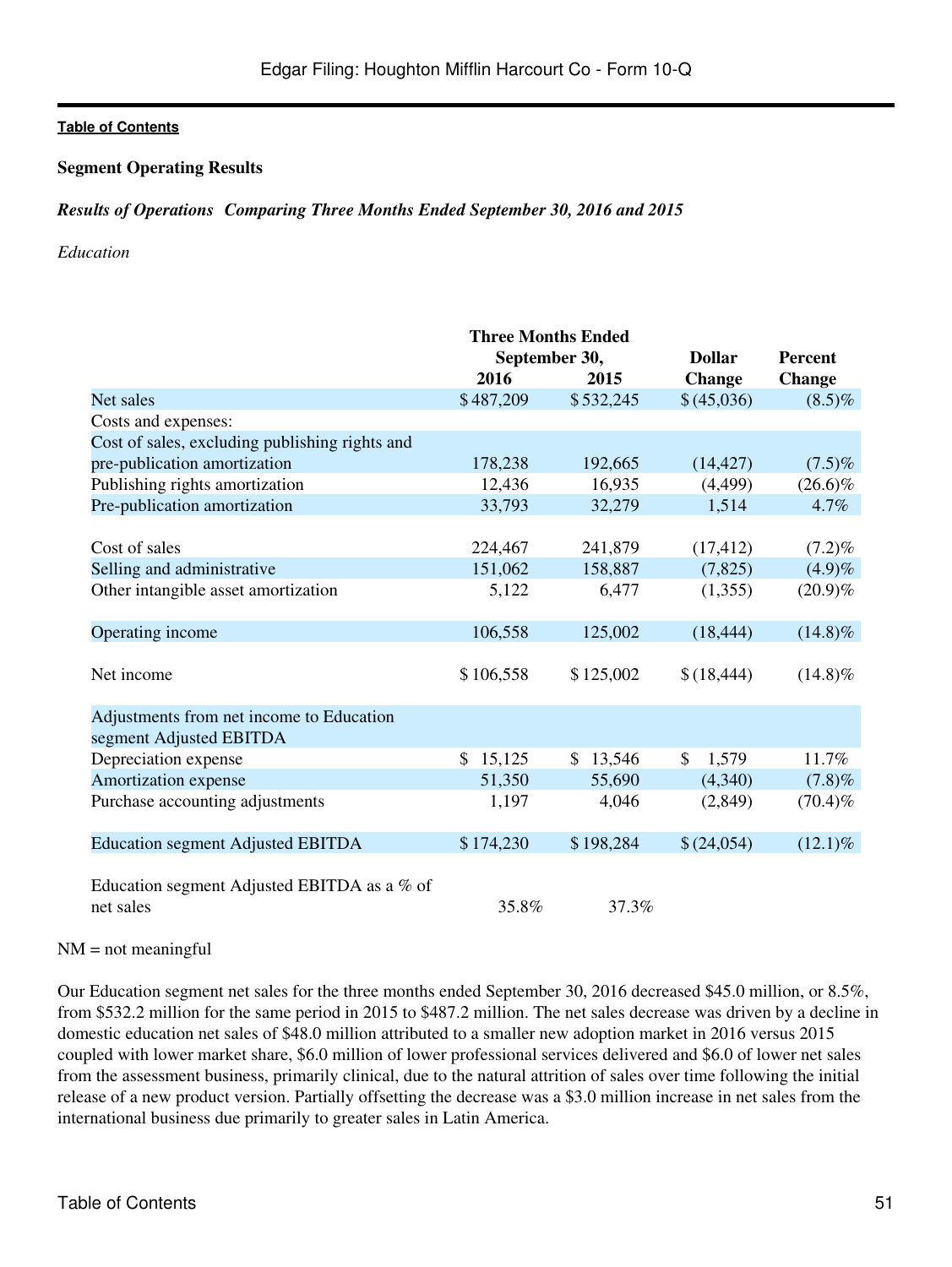**Segment Operating Results**

***Results of Operations Comparing Three Months Ended September 30, 2016 and 2015***

*Education*

| | Three Months Ended September 30, 2016 | Three Months Ended September 30, 2015 | Dollar Change | Percent Change |
|---|---|---|---|---|
| Net sales | $ 487,209 | $ 532,245 | $ (45,036) | (8.5)% |
| Costs and expenses: | | | | |
| Cost of sales, excluding publishing rights and pre-publication amortization | 178,238 | 192,665 | (14,427) | (7.5)% |
| Publishing rights amortization | 12,436 | 16,935 | (4,499) | (26.6)% |
| Pre-publication amortization | 33,793 | 32,279 | 1,514 | 4.7% |
| Cost of sales | 224,467 | 241,879 | (17,412) | (7.2)% |
| Selling and administrative | 151,062 | 158,887 | (7,825) | (4.9)% |
| Other intangible asset amortization | 5,122 | 6,477 | (1,355) | (20.9)% |
| Operating income | 106,558 | 125,002 | (18,444) | (14.8)% |
| Net income | $ 106,558 | $ 125,002 | $ (18,444) | (14.8)% |
| Adjustments from net income to Education segment Adjusted EBITDA | | | | |
| Depreciation expense | $ 15,125 | $ 13,546 | $ 1,579 | 11.7% |
| Amortization expense | 51,350 | 55,690 | (4,340) | (7.8)% |
| Purchase accounting adjustments | 1,197 | 4,046 | (2,849) | (70.4)% |
| Education segment Adjusted EBITDA | $ 174,230 | $ 198,284 | $ (24,054) | (12.1)% |
| Education segment Adjusted EBITDA as a % of net sales | 35.8% | 37.3% | | |

NM = not meaningful

Our Education segment net sales for the three months ended September 30, 2016 decreased $45.0 million, or 8.5%, from $532.2 million for the same period in 2015 to $487.2 million. The net sales decrease was driven by a decline in domestic education net sales of $48.0 million attributed to a smaller new adoption market in 2016 versus 2015 coupled with lower market share, $6.0 million of lower professional services delivered and $6.0 of lower net sales from the assessment business, primarily clinical, due to the natural attrition of sales over time following the initial release of a new product version. Partially offsetting the decrease was a $3.0 million increase in net sales from the international business due primarily to greater sales in Latin America.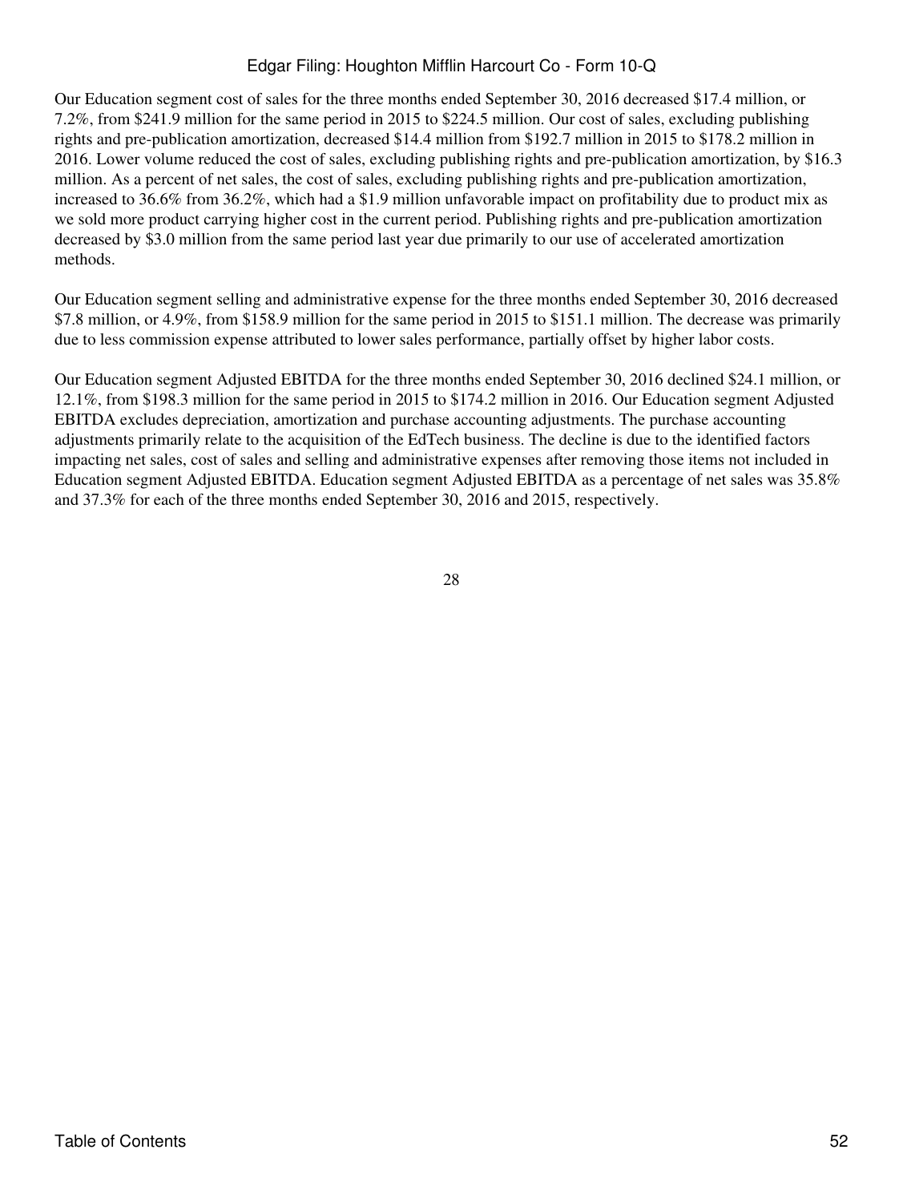Our Education segment cost of sales for the three months ended September 30, 2016 decreased $17.4 million, or 7.2%, from $241.9 million for the same period in 2015 to $224.5 million. Our cost of sales, excluding publishing rights and pre-publication amortization, decreased $14.4 million from $192.7 million in 2015 to $178.2 million in 2016. Lower volume reduced the cost of sales, excluding publishing rights and pre-publication amortization, by $16.3 million. As a percent of net sales, the cost of sales, excluding publishing rights and pre-publication amortization, increased to 36.6% from 36.2%, which had a $1.9 million unfavorable impact on profitability due to product mix as we sold more product carrying higher cost in the current period. Publishing rights and pre-publication amortization decreased by $3.0 million from the same period last year due primarily to our use of accelerated amortization methods.

Our Education segment selling and administrative expense for the three months ended September 30, 2016 decreased $7.8 million, or 4.9%, from $158.9 million for the same period in 2015 to $151.1 million. The decrease was primarily due to less commission expense attributed to lower sales performance, partially offset by higher labor costs.

Our Education segment Adjusted EBITDA for the three months ended September 30, 2016 declined $24.1 million, or 12.1%, from $198.3 million for the same period in 2015 to $174.2 million in 2016. Our Education segment Adjusted EBITDA excludes depreciation, amortization and purchase accounting adjustments. The purchase accounting adjustments primarily relate to the acquisition of the EdTech business. The decline is due to the identified factors impacting net sales, cost of sales and selling and administrative expenses after removing those items not included in Education segment Adjusted EBITDA. Education segment Adjusted EBITDA as a percentage of net sales was 35.8% and 37.3% for each of the three months ended September 30, 2016 and 2015, respectively.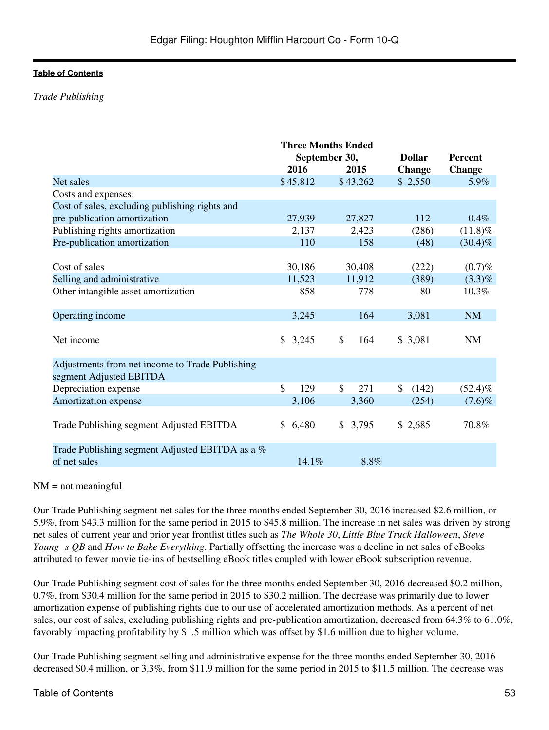*Trade Publishing*

| | Three Months Ended September 30, | | Dollar | Percent |
|---|---|---|---|---|
| | 2016 | 2015 | Change | Change |
| Net sales | $45,812 | $43,262 | $ 2,550 | 5.9% |
| Costs and expenses: | | | | |
| Cost of sales, excluding publishing rights and pre-publication amortization | 27,939 | 27,827 | 112 | 0.4% |
| Publishing rights amortization | 2,137 | 2,423 | (286) | (11.8)% |
| Pre-publication amortization | 110 | 158 | (48) | (30.4)% |
| Cost of sales | 30,186 | 30,408 | (222) | (0.7)% |
| Selling and administrative | 11,523 | 11,912 | (389) | (3.3)% |
| Other intangible asset amortization | 858 | 778 | 80 | 10.3% |
| Operating income | 3,245 | 164 | 3,081 | NM |
| Net income | $ 3,245 | $ 164 | $ 3,081 | NM |
| Adjustments from net income to Trade Publishing segment Adjusted EBITDA | | | | |
| Depreciation expense | $ 129 | $ 271 | $ (142) | (52.4)% |
| Amortization expense | 3,106 | 3,360 | (254) | (7.6)% |
| Trade Publishing segment Adjusted EBITDA | $ 6,480 | $ 3,795 | $ 2,685 | 70.8% |
| Trade Publishing segment Adjusted EBITDA as a % of net sales | 14.1% | 8.8% | | |

NM = not meaningful

Our Trade Publishing segment net sales for the three months ended September 30, 2016 increased $2.6 million, or 5.9%, from $43.3 million for the same period in 2015 to $45.8 million. The increase in net sales was driven by strong net sales of current year and prior year frontlist titles such as *The Whole 30*, *Little Blue Truck Halloween*, *Steve Young s QB* and *How to Bake Everything*. Partially offsetting the increase was a decline in net sales of eBooks attributed to fewer movie tie-ins of bestselling eBook titles coupled with lower eBook subscription revenue.

Our Trade Publishing segment cost of sales for the three months ended September 30, 2016 decreased $0.2 million, 0.7%, from $30.4 million for the same period in 2015 to $30.2 million. The decrease was primarily due to lower amortization expense of publishing rights due to our use of accelerated amortization methods. As a percent of net sales, our cost of sales, excluding publishing rights and pre-publication amortization, decreased from 64.3% to 61.0%, favorably impacting profitability by $1.5 million which was offset by $1.6 million due to higher volume.

Our Trade Publishing segment selling and administrative expense for the three months ended September 30, 2016 decreased $0.4 million, or 3.3%, from $11.9 million for the same period in 2015 to $11.5 million. The decrease was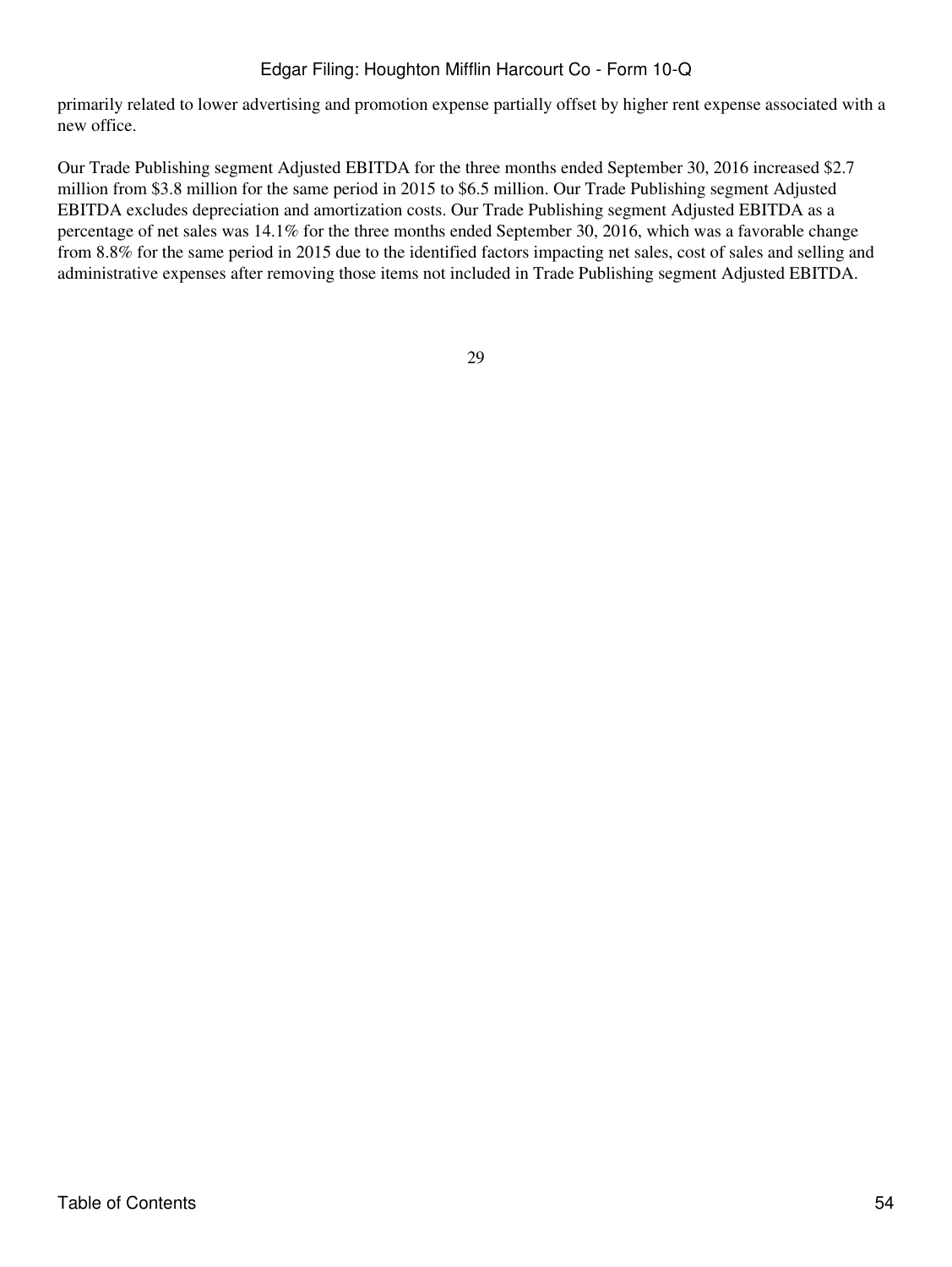primarily related to lower advertising and promotion expense partially offset by higher rent expense associated with a new office.

Our Trade Publishing segment Adjusted EBITDA for the three months ended September 30, 2016 increased $2.7 million from $3.8 million for the same period in 2015 to $6.5 million. Our Trade Publishing segment Adjusted EBITDA excludes depreciation and amortization costs. Our Trade Publishing segment Adjusted EBITDA as a percentage of net sales was 14.1% for the three months ended September 30, 2016, which was a favorable change from 8.8% for the same period in 2015 due to the identified factors impacting net sales, cost of sales and selling and administrative expenses after removing those items not included in Trade Publishing segment Adjusted EBITDA.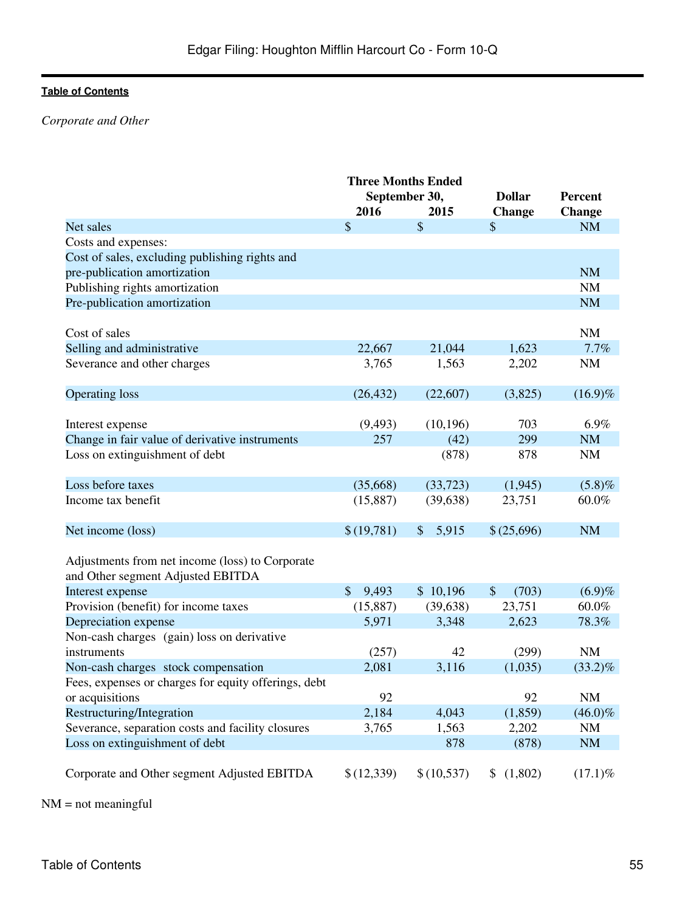*Corporate and Other*

| | Three Months Ended September 30, | | Dollar | Percent |
|---|---|---|---|---|
| | 2016 | 2015 | Change | Change |
| Net sales | $ | $ | $ | NM |
| Costs and expenses: | | | | |
| Cost of sales, excluding publishing rights and pre-publication amortization | | | | NM |
| Publishing rights amortization | | | | NM |
| Pre-publication amortization | | | | NM |
| Cost of sales | | | | NM |
| Selling and administrative | 22,667 | 21,044 | 1,623 | 7.7% |
| Severance and other charges | 3,765 | 1,563 | 2,202 | NM |
| Operating loss | (26,432) | (22,607) | (3,825) | (16.9)% |
| Interest expense | (9,493) | (10,196) | 703 | 6.9% |
| Change in fair value of derivative instruments | 257 | (42) | 299 | NM |
| Loss on extinguishment of debt | | (878) | 878 | NM |
| Loss before taxes | (35,668) | (33,723) | (1,945) | (5.8)% |
| Income tax benefit | (15,887) | (39,638) | 23,751 | 60.0% |
| Net income (loss) | $ (19,781) | $ 5,915 | $ (25,696) | NM |
| Adjustments from net income (loss) to Corporate and Other segment Adjusted EBITDA | | | | |
| Interest expense | $ 9,493 | $ 10,196 | $ (703) | (6.9)% |
| Provision (benefit) for income taxes | (15,887) | (39,638) | 23,751 | 60.0% |
| Depreciation expense | 5,971 | 3,348 | 2,623 | 78.3% |
| Non-cash charges (gain) loss on derivative instruments | (257) | 42 | (299) | NM |
| Non-cash charges stock compensation | 2,081 | 3,116 | (1,035) | (33.2)% |
| Fees, expenses or charges for equity offerings, debt or acquisitions | 92 | | 92 | NM |
| Restructuring/Integration | 2,184 | 4,043 | (1,859) | (46.0)% |
| Severance, separation costs and facility closures | 3,765 | 1,563 | 2,202 | NM |
| Loss on extinguishment of debt | | 878 | (878) | NM |
| Corporate and Other segment Adjusted EBITDA | $ (12,339) | $ (10,537) | $ (1,802) | (17.1)% |

NM = not meaningful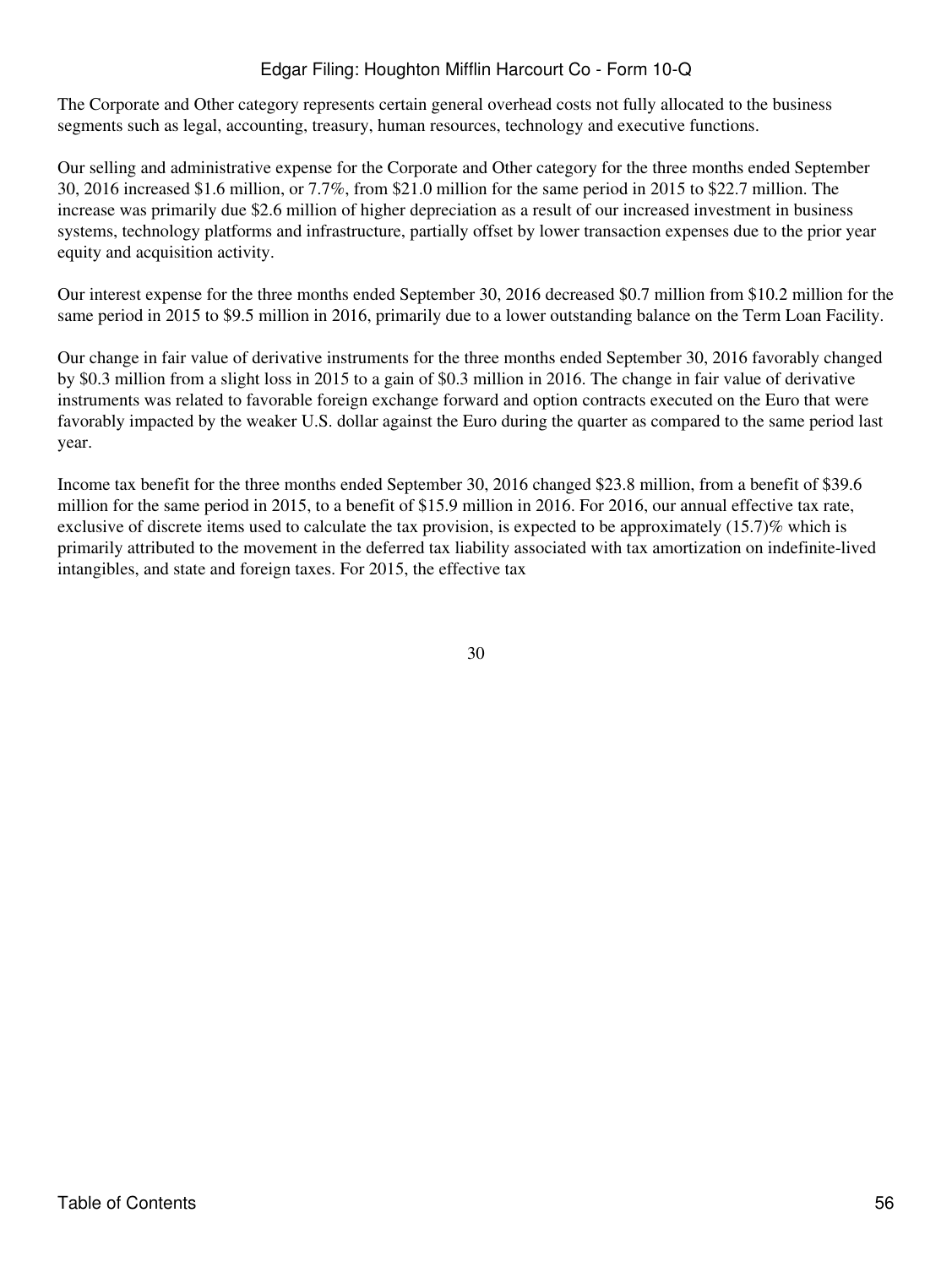The Corporate and Other category represents certain general overhead costs not fully allocated to the business segments such as legal, accounting, treasury, human resources, technology and executive functions.

Our selling and administrative expense for the Corporate and Other category for the three months ended September 30, 2016 increased $1.6 million, or 7.7%, from $21.0 million for the same period in 2015 to $22.7 million. The increase was primarily due $2.6 million of higher depreciation as a result of our increased investment in business systems, technology platforms and infrastructure, partially offset by lower transaction expenses due to the prior year equity and acquisition activity.

Our interest expense for the three months ended September 30, 2016 decreased $0.7 million from $10.2 million for the same period in 2015 to $9.5 million in 2016, primarily due to a lower outstanding balance on the Term Loan Facility.

Our change in fair value of derivative instruments for the three months ended September 30, 2016 favorably changed by $0.3 million from a slight loss in 2015 to a gain of $0.3 million in 2016. The change in fair value of derivative instruments was related to favorable foreign exchange forward and option contracts executed on the Euro that were favorably impacted by the weaker U.S. dollar against the Euro during the quarter as compared to the same period last year.

Income tax benefit for the three months ended September 30, 2016 changed $23.8 million, from a benefit of $39.6 million for the same period in 2015, to a benefit of $15.9 million in 2016. For 2016, our annual effective tax rate, exclusive of discrete items used to calculate the tax provision, is expected to be approximately (15.7)% which is primarily attributed to the movement in the deferred tax liability associated with tax amortization on indefinite-lived intangibles, and state and foreign taxes. For 2015, the effective tax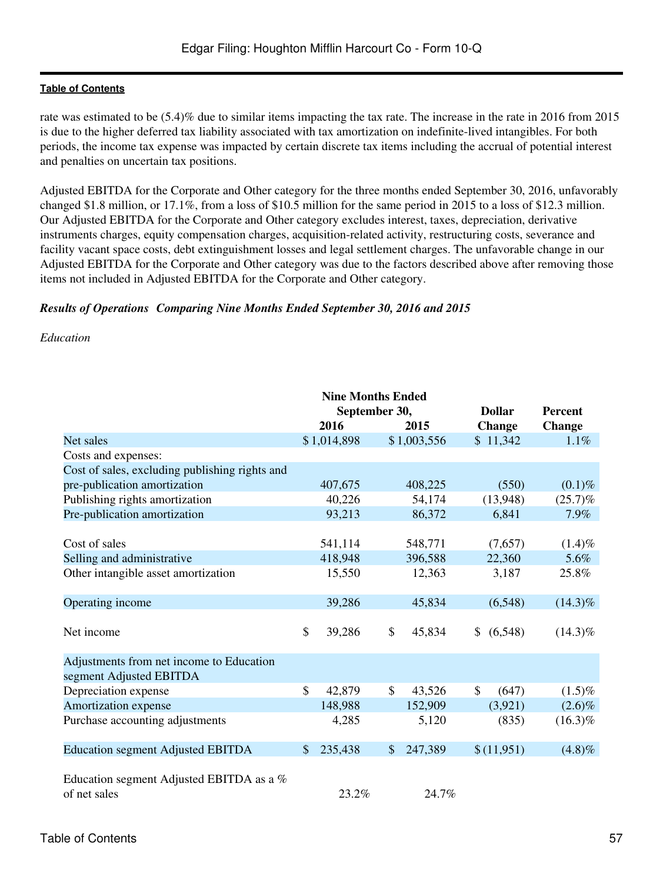rate was estimated to be (5.4)% due to similar items impacting the tax rate. The increase in the rate in 2016 from 2015 is due to the higher deferred tax liability associated with tax amortization on indefinite-lived intangibles. For both periods, the income tax expense was impacted by certain discrete tax items including the accrual of potential interest and penalties on uncertain tax positions.

Adjusted EBITDA for the Corporate and Other category for the three months ended September 30, 2016, unfavorably changed $1.8 million, or 17.1%, from a loss of $10.5 million for the same period in 2015 to a loss of $12.3 million. Our Adjusted EBITDA for the Corporate and Other category excludes interest, taxes, depreciation, derivative instruments charges, equity compensation charges, acquisition-related activity, restructuring costs, severance and facility vacant space costs, debt extinguishment losses and legal settlement charges. The unfavorable change in our Adjusted EBITDA for the Corporate and Other category was due to the factors described above after removing those items not included in Adjusted EBITDA for the Corporate and Other category.

***Results of Operations Comparing Nine Months Ended September 30, 2016 and 2015***

*Education*

| | Nine Months Ended September 30, | | Dollar | Percent |
|---|---|---|---|---|
| | 2016 | 2015 | Change | Change |
| Net sales | $ 1,014,898 | $ 1,003,556 | $ 11,342 | 1.1% |
| Costs and expenses: | | | | |
| Cost of sales, excluding publishing rights and pre-publication amortization | 407,675 | 408,225 | (550) | (0.1)% |
| Publishing rights amortization | 40,226 | 54,174 | (13,948) | (25.7)% |
| Pre-publication amortization | 93,213 | 86,372 | 6,841 | 7.9% |
| Cost of sales | 541,114 | 548,771 | (7,657) | (1.4)% |
| Selling and administrative | 418,948 | 396,588 | 22,360 | 5.6% |
| Other intangible asset amortization | 15,550 | 12,363 | 3,187 | 25.8% |
| Operating income | 39,286 | 45,834 | (6,548) | (14.3)% |
| Net income | $ 39,286 | $ 45,834 | $ (6,548) | (14.3)% |
| Adjustments from net income to Education segment Adjusted EBITDA | | | | |
| Depreciation expense | $ 42,879 | $ 43,526 | $ (647) | (1.5)% |
| Amortization expense | 148,988 | 152,909 | (3,921) | (2.6)% |
| Purchase accounting adjustments | 4,285 | 5,120 | (835) | (16.3)% |
| Education segment Adjusted EBITDA | $ 235,438 | $ 247,389 | $ (11,951) | (4.8)% |
| Education segment Adjusted EBITDA as a % of net sales | 23.2% | 24.7% | | |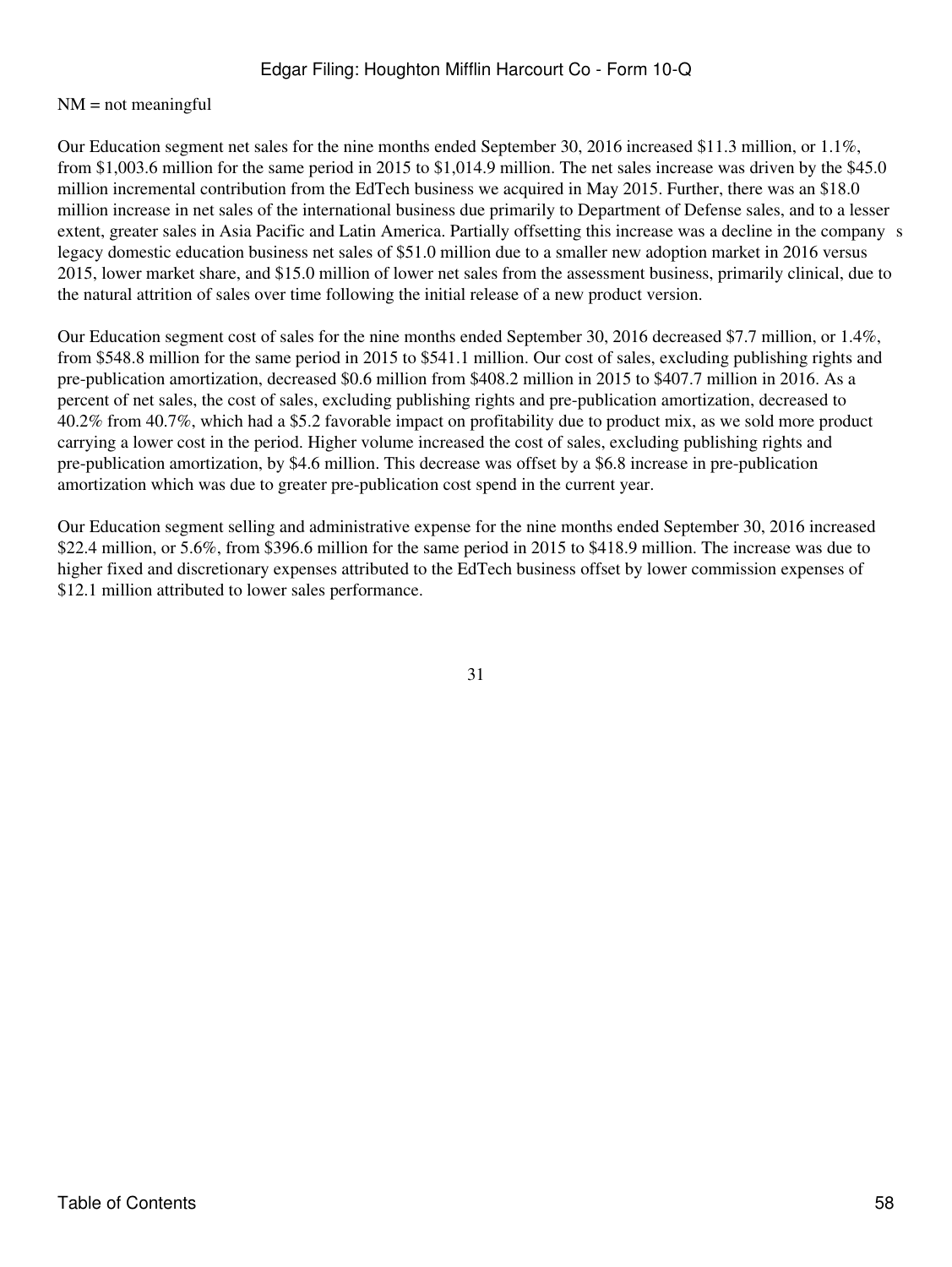NM = not meaningful

Our Education segment net sales for the nine months ended September 30, 2016 increased $11.3 million, or 1.1%, from $1,003.6 million for the same period in 2015 to $1,014.9 million. The net sales increase was driven by the $45.0 million incremental contribution from the EdTech business we acquired in May 2015. Further, there was an $18.0 million increase in net sales of the international business due primarily to Department of Defense sales, and to a lesser extent, greater sales in Asia Pacific and Latin America. Partially offsetting this increase was a decline in the company s legacy domestic education business net sales of $51.0 million due to a smaller new adoption market in 2016 versus 2015, lower market share, and $15.0 million of lower net sales from the assessment business, primarily clinical, due to the natural attrition of sales over time following the initial release of a new product version.

Our Education segment cost of sales for the nine months ended September 30, 2016 decreased $7.7 million, or 1.4%, from $548.8 million for the same period in 2015 to $541.1 million. Our cost of sales, excluding publishing rights and pre-publication amortization, decreased $0.6 million from $408.2 million in 2015 to $407.7 million in 2016. As a percent of net sales, the cost of sales, excluding publishing rights and pre-publication amortization, decreased to 40.2% from 40.7%, which had a $5.2 favorable impact on profitability due to product mix, as we sold more product carrying a lower cost in the period. Higher volume increased the cost of sales, excluding publishing rights and pre-publication amortization, by $4.6 million. This decrease was offset by a $6.8 increase in pre-publication amortization which was due to greater pre-publication cost spend in the current year.

Our Education segment selling and administrative expense for the nine months ended September 30, 2016 increased $22.4 million, or 5.6%, from $396.6 million for the same period in 2015 to $418.9 million. The increase was due to higher fixed and discretionary expenses attributed to the EdTech business offset by lower commission expenses of $12.1 million attributed to lower sales performance.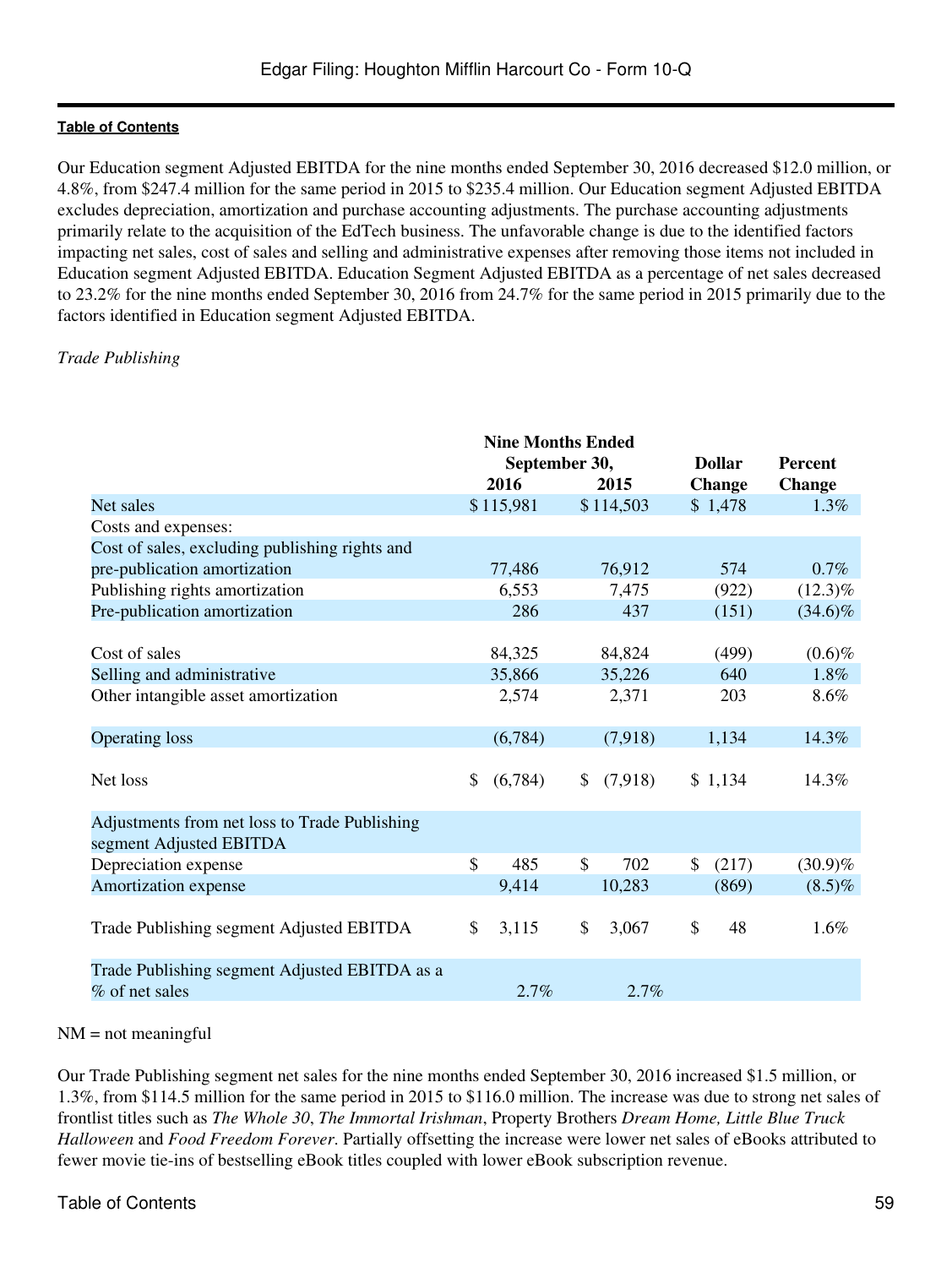Our Education segment Adjusted EBITDA for the nine months ended September 30, 2016 decreased $12.0 million, or 4.8%, from $247.4 million for the same period in 2015 to $235.4 million. Our Education segment Adjusted EBITDA excludes depreciation, amortization and purchase accounting adjustments. The purchase accounting adjustments primarily relate to the acquisition of the EdTech business. The unfavorable change is due to the identified factors impacting net sales, cost of sales and selling and administrative expenses after removing those items not included in Education segment Adjusted EBITDA. Education Segment Adjusted EBITDA as a percentage of net sales decreased to 23.2% for the nine months ended September 30, 2016 from 24.7% for the same period in 2015 primarily due to the factors identified in Education segment Adjusted EBITDA.

*Trade Publishing*

| | Nine Months Ended September 30, | | Dollar | Percent |
|---|---|---|---|---|
| | 2016 | 2015 | Change | Change |
| Net sales | $ 115,981 | $ 114,503 | $ 1,478 | 1.3% |
| Costs and expenses: | | | | |
| Cost of sales, excluding publishing rights and pre-publication amortization | 77,486 | 76,912 | 574 | 0.7% |
| Publishing rights amortization | 6,553 | 7,475 | (922) | (12.3)% |
| Pre-publication amortization | 286 | 437 | (151) | (34.6)% |
| Cost of sales | 84,325 | 84,824 | (499) | (0.6)% |
| Selling and administrative | 35,866 | 35,226 | 640 | 1.8% |
| Other intangible asset amortization | 2,574 | 2,371 | 203 | 8.6% |
| Operating loss | (6,784) | (7,918) | 1,134 | 14.3% |
| Net loss | $ (6,784) | $ (7,918) | $ 1,134 | 14.3% |
| Adjustments from net loss to Trade Publishing segment Adjusted EBITDA | | | | |
| Depreciation expense | $ 485 | $ 702 | $ (217) | (30.9)% |
| Amortization expense | 9,414 | 10,283 | (869) | (8.5)% |
| Trade Publishing segment Adjusted EBITDA | $ 3,115 | $ 3,067 | $ 48 | 1.6% |
| Trade Publishing segment Adjusted EBITDA as a % of net sales | 2.7% | 2.7% | | |

NM = not meaningful

Our Trade Publishing segment net sales for the nine months ended September 30, 2016 increased $1.5 million, or 1.3%, from $114.5 million for the same period in 2015 to $116.0 million. The increase was due to strong net sales of frontlist titles such as *The Whole 30*, *The Immortal Irishman*, Property Brothers *Dream Home, Little Blue Truck Halloween* and *Food Freedom Forever*. Partially offsetting the increase were lower net sales of eBooks attributed to fewer movie tie-ins of bestselling eBook titles coupled with lower eBook subscription revenue.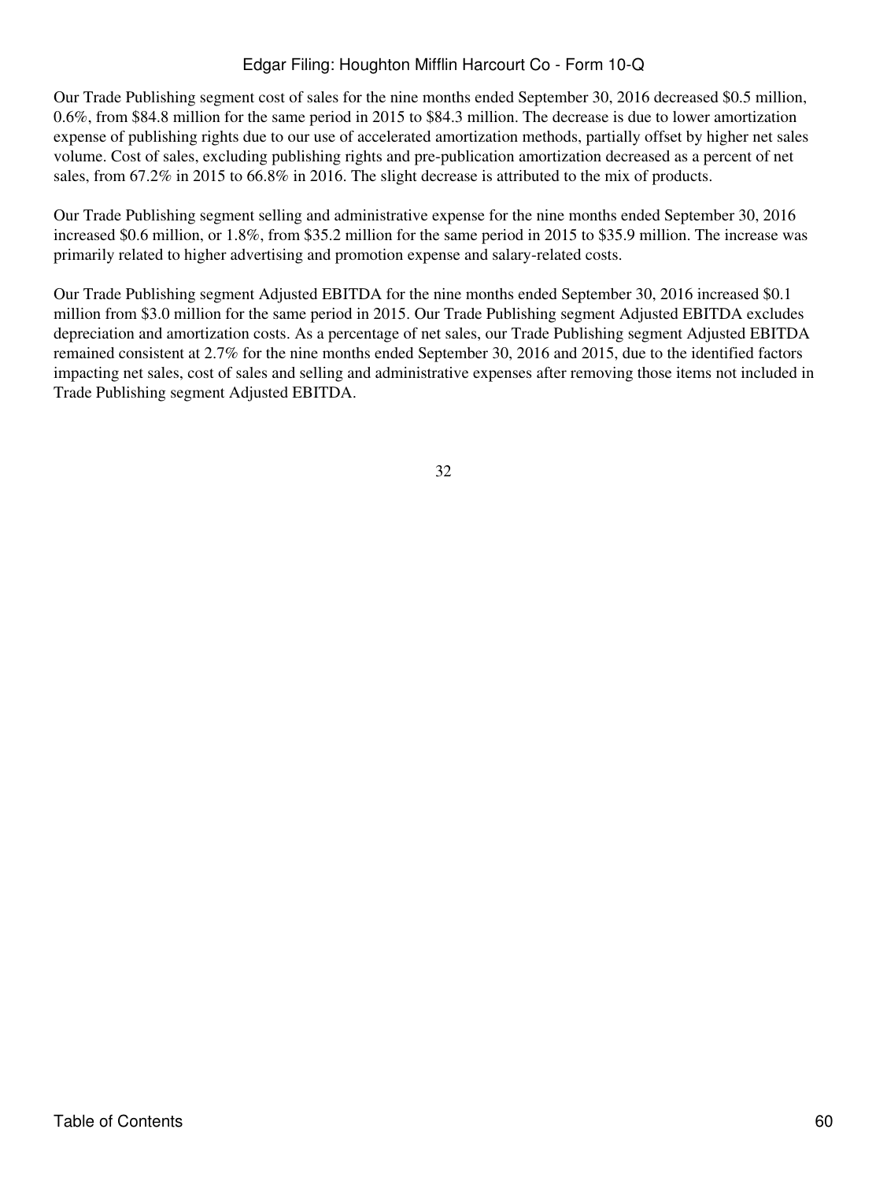Our Trade Publishing segment cost of sales for the nine months ended September 30, 2016 decreased \$0.5 million, 0.6%, from \$84.8 million for the same period in 2015 to \$84.3 million. The decrease is due to lower amortization expense of publishing rights due to our use of accelerated amortization methods, partially offset by higher net sales volume. Cost of sales, excluding publishing rights and pre-publication amortization decreased as a percent of net sales, from 67.2% in 2015 to 66.8% in 2016. The slight decrease is attributed to the mix of products.

Our Trade Publishing segment selling and administrative expense for the nine months ended September 30, 2016 increased \$0.6 million, or 1.8%, from \$35.2 million for the same period in 2015 to \$35.9 million. The increase was primarily related to higher advertising and promotion expense and salary-related costs.

Our Trade Publishing segment Adjusted EBITDA for the nine months ended September 30, 2016 increased \$0.1 million from \$3.0 million for the same period in 2015. Our Trade Publishing segment Adjusted EBITDA excludes depreciation and amortization costs. As a percentage of net sales, our Trade Publishing segment Adjusted EBITDA remained consistent at 2.7% for the nine months ended September 30, 2016 and 2015, due to the identified factors impacting net sales, cost of sales and selling and administrative expenses after removing those items not included in Trade Publishing segment Adjusted EBITDA.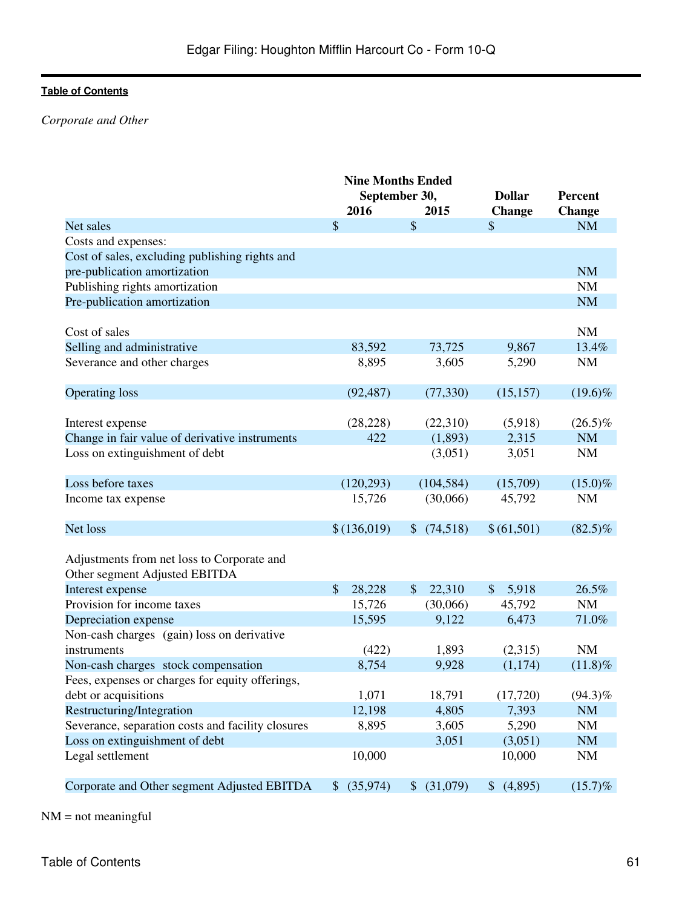*Corporate and Other*

| | Nine Months Ended September 30, | | Dollar | Percent |
|---|---|---|---|---|
| | 2016 | 2015 | Change | Change |
| Net sales | $ | $ | $ | NM |
| Costs and expenses: | | | | |
| Cost of sales, excluding publishing rights and pre-publication amortization | | | | NM |
| Publishing rights amortization | | | | NM |
| Pre-publication amortization | | | | NM |
| Cost of sales | | | | NM |
| Selling and administrative | 83,592 | 73,725 | 9,867 | 13.4% |
| Severance and other charges | 8,895 | 3,605 | 5,290 | NM |
| Operating loss | (92,487) | (77,330) | (15,157) | (19.6)% |
| Interest expense | (28,228) | (22,310) | (5,918) | (26.5)% |
| Change in fair value of derivative instruments | 422 | (1,893) | 2,315 | NM |
| Loss on extinguishment of debt | | (3,051) | 3,051 | NM |
| Loss before taxes | (120,293) | (104,584) | (15,709) | (15.0)% |
| Income tax expense | 15,726 | (30,066) | 45,792 | NM |
| Net loss | $ (136,019) | $ (74,518) | $ (61,501) | (82.5)% |
| Adjustments from net loss to Corporate and Other segment Adjusted EBITDA | | | | |
| Interest expense | $ 28,228 | $ 22,310 | $ 5,918 | 26.5% |
| Provision for income taxes | 15,726 | (30,066) | 45,792 | NM |
| Depreciation expense | 15,595 | 9,122 | 6,473 | 71.0% |
| Non-cash charges (gain) loss on derivative instruments | (422) | 1,893 | (2,315) | NM |
| Non-cash charges stock compensation | 8,754 | 9,928 | (1,174) | (11.8)% |
| Fees, expenses or charges for equity offerings, debt or acquisitions | 1,071 | 18,791 | (17,720) | (94.3)% |
| Restructuring/Integration | 12,198 | 4,805 | 7,393 | NM |
| Severance, separation costs and facility closures | 8,895 | 3,605 | 5,290 | NM |
| Loss on extinguishment of debt | | 3,051 | (3,051) | NM |
| Legal settlement | 10,000 | | 10,000 | NM |
| Corporate and Other segment Adjusted EBITDA | $ (35,974) | $ (31,079) | $ (4,895) | (15.7)% |

NM = not meaningful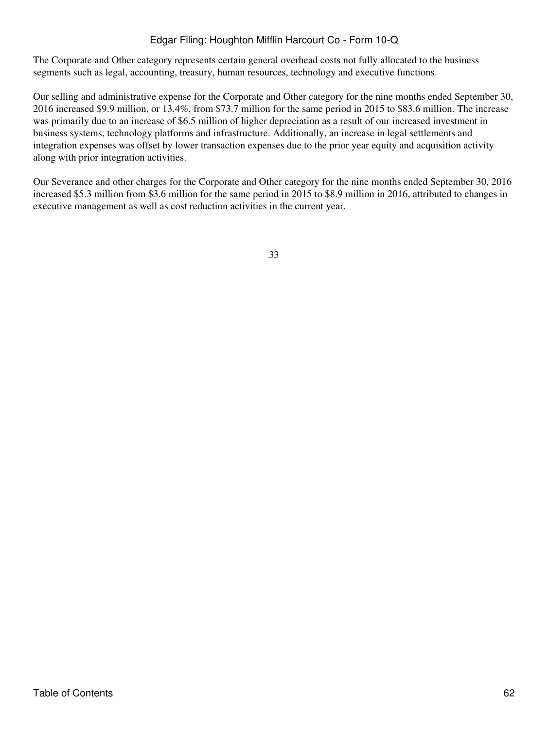The Corporate and Other category represents certain general overhead costs not fully allocated to the business segments such as legal, accounting, treasury, human resources, technology and executive functions.

Our selling and administrative expense for the Corporate and Other category for the nine months ended September 30, 2016 increased $9.9 million, or 13.4%, from $73.7 million for the same period in 2015 to $83.6 million. The increase was primarily due to an increase of $6.5 million of higher depreciation as a result of our increased investment in business systems, technology platforms and infrastructure. Additionally, an increase in legal settlements and integration expenses was offset by lower transaction expenses due to the prior year equity and acquisition activity along with prior integration activities.

Our Severance and other charges for the Corporate and Other category for the nine months ended September 30, 2016 increased $5.3 million from $3.6 million for the same period in 2015 to $8.9 million in 2016, attributed to changes in executive management as well as cost reduction activities in the current year.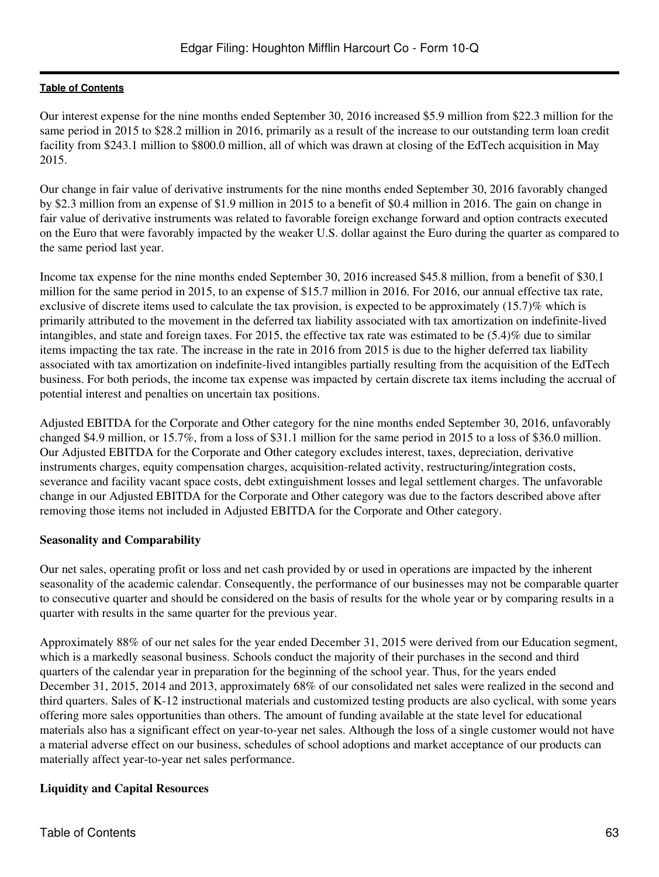Our interest expense for the nine months ended September 30, 2016 increased $5.9 million from $22.3 million for the same period in 2015 to $28.2 million in 2016, primarily as a result of the increase to our outstanding term loan credit facility from $243.1 million to $800.0 million, all of which was drawn at closing of the EdTech acquisition in May 2015.

Our change in fair value of derivative instruments for the nine months ended September 30, 2016 favorably changed by $2.3 million from an expense of $1.9 million in 2015 to a benefit of $0.4 million in 2016. The gain on change in fair value of derivative instruments was related to favorable foreign exchange forward and option contracts executed on the Euro that were favorably impacted by the weaker U.S. dollar against the Euro during the quarter as compared to the same period last year.

Income tax expense for the nine months ended September 30, 2016 increased $45.8 million, from a benefit of $30.1 million for the same period in 2015, to an expense of $15.7 million in 2016. For 2016, our annual effective tax rate, exclusive of discrete items used to calculate the tax provision, is expected to be approximately (15.7)% which is primarily attributed to the movement in the deferred tax liability associated with tax amortization on indefinite-lived intangibles, and state and foreign taxes. For 2015, the effective tax rate was estimated to be (5.4)% due to similar items impacting the tax rate. The increase in the rate in 2016 from 2015 is due to the higher deferred tax liability associated with tax amortization on indefinite-lived intangibles partially resulting from the acquisition of the EdTech business. For both periods, the income tax expense was impacted by certain discrete tax items including the accrual of potential interest and penalties on uncertain tax positions.

Adjusted EBITDA for the Corporate and Other category for the nine months ended September 30, 2016, unfavorably changed $4.9 million, or 15.7%, from a loss of $31.1 million for the same period in 2015 to a loss of $36.0 million. Our Adjusted EBITDA for the Corporate and Other category excludes interest, taxes, depreciation, derivative instruments charges, equity compensation charges, acquisition-related activity, restructuring/integration costs, severance and facility vacant space costs, debt extinguishment losses and legal settlement charges. The unfavorable change in our Adjusted EBITDA for the Corporate and Other category was due to the factors described above after removing those items not included in Adjusted EBITDA for the Corporate and Other category.

**Seasonality and Comparability**

Our net sales, operating profit or loss and net cash provided by or used in operations are impacted by the inherent seasonality of the academic calendar. Consequently, the performance of our businesses may not be comparable quarter to consecutive quarter and should be considered on the basis of results for the whole year or by comparing results in a quarter with results in the same quarter for the previous year.

Approximately 88% of our net sales for the year ended December 31, 2015 were derived from our Education segment, which is a markedly seasonal business. Schools conduct the majority of their purchases in the second and third quarters of the calendar year in preparation for the beginning of the school year. Thus, for the years ended December 31, 2015, 2014 and 2013, approximately 68% of our consolidated net sales were realized in the second and third quarters. Sales of K-12 instructional materials and customized testing products are also cyclical, with some years offering more sales opportunities than others. The amount of funding available at the state level for educational materials also has a significant effect on year-to-year net sales. Although the loss of a single customer would not have a material adverse effect on our business, schedules of school adoptions and market acceptance of our products can materially affect year-to-year net sales performance.

**Liquidity and Capital Resources**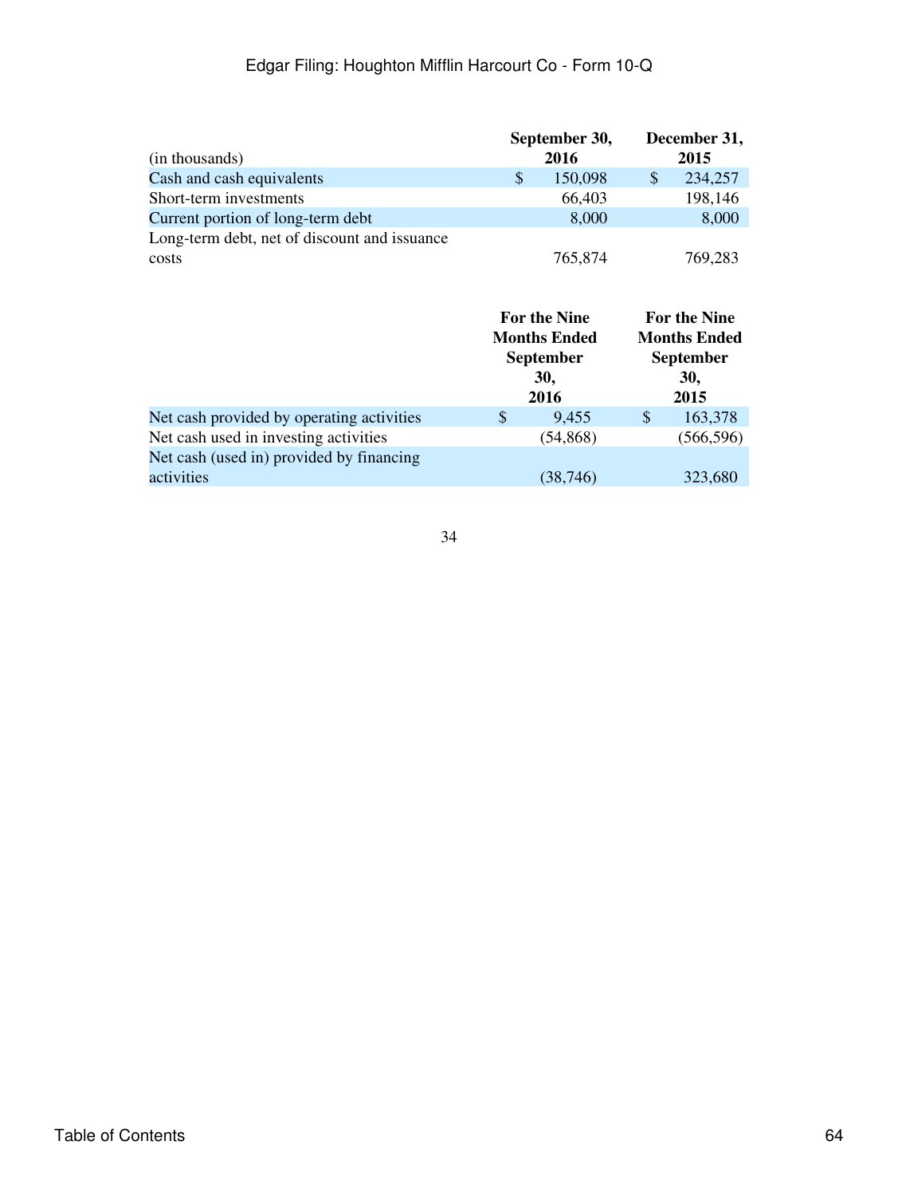| (in thousands) | September 30, 2016 | December 31, 2015 |
|---|---|---|
| Cash and cash equivalents | $ 150,098 | $ 234,257 |
| Short-term investments | 66,403 | 198,146 |
| Current portion of long-term debt | 8,000 | 8,000 |
| Long-term debt, net of discount and issuance costs | 765,874 | 769,283 |

| | For the Nine Months Ended September 30, 2016 | For the Nine Months Ended September 30, 2015 |
|---|---|---|
| Net cash provided by operating activities | $ 9,455 | $ 163,378 |
| Net cash used in investing activities | (54,868) | (566,596) |
| Net cash (used in) provided by financing activities | (38,746) | 323,680 |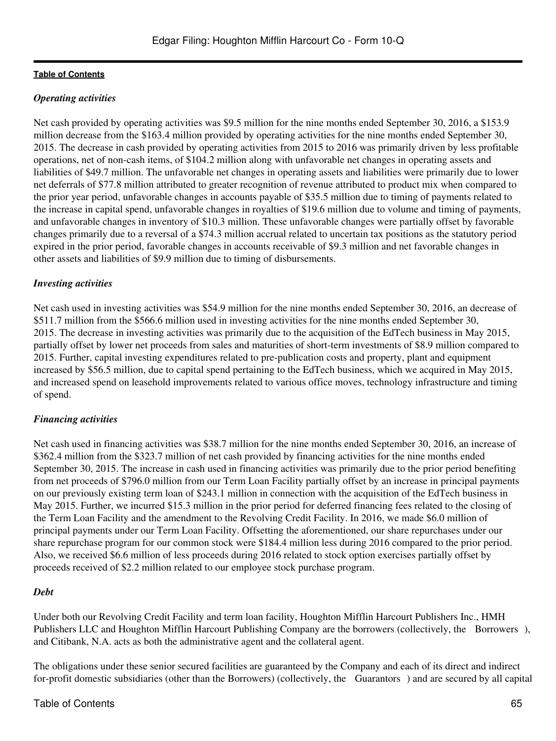*Operating activities*

Net cash provided by operating activities was $9.5 million for the nine months ended September 30, 2016, a $153.9 million decrease from the $163.4 million provided by operating activities for the nine months ended September 30, 2015. The decrease in cash provided by operating activities from 2015 to 2016 was primarily driven by less profitable operations, net of non-cash items, of $104.2 million along with unfavorable net changes in operating assets and liabilities of $49.7 million. The unfavorable net changes in operating assets and liabilities were primarily due to lower net deferrals of $77.8 million attributed to greater recognition of revenue attributed to product mix when compared to the prior year period, unfavorable changes in accounts payable of $35.5 million due to timing of payments related to the increase in capital spend, unfavorable changes in royalties of $19.6 million due to volume and timing of payments, and unfavorable changes in inventory of $10.3 million. These unfavorable changes were partially offset by favorable changes primarily due to a reversal of a $74.3 million accrual related to uncertain tax positions as the statutory period expired in the prior period, favorable changes in accounts receivable of $9.3 million and net favorable changes in other assets and liabilities of $9.9 million due to timing of disbursements.

*Investing activities*

Net cash used in investing activities was $54.9 million for the nine months ended September 30, 2016, an decrease of $511.7 million from the $566.6 million used in investing activities for the nine months ended September 30, 2015. The decrease in investing activities was primarily due to the acquisition of the EdTech business in May 2015, partially offset by lower net proceeds from sales and maturities of short-term investments of $8.9 million compared to 2015. Further, capital investing expenditures related to pre-publication costs and property, plant and equipment increased by $56.5 million, due to capital spend pertaining to the EdTech business, which we acquired in May 2015, and increased spend on leasehold improvements related to various office moves, technology infrastructure and timing of spend.

*Financing activities*

Net cash used in financing activities was $38.7 million for the nine months ended September 30, 2016, an increase of $362.4 million from the $323.7 million of net cash provided by financing activities for the nine months ended September 30, 2015. The increase in cash used in financing activities was primarily due to the prior period benefiting from net proceeds of $796.0 million from our Term Loan Facility partially offset by an increase in principal payments on our previously existing term loan of $243.1 million in connection with the acquisition of the EdTech business in May 2015. Further, we incurred $15.3 million in the prior period for deferred financing fees related to the closing of the Term Loan Facility and the amendment to the Revolving Credit Facility. In 2016, we made $6.0 million of principal payments under our Term Loan Facility. Offsetting the aforementioned, our share repurchases under our share repurchase program for our common stock were $184.4 million less during 2016 compared to the prior period. Also, we received $6.6 million of less proceeds during 2016 related to stock option exercises partially offset by proceeds received of $2.2 million related to our employee stock purchase program.

***Debt***

Under both our Revolving Credit Facility and term loan facility, Houghton Mifflin Harcourt Publishers Inc., HMH Publishers LLC and Houghton Mifflin Harcourt Publishing Company are the borrowers (collectively, the Borrowers ), and Citibank, N.A. acts as both the administrative agent and the collateral agent.

The obligations under these senior secured facilities are guaranteed by the Company and each of its direct and indirect for-profit domestic subsidiaries (other than the Borrowers) (collectively, the Guarantors ) and are secured by all capital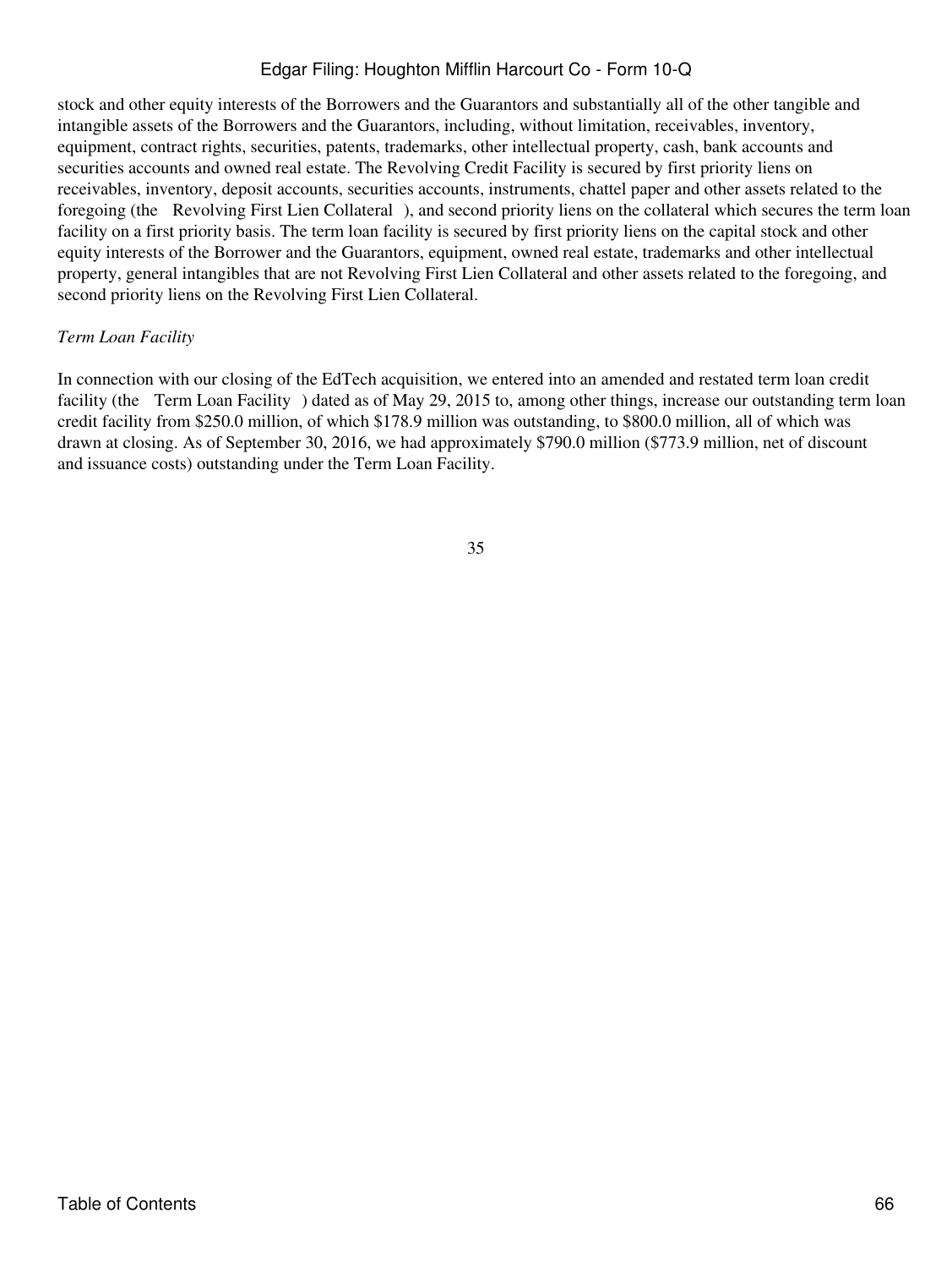stock and other equity interests of the Borrowers and the Guarantors and substantially all of the other tangible and intangible assets of the Borrowers and the Guarantors, including, without limitation, receivables, inventory, equipment, contract rights, securities, patents, trademarks, other intellectual property, cash, bank accounts and securities accounts and owned real estate. The Revolving Credit Facility is secured by first priority liens on receivables, inventory, deposit accounts, securities accounts, instruments, chattel paper and other assets related to the foregoing (the Revolving First Lien Collateral ), and second priority liens on the collateral which secures the term loan facility on a first priority basis. The term loan facility is secured by first priority liens on the capital stock and other equity interests of the Borrower and the Guarantors, equipment, owned real estate, trademarks and other intellectual property, general intangibles that are not Revolving First Lien Collateral and other assets related to the foregoing, and second priority liens on the Revolving First Lien Collateral.

*Term Loan Facility*

In connection with our closing of the EdTech acquisition, we entered into an amended and restated term loan credit facility (the Term Loan Facility ) dated as of May 29, 2015 to, among other things, increase our outstanding term loan credit facility from $250.0 million, of which $178.9 million was outstanding, to $800.0 million, all of which was drawn at closing. As of September 30, 2016, we had approximately $790.0 million ($773.9 million, net of discount and issuance costs) outstanding under the Term Loan Facility.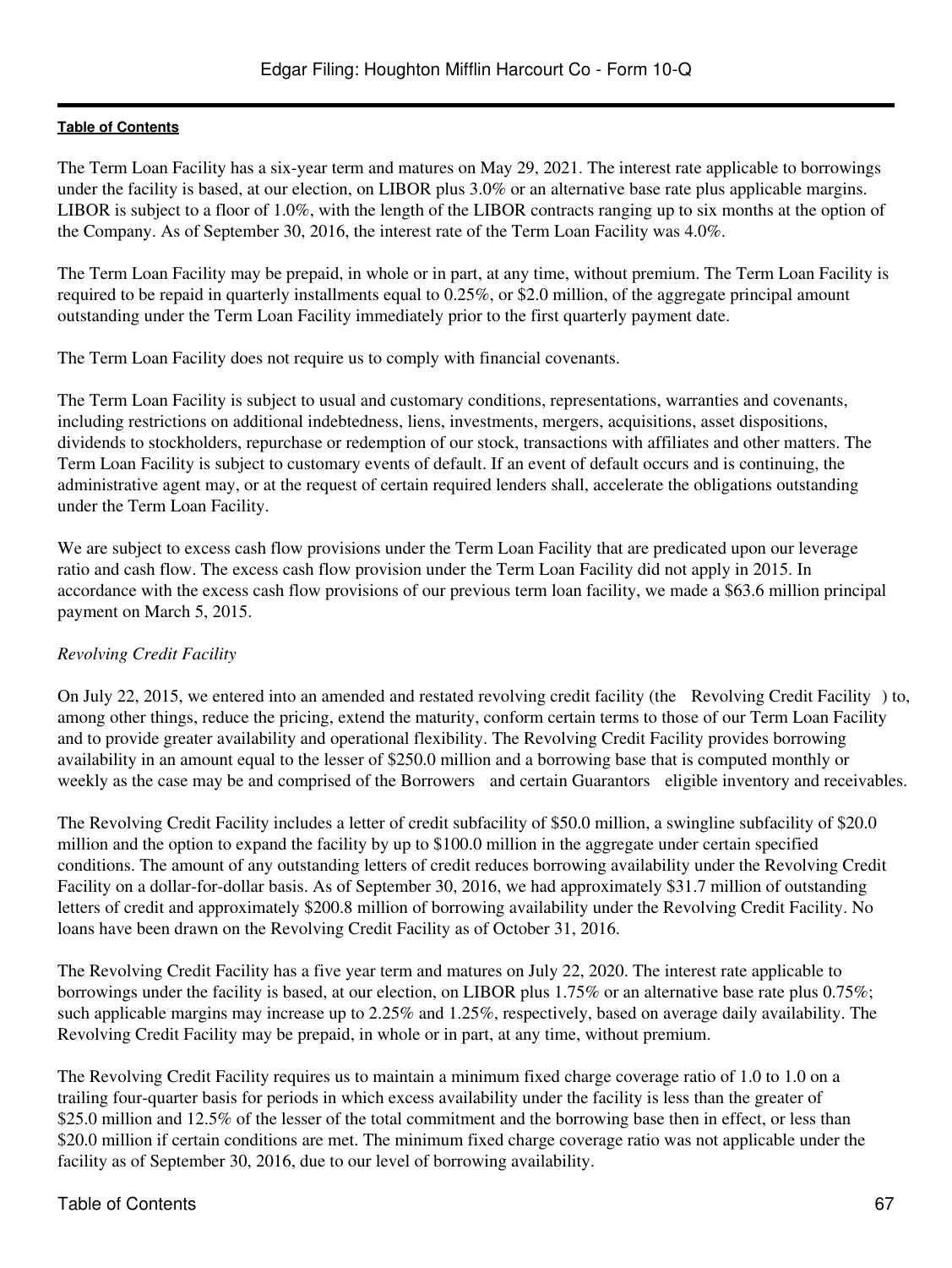The Term Loan Facility has a six-year term and matures on May 29, 2021. The interest rate applicable to borrowings under the facility is based, at our election, on LIBOR plus 3.0% or an alternative base rate plus applicable margins. LIBOR is subject to a floor of 1.0%, with the length of the LIBOR contracts ranging up to six months at the option of the Company. As of September 30, 2016, the interest rate of the Term Loan Facility was 4.0%.

The Term Loan Facility may be prepaid, in whole or in part, at any time, without premium. The Term Loan Facility is required to be repaid in quarterly installments equal to 0.25%, or $2.0 million, of the aggregate principal amount outstanding under the Term Loan Facility immediately prior to the first quarterly payment date.

The Term Loan Facility does not require us to comply with financial covenants.

The Term Loan Facility is subject to usual and customary conditions, representations, warranties and covenants, including restrictions on additional indebtedness, liens, investments, mergers, acquisitions, asset dispositions, dividends to stockholders, repurchase or redemption of our stock, transactions with affiliates and other matters. The Term Loan Facility is subject to customary events of default. If an event of default occurs and is continuing, the administrative agent may, or at the request of certain required lenders shall, accelerate the obligations outstanding under the Term Loan Facility.

We are subject to excess cash flow provisions under the Term Loan Facility that are predicated upon our leverage ratio and cash flow. The excess cash flow provision under the Term Loan Facility did not apply in 2015. In accordance with the excess cash flow provisions of our previous term loan facility, we made a $63.6 million principal payment on March 5, 2015.

*Revolving Credit Facility*

On July 22, 2015, we entered into an amended and restated revolving credit facility (the Revolving Credit Facility ) to, among other things, reduce the pricing, extend the maturity, conform certain terms to those of our Term Loan Facility and to provide greater availability and operational flexibility. The Revolving Credit Facility provides borrowing availability in an amount equal to the lesser of $250.0 million and a borrowing base that is computed monthly or weekly as the case may be and comprised of the Borrowers and certain Guarantors eligible inventory and receivables.

The Revolving Credit Facility includes a letter of credit subfacility of $50.0 million, a swingline subfacility of $20.0 million and the option to expand the facility by up to $100.0 million in the aggregate under certain specified conditions. The amount of any outstanding letters of credit reduces borrowing availability under the Revolving Credit Facility on a dollar-for-dollar basis. As of September 30, 2016, we had approximately $31.7 million of outstanding letters of credit and approximately $200.8 million of borrowing availability under the Revolving Credit Facility. No loans have been drawn on the Revolving Credit Facility as of October 31, 2016.

The Revolving Credit Facility has a five year term and matures on July 22, 2020. The interest rate applicable to borrowings under the facility is based, at our election, on LIBOR plus 1.75% or an alternative base rate plus 0.75%; such applicable margins may increase up to 2.25% and 1.25%, respectively, based on average daily availability. The Revolving Credit Facility may be prepaid, in whole or in part, at any time, without premium.

The Revolving Credit Facility requires us to maintain a minimum fixed charge coverage ratio of 1.0 to 1.0 on a trailing four-quarter basis for periods in which excess availability under the facility is less than the greater of $25.0 million and 12.5% of the lesser of the total commitment and the borrowing base then in effect, or less than $20.0 million if certain conditions are met. The minimum fixed charge coverage ratio was not applicable under the facility as of September 30, 2016, due to our level of borrowing availability.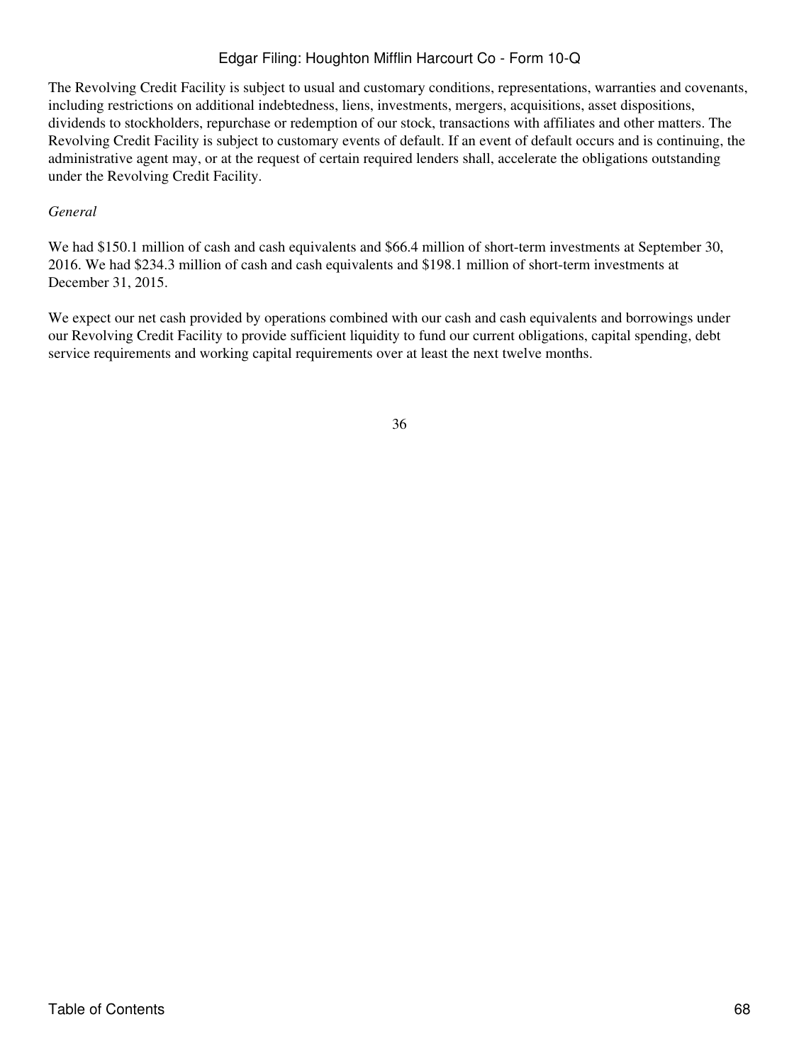The Revolving Credit Facility is subject to usual and customary conditions, representations, warranties and covenants, including restrictions on additional indebtedness, liens, investments, mergers, acquisitions, asset dispositions, dividends to stockholders, repurchase or redemption of our stock, transactions with affiliates and other matters. The Revolving Credit Facility is subject to customary events of default. If an event of default occurs and is continuing, the administrative agent may, or at the request of certain required lenders shall, accelerate the obligations outstanding under the Revolving Credit Facility.

*General*

We had $150.1 million of cash and cash equivalents and $66.4 million of short-term investments at September 30, 2016. We had $234.3 million of cash and cash equivalents and $198.1 million of short-term investments at December 31, 2015.

We expect our net cash provided by operations combined with our cash and cash equivalents and borrowings under our Revolving Credit Facility to provide sufficient liquidity to fund our current obligations, capital spending, debt service requirements and working capital requirements over at least the next twelve months.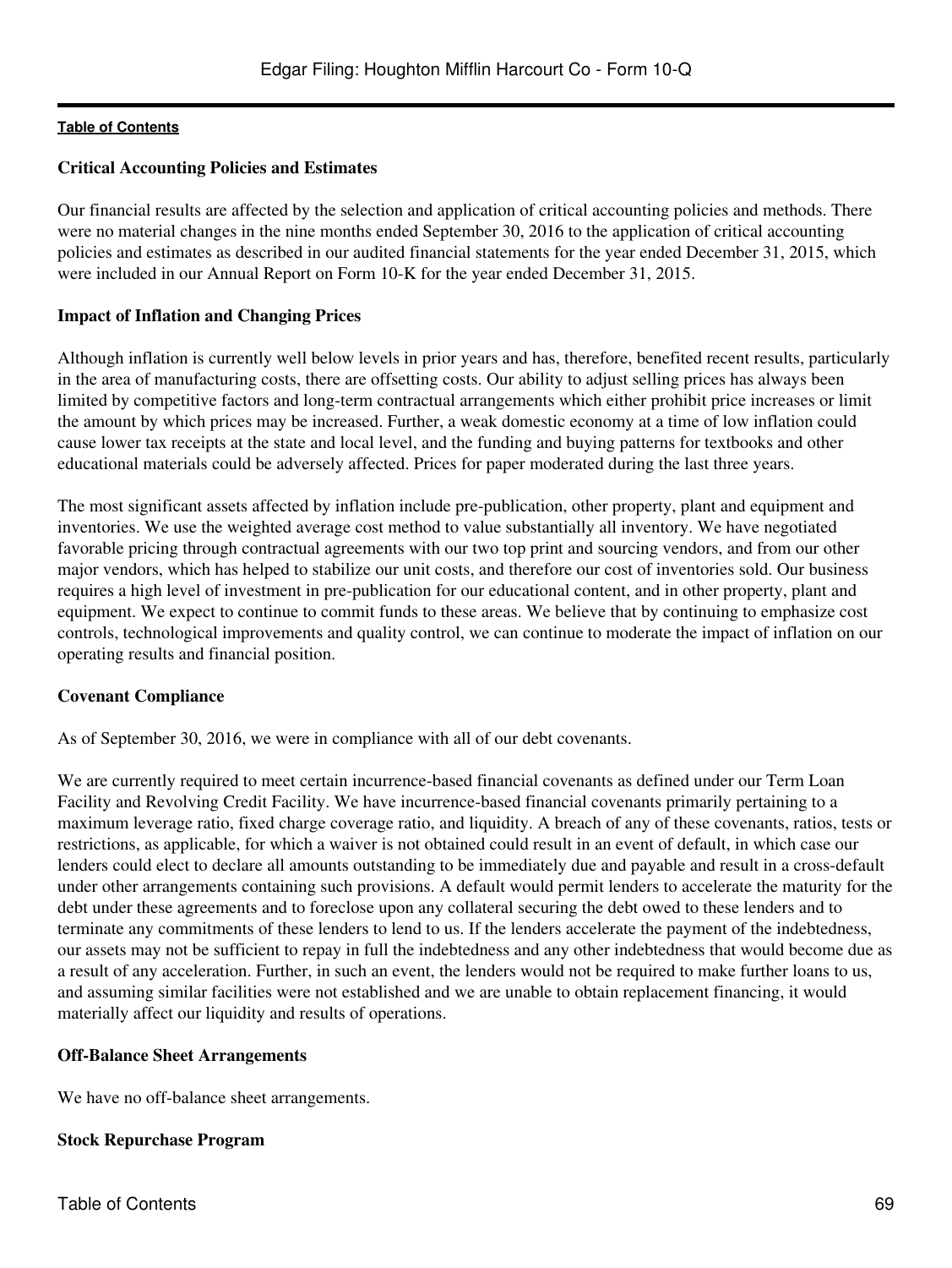**Critical Accounting Policies and Estimates**

Our financial results are affected by the selection and application of critical accounting policies and methods. There were no material changes in the nine months ended September 30, 2016 to the application of critical accounting policies and estimates as described in our audited financial statements for the year ended December 31, 2015, which were included in our Annual Report on Form 10-K for the year ended December 31, 2015.

**Impact of Inflation and Changing Prices**

Although inflation is currently well below levels in prior years and has, therefore, benefited recent results, particularly in the area of manufacturing costs, there are offsetting costs. Our ability to adjust selling prices has always been limited by competitive factors and long-term contractual arrangements which either prohibit price increases or limit the amount by which prices may be increased. Further, a weak domestic economy at a time of low inflation could cause lower tax receipts at the state and local level, and the funding and buying patterns for textbooks and other educational materials could be adversely affected. Prices for paper moderated during the last three years.

The most significant assets affected by inflation include pre-publication, other property, plant and equipment and inventories. We use the weighted average cost method to value substantially all inventory. We have negotiated favorable pricing through contractual agreements with our two top print and sourcing vendors, and from our other major vendors, which has helped to stabilize our unit costs, and therefore our cost of inventories sold. Our business requires a high level of investment in pre-publication for our educational content, and in other property, plant and equipment. We expect to continue to commit funds to these areas. We believe that by continuing to emphasize cost controls, technological improvements and quality control, we can continue to moderate the impact of inflation on our operating results and financial position.

**Covenant Compliance**

As of September 30, 2016, we were in compliance with all of our debt covenants.

We are currently required to meet certain incurrence-based financial covenants as defined under our Term Loan Facility and Revolving Credit Facility. We have incurrence-based financial covenants primarily pertaining to a maximum leverage ratio, fixed charge coverage ratio, and liquidity. A breach of any of these covenants, ratios, tests or restrictions, as applicable, for which a waiver is not obtained could result in an event of default, in which case our lenders could elect to declare all amounts outstanding to be immediately due and payable and result in a cross-default under other arrangements containing such provisions. A default would permit lenders to accelerate the maturity for the debt under these agreements and to foreclose upon any collateral securing the debt owed to these lenders and to terminate any commitments of these lenders to lend to us. If the lenders accelerate the payment of the indebtedness, our assets may not be sufficient to repay in full the indebtedness and any other indebtedness that would become due as a result of any acceleration. Further, in such an event, the lenders would not be required to make further loans to us, and assuming similar facilities were not established and we are unable to obtain replacement financing, it would materially affect our liquidity and results of operations.

**Off-Balance Sheet Arrangements**

We have no off-balance sheet arrangements.

**Stock Repurchase Program**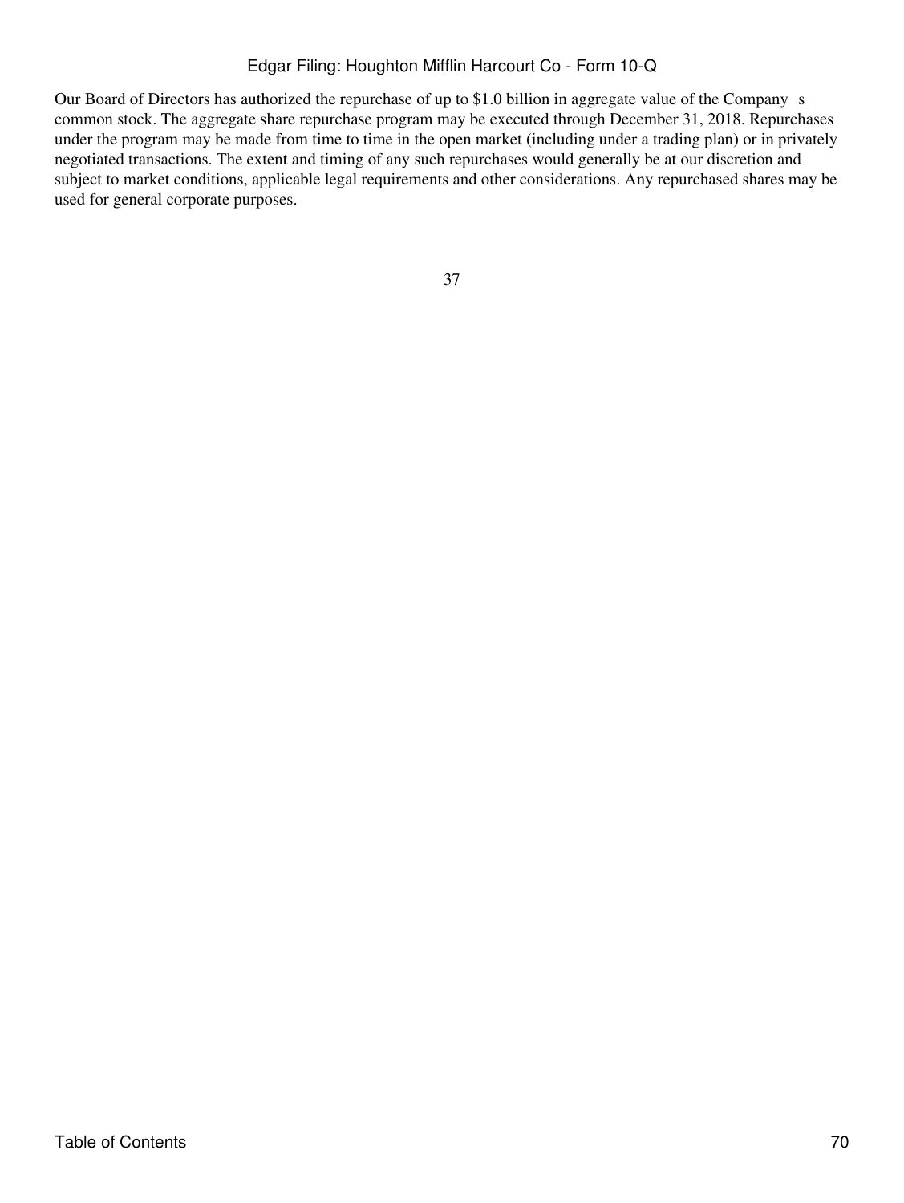Our Board of Directors has authorized the repurchase of up to $1.0 billion in aggregate value of the Company s common stock. The aggregate share repurchase program may be executed through December 31, 2018. Repurchases under the program may be made from time to time in the open market (including under a trading plan) or in privately negotiated transactions. The extent and timing of any such repurchases would generally be at our discretion and subject to market conditions, applicable legal requirements and other considerations. Any repurchased shares may be used for general corporate purposes.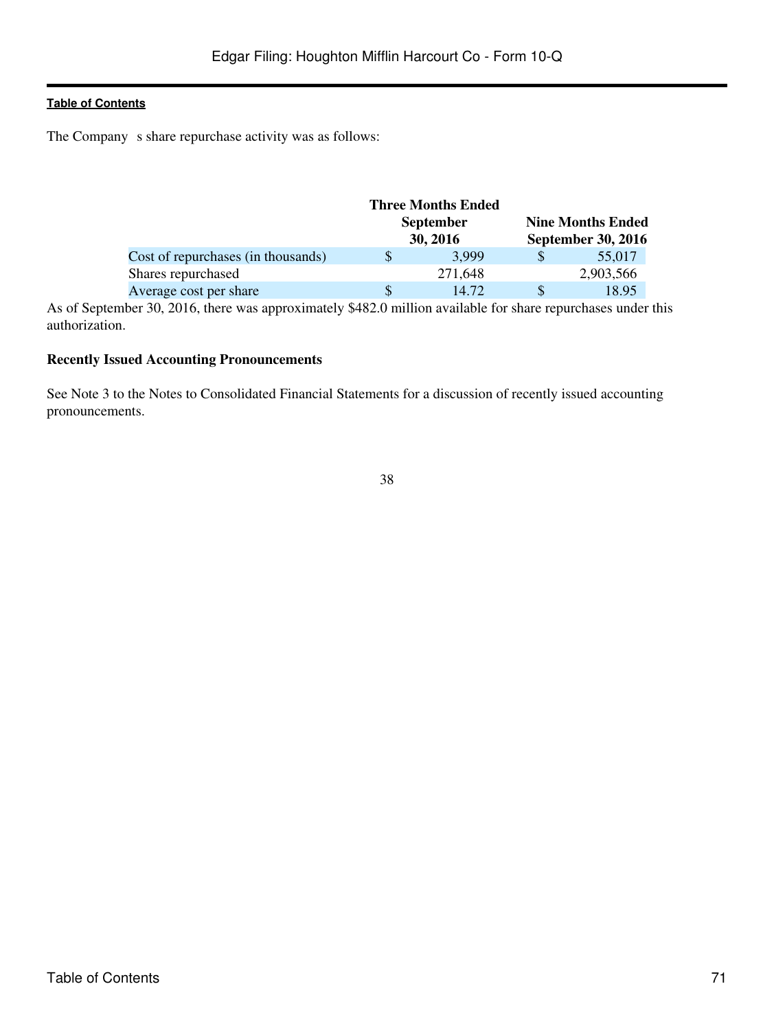The Company s share repurchase activity was as follows:

| | Three Months Ended September 30, 2016 | Nine Months Ended September 30, 2016 |
|---|---|---|
| Cost of repurchases (in thousands) | $ 3,999 | $ 55,017 |
| Shares repurchased | 271,648 | 2,903,566 |
| Average cost per share | $ 14.72 | $ 18.95 |

As of September 30, 2016, there was approximately $482.0 million available for share repurchases under this authorization.

**Recently Issued Accounting Pronouncements**

See Note 3 to the Notes to Consolidated Financial Statements for a discussion of recently issued accounting pronouncements.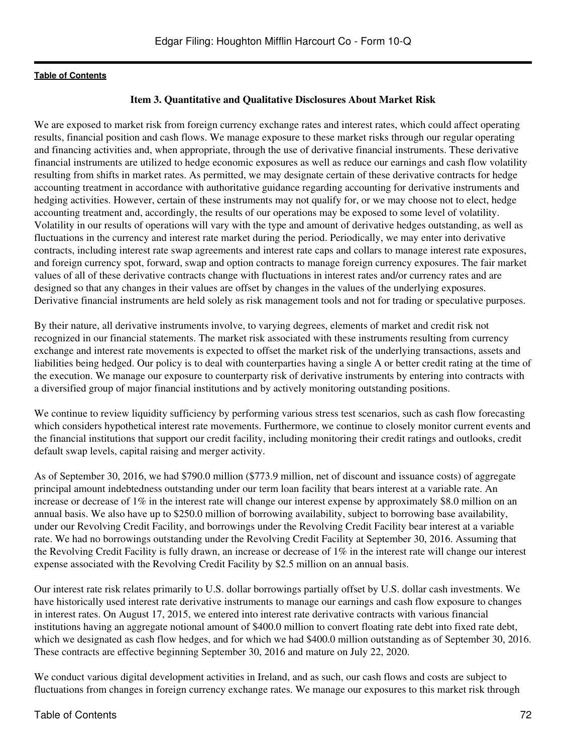## Item 3. Quantitative and Qualitative Disclosures About Market Risk

We are exposed to market risk from foreign currency exchange rates and interest rates, which could affect operating results, financial position and cash flows. We manage exposure to these market risks through our regular operating and financing activities and, when appropriate, through the use of derivative financial instruments. These derivative financial instruments are utilized to hedge economic exposures as well as reduce our earnings and cash flow volatility resulting from shifts in market rates. As permitted, we may designate certain of these derivative contracts for hedge accounting treatment in accordance with authoritative guidance regarding accounting for derivative instruments and hedging activities. However, certain of these instruments may not qualify for, or we may choose not to elect, hedge accounting treatment and, accordingly, the results of our operations may be exposed to some level of volatility. Volatility in our results of operations will vary with the type and amount of derivative hedges outstanding, as well as fluctuations in the currency and interest rate market during the period. Periodically, we may enter into derivative contracts, including interest rate swap agreements and interest rate caps and collars to manage interest rate exposures, and foreign currency spot, forward, swap and option contracts to manage foreign currency exposures. The fair market values of all of these derivative contracts change with fluctuations in interest rates and/or currency rates and are designed so that any changes in their values are offset by changes in the values of the underlying exposures. Derivative financial instruments are held solely as risk management tools and not for trading or speculative purposes.

By their nature, all derivative instruments involve, to varying degrees, elements of market and credit risk not recognized in our financial statements. The market risk associated with these instruments resulting from currency exchange and interest rate movements is expected to offset the market risk of the underlying transactions, assets and liabilities being hedged. Our policy is to deal with counterparties having a single A or better credit rating at the time of the execution. We manage our exposure to counterparty risk of derivative instruments by entering into contracts with a diversified group of major financial institutions and by actively monitoring outstanding positions.

We continue to review liquidity sufficiency by performing various stress test scenarios, such as cash flow forecasting which considers hypothetical interest rate movements. Furthermore, we continue to closely monitor current events and the financial institutions that support our credit facility, including monitoring their credit ratings and outlooks, credit default swap levels, capital raising and merger activity.

As of September 30, 2016, we had $790.0 million ($773.9 million, net of discount and issuance costs) of aggregate principal amount indebtedness outstanding under our term loan facility that bears interest at a variable rate. An increase or decrease of 1% in the interest rate will change our interest expense by approximately $8.0 million on an annual basis. We also have up to $250.0 million of borrowing availability, subject to borrowing base availability, under our Revolving Credit Facility, and borrowings under the Revolving Credit Facility bear interest at a variable rate. We had no borrowings outstanding under the Revolving Credit Facility at September 30, 2016. Assuming that the Revolving Credit Facility is fully drawn, an increase or decrease of 1% in the interest rate will change our interest expense associated with the Revolving Credit Facility by $2.5 million on an annual basis.

Our interest rate risk relates primarily to U.S. dollar borrowings partially offset by U.S. dollar cash investments. We have historically used interest rate derivative instruments to manage our earnings and cash flow exposure to changes in interest rates. On August 17, 2015, we entered into interest rate derivative contracts with various financial institutions having an aggregate notional amount of $400.0 million to convert floating rate debt into fixed rate debt, which we designated as cash flow hedges, and for which we had $400.0 million outstanding as of September 30, 2016. These contracts are effective beginning September 30, 2016 and mature on July 22, 2020.

We conduct various digital development activities in Ireland, and as such, our cash flows and costs are subject to fluctuations from changes in foreign currency exchange rates. We manage our exposures to this market risk through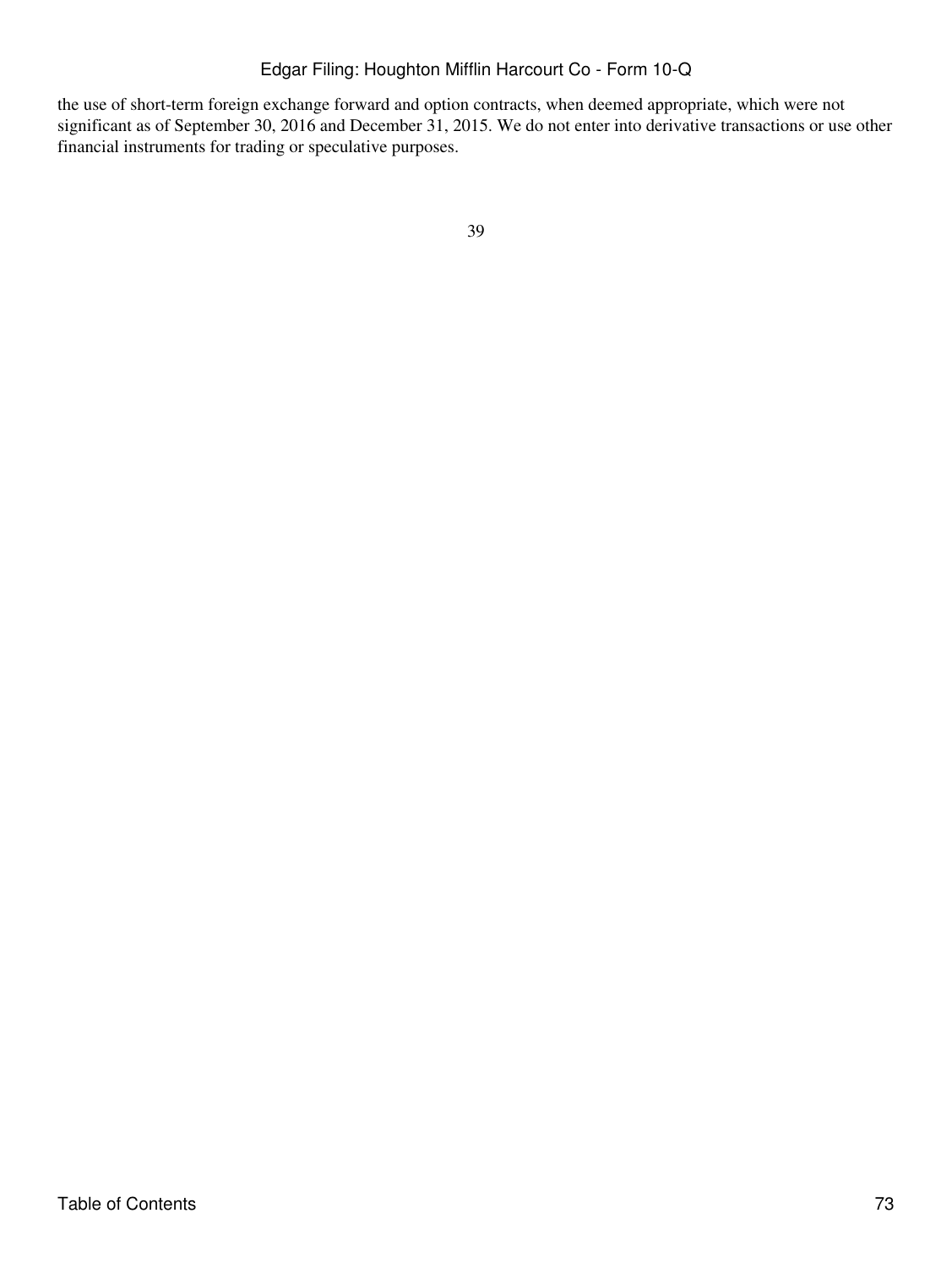the use of short-term foreign exchange forward and option contracts, when deemed appropriate, which were not significant as of September 30, 2016 and December 31, 2015. We do not enter into derivative transactions or use other financial instruments for trading or speculative purposes.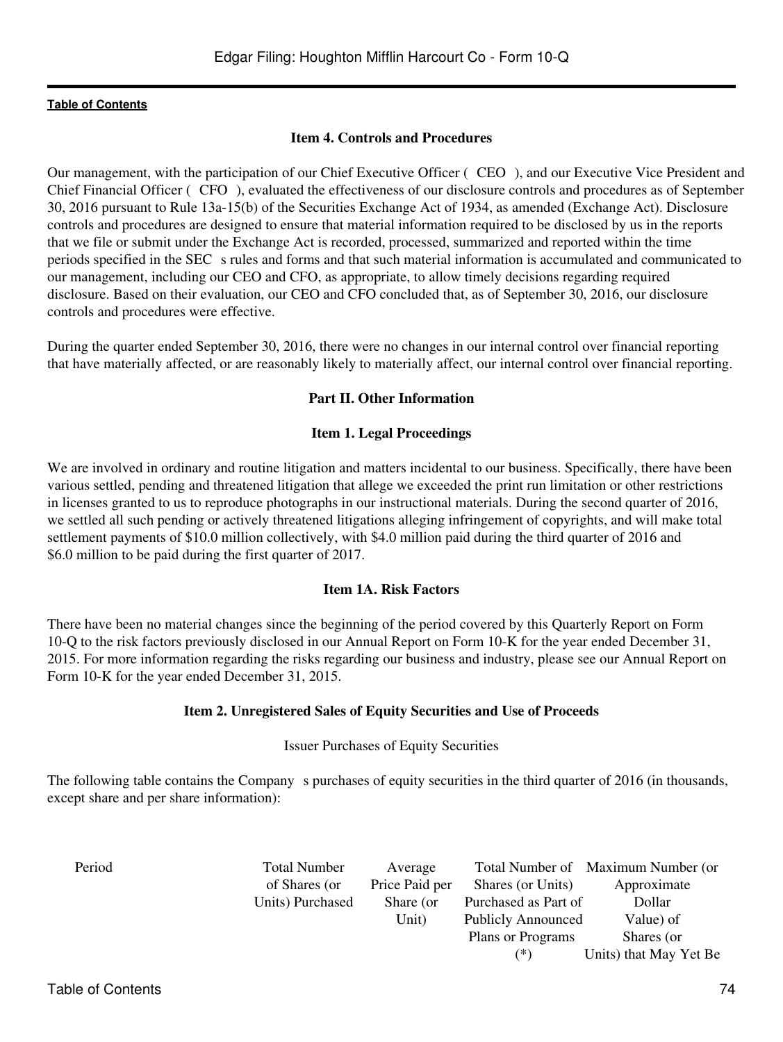[Table of Contents]

### Item 4. Controls and Procedures

Our management, with the participation of our Chief Executive Officer ( CEO ), and our Executive Vice President and Chief Financial Officer ( CFO ), evaluated the effectiveness of our disclosure controls and procedures as of September 30, 2016 pursuant to Rule 13a-15(b) of the Securities Exchange Act of 1934, as amended (Exchange Act). Disclosure controls and procedures are designed to ensure that material information required to be disclosed by us in the reports that we file or submit under the Exchange Act is recorded, processed, summarized and reported within the time periods specified in the SEC s rules and forms and that such material information is accumulated and communicated to our management, including our CEO and CFO, as appropriate, to allow timely decisions regarding required disclosure. Based on their evaluation, our CEO and CFO concluded that, as of September 30, 2016, our disclosure controls and procedures were effective.

During the quarter ended September 30, 2016, there were no changes in our internal control over financial reporting that have materially affected, or are reasonably likely to materially affect, our internal control over financial reporting.

## Part II. Other Information

### Item 1. Legal Proceedings

We are involved in ordinary and routine litigation and matters incidental to our business. Specifically, there have been various settled, pending and threatened litigation that allege we exceeded the print run limitation or other restrictions in licenses granted to us to reproduce photographs in our instructional materials. During the second quarter of 2016, we settled all such pending or actively threatened litigations alleging infringement of copyrights, and will make total settlement payments of $10.0 million collectively, with $4.0 million paid during the third quarter of 2016 and $6.0 million to be paid during the first quarter of 2017.

### Item 1A. Risk Factors

There have been no material changes since the beginning of the period covered by this Quarterly Report on Form 10-Q to the risk factors previously disclosed in our Annual Report on Form 10-K for the year ended December 31, 2015. For more information regarding the risks regarding our business and industry, please see our Annual Report on Form 10-K for the year ended December 31, 2015.

### Item 2. Unregistered Sales of Equity Securities and Use of Proceeds

Issuer Purchases of Equity Securities

The following table contains the Company s purchases of equity securities in the third quarter of 2016 (in thousands, except share and per share information):

| Period | Total Number of Shares (or Units) Purchased | Average Price Paid per Share (or Unit) | Total Number of Shares (or Units) Purchased as Part of Publicly Announced Plans or Programs (*) | Maximum Number (or Approximate Dollar Value) of Shares (or Units) that May Yet Be |
|---|---|---|---|---|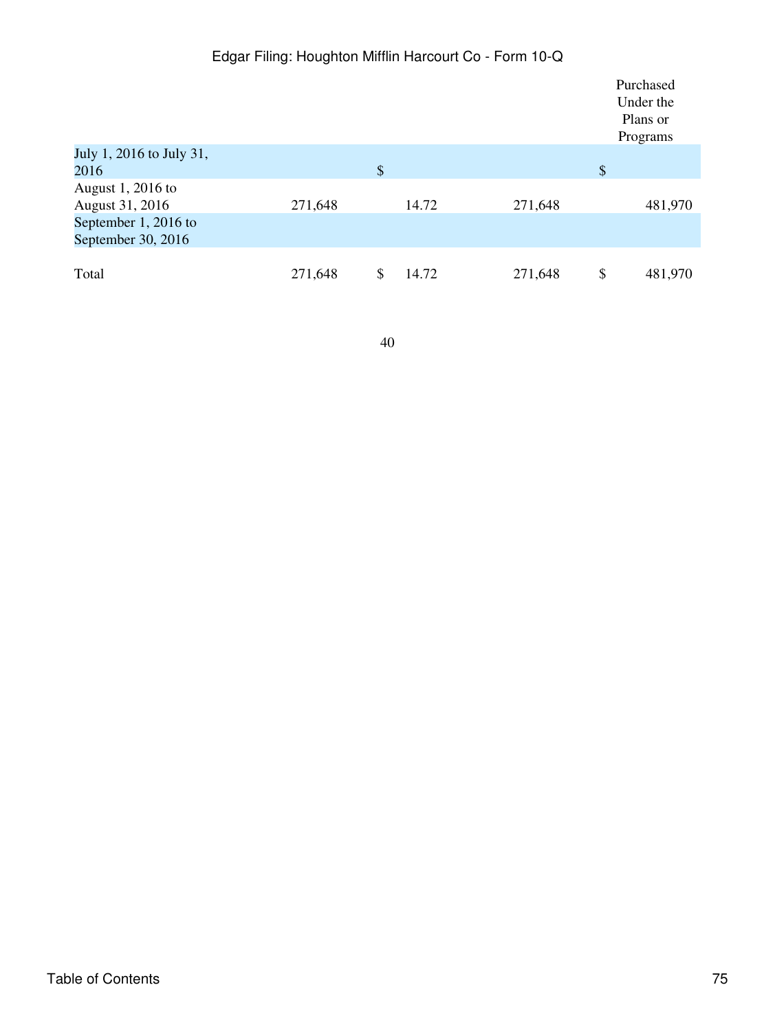| | | | | Purchased Under the Plans or Programs |
|---|---|---|---|---|
| July 1, 2016 to July 31, 2016 | | $ | | $ |
| August 1, 2016 to August 31, 2016 | 271,648 | 14.72 | 271,648 | 481,970 |
| September 1, 2016 to September 30, 2016 | | | | |
| Total | 271,648 | $ 14.72 | 271,648 | $ 481,970 |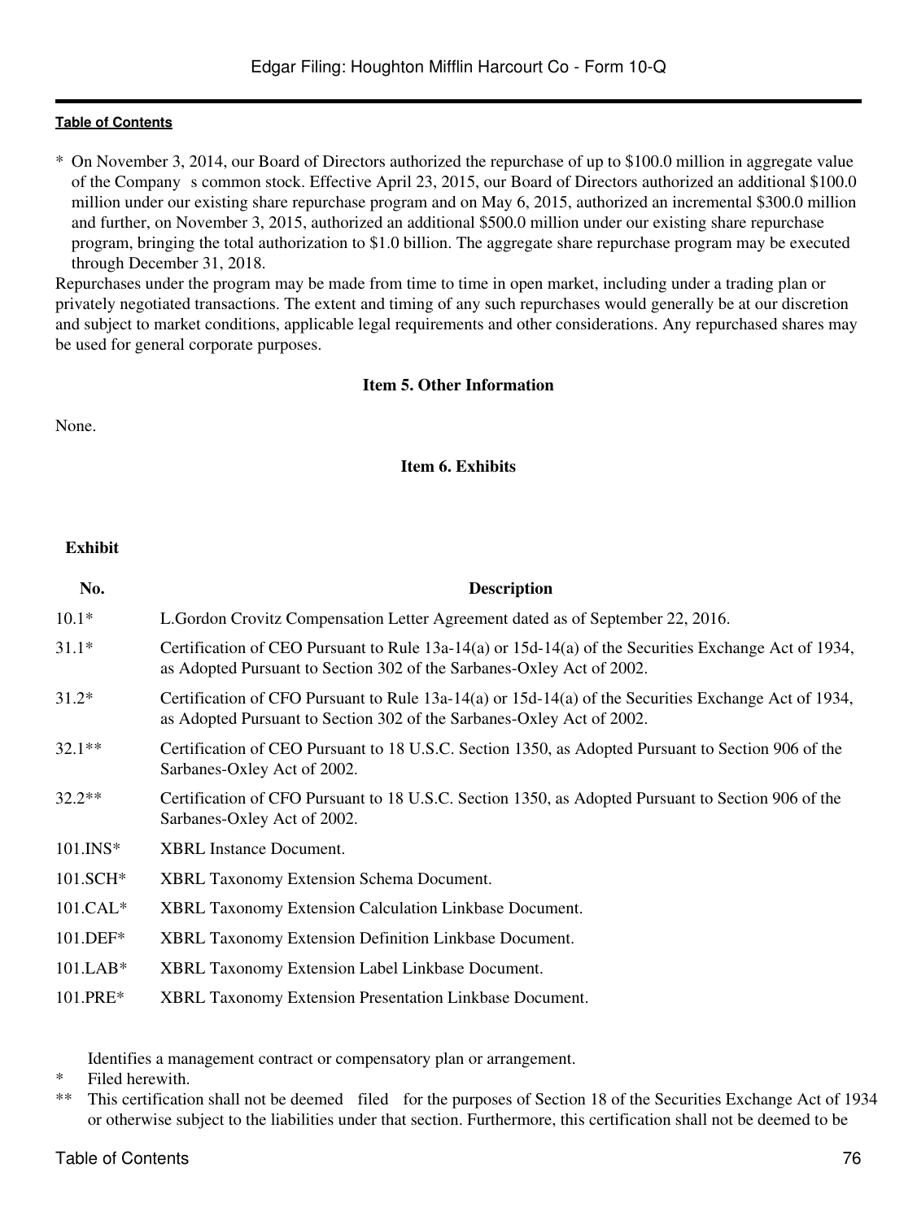* On November 3, 2014, our Board of Directors authorized the repurchase of up to $100.0 million in aggregate value of the Company s common stock. Effective April 23, 2015, our Board of Directors authorized an additional $100.0 million under our existing share repurchase program and on May 6, 2015, authorized an incremental $300.0 million and further, on November 3, 2015, authorized an additional $500.0 million under our existing share repurchase program, bringing the total authorization to $1.0 billion. The aggregate share repurchase program may be executed through December 31, 2018.

Repurchases under the program may be made from time to time in open market, including under a trading plan or privately negotiated transactions. The extent and timing of any such repurchases would generally be at our discretion and subject to market conditions, applicable legal requirements and other considerations. Any repurchased shares may be used for general corporate purposes.

### Item 5. Other Information

None.

### Item 6. Exhibits

| Exhibit No. | Description |
|---|---|
| 10.1* | L.Gordon Crovitz Compensation Letter Agreement dated as of September 22, 2016. |
| 31.1* | Certification of CEO Pursuant to Rule 13a-14(a) or 15d-14(a) of the Securities Exchange Act of 1934, as Adopted Pursuant to Section 302 of the Sarbanes-Oxley Act of 2002. |
| 31.2* | Certification of CFO Pursuant to Rule 13a-14(a) or 15d-14(a) of the Securities Exchange Act of 1934, as Adopted Pursuant to Section 302 of the Sarbanes-Oxley Act of 2002. |
| 32.1** | Certification of CEO Pursuant to 18 U.S.C. Section 1350, as Adopted Pursuant to Section 906 of the Sarbanes-Oxley Act of 2002. |
| 32.2** | Certification of CFO Pursuant to 18 U.S.C. Section 1350, as Adopted Pursuant to Section 906 of the Sarbanes-Oxley Act of 2002. |
| 101.INS* | XBRL Instance Document. |
| 101.SCH* | XBRL Taxonomy Extension Schema Document. |
| 101.CAL* | XBRL Taxonomy Extension Calculation Linkbase Document. |
| 101.DEF* | XBRL Taxonomy Extension Definition Linkbase Document. |
| 101.LAB* | XBRL Taxonomy Extension Label Linkbase Document. |
| 101.PRE* | XBRL Taxonomy Extension Presentation Linkbase Document. |

Identifies a management contract or compensatory plan or arrangement.

\* Filed herewith.

\** This certification shall not be deemed filed for the purposes of Section 18 of the Securities Exchange Act of 1934 or otherwise subject to the liabilities under that section. Furthermore, this certification shall not be deemed to be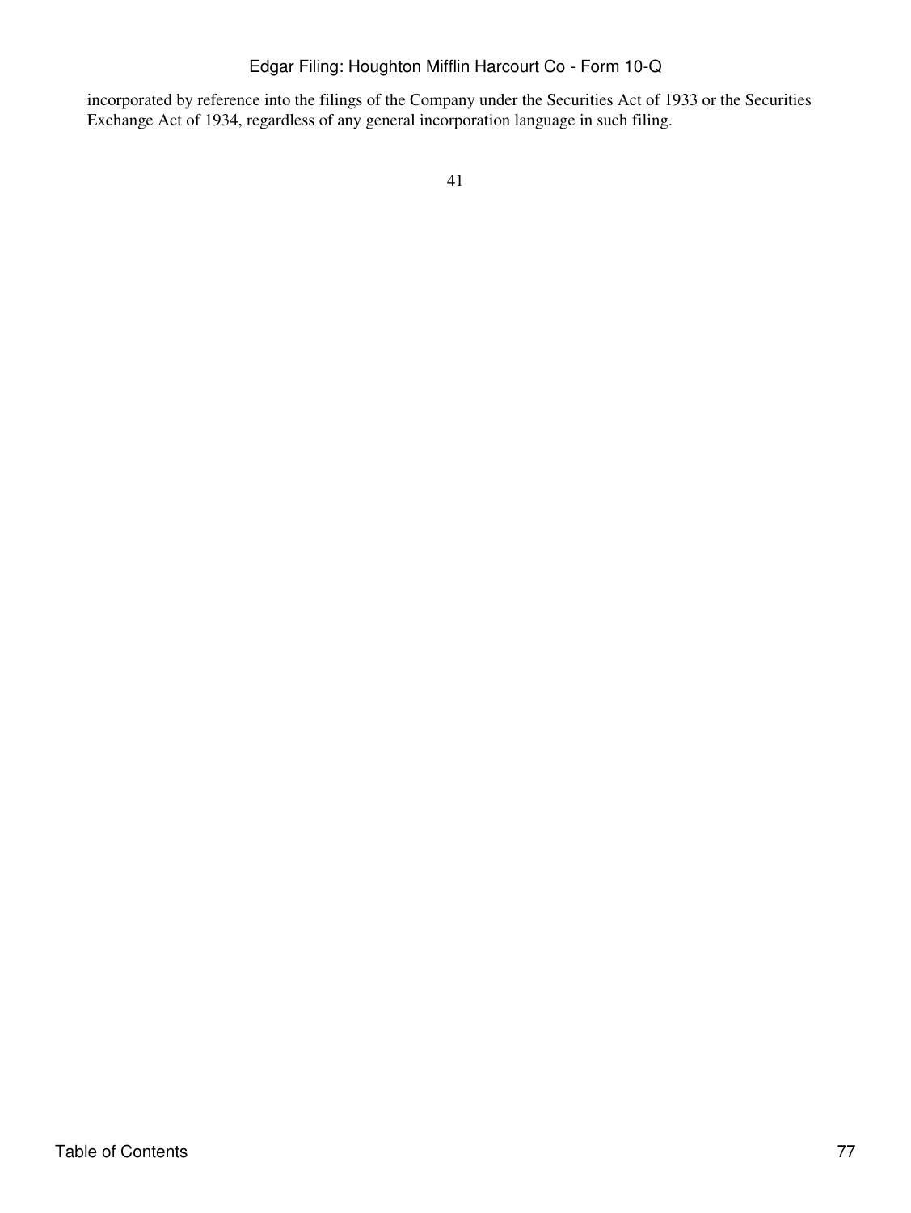incorporated by reference into the filings of the Company under the Securities Act of 1933 or the Securities Exchange Act of 1934, regardless of any general incorporation language in such filing.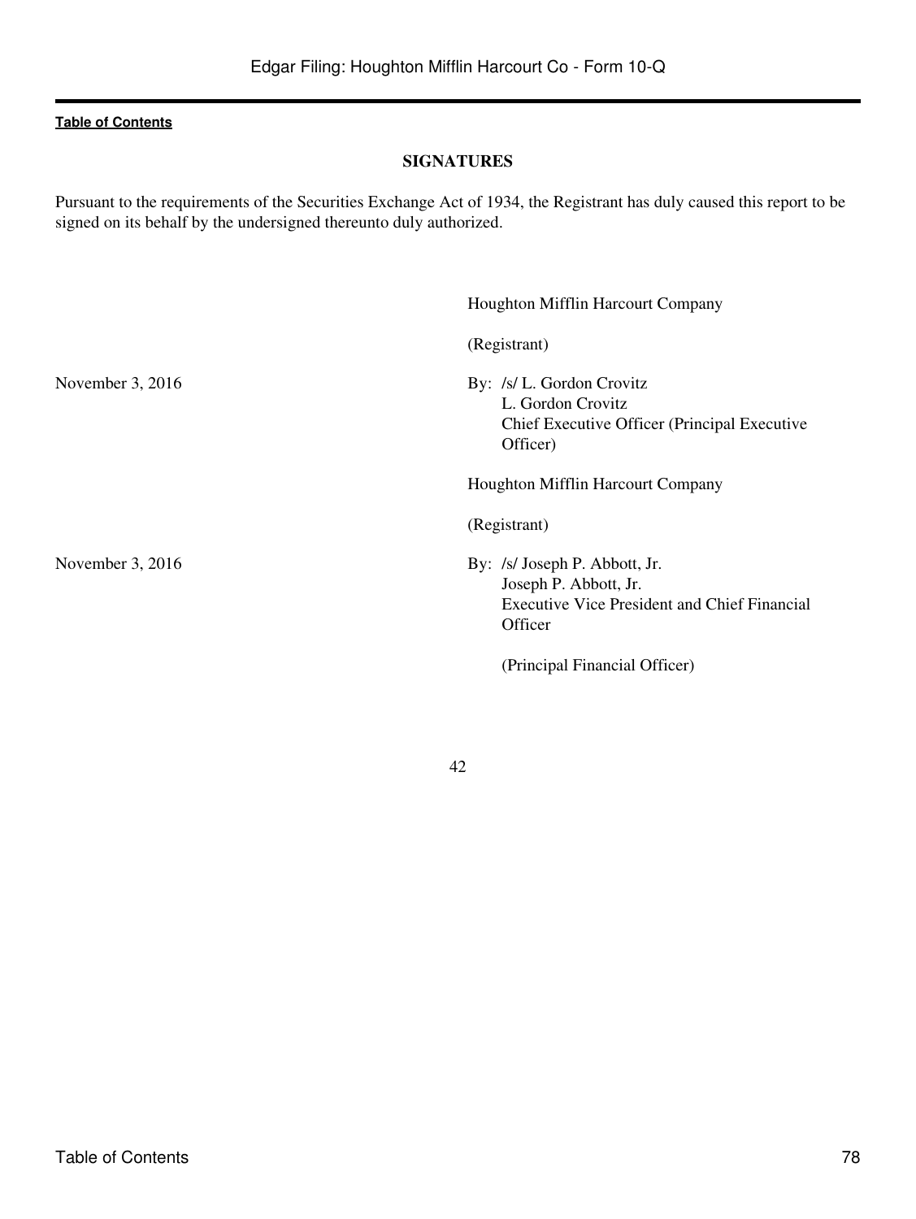[Table of Contents](#)

## SIGNATURES

Pursuant to the requirements of the Securities Exchange Act of 1934, the Registrant has duly caused this report to be signed on its behalf by the undersigned thereunto duly authorized.

| | |
|---|---|
| | Houghton Mifflin Harcourt Company |
| | (Registrant) |
| November 3, 2016 | By: /s/ L. Gordon Crovitz<br>L. Gordon Crovitz<br>Chief Executive Officer (Principal Executive Officer) |
| | Houghton Mifflin Harcourt Company |
| | (Registrant) |
| November 3, 2016 | By: /s/ Joseph P. Abbott, Jr.<br>Joseph P. Abbott, Jr.<br>Executive Vice President and Chief Financial Officer<br><br>(Principal Financial Officer) |